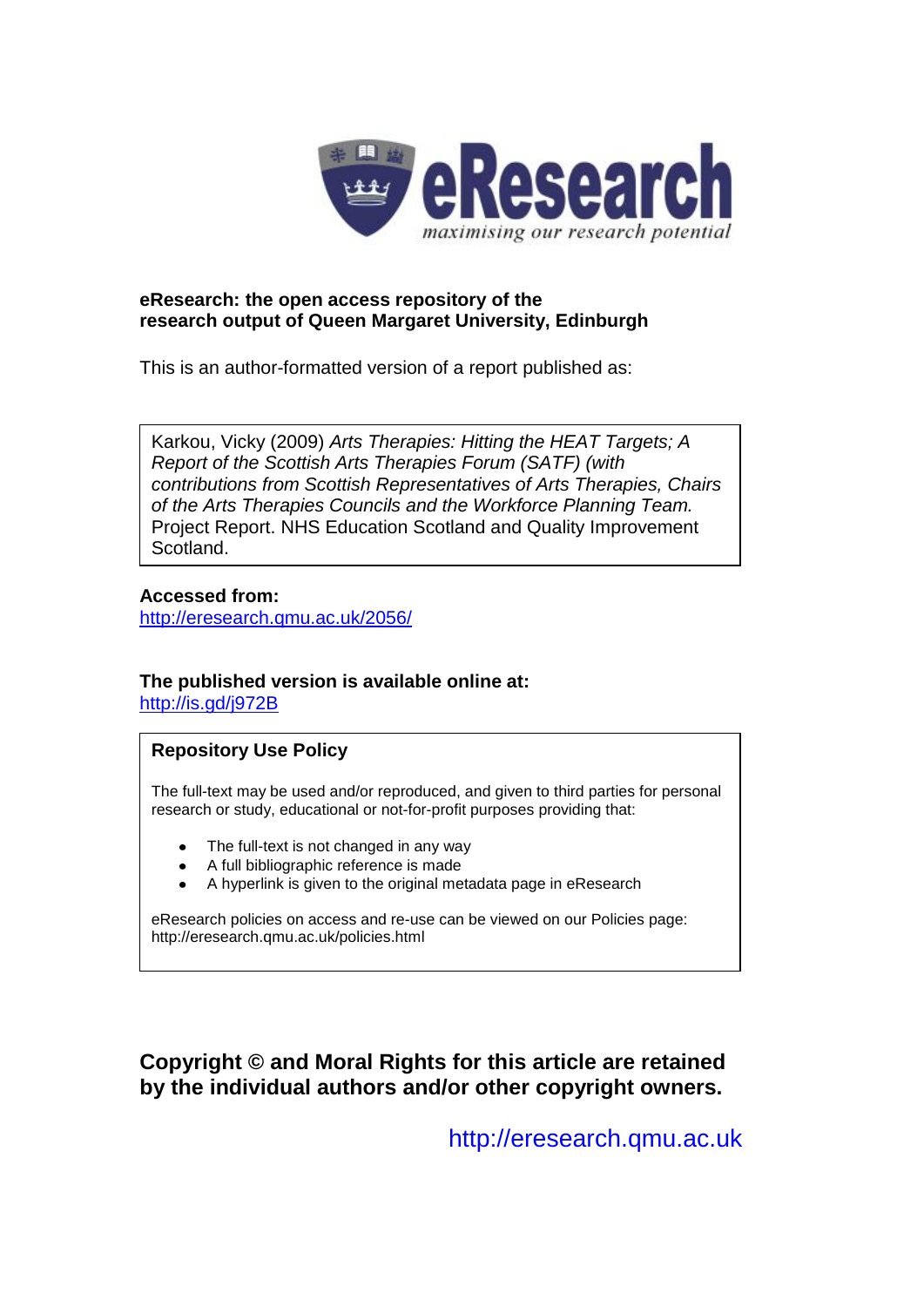**eResearch: the open access repository of the research output of Queen Margaret University, Edinburgh**

This is an author-formatted version of a report published as:

Karkou, Vicky (2009) *Arts Therapies: Hitting the HEAT Targets; A Report of the Scottish Arts Therapies Forum (SATF) (with contributions from Scottish Representatives of Arts Therapies, Chairs of the Arts Therapies Councils and the Workforce Planning Team.* Project Report. NHS Education Scotland and Quality Improvement Scotland.

**Accessed from:**
http://eresearch.qmu.ac.uk/2056/

**The published version is available online at:**
http://is.gd/j972B

## Repository Use Policy

The full-text may be used and/or reproduced, and given to third parties for personal research or study, educational or not-for-profit purposes providing that:

- The full-text is not changed in any way
- A full bibliographic reference is made
- A hyperlink is given to the original metadata page in eResearch

eResearch policies on access and re-use can be viewed on our Policies page: http://eresearch.qmu.ac.uk/policies.html

**Copyright © and Moral Rights for this article are retained by the individual authors and/or other copyright owners.**

http://eresearch.qmu.ac.uk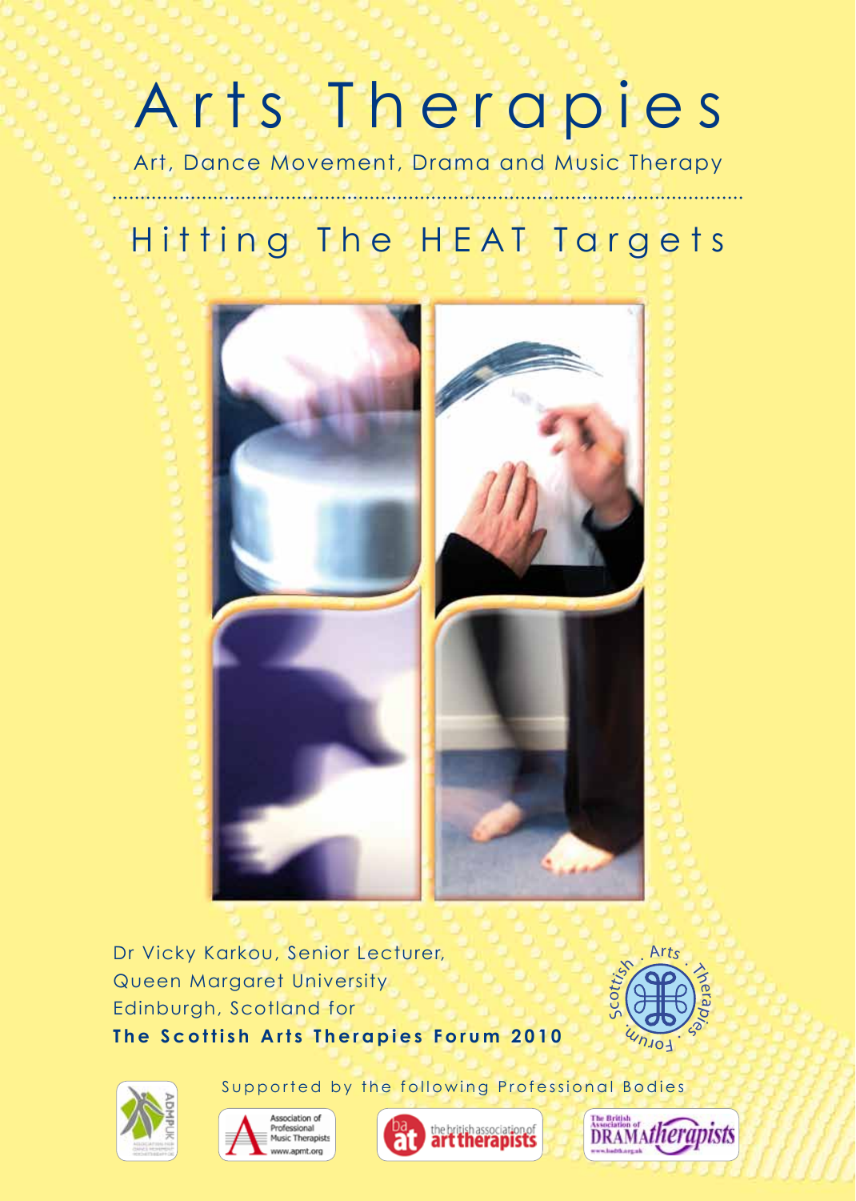# Arts Therapies

Art, Dance Movement, Drama and Music Therapy

## Hitting The HEAT Targets

Dr Vicky Karkou, Senior Lecturer,
Queen Margaret University
Edinburgh, Scotland for
**The Scottish Arts Therapies Forum 2010**

Scottish . Arts . Therapies . Forum

Supported by the following Professional Bodies

ADMPUK

Association of Professional Music Therapists www.apmt.org

the british association of art therapists

The British Association of Dramatherapists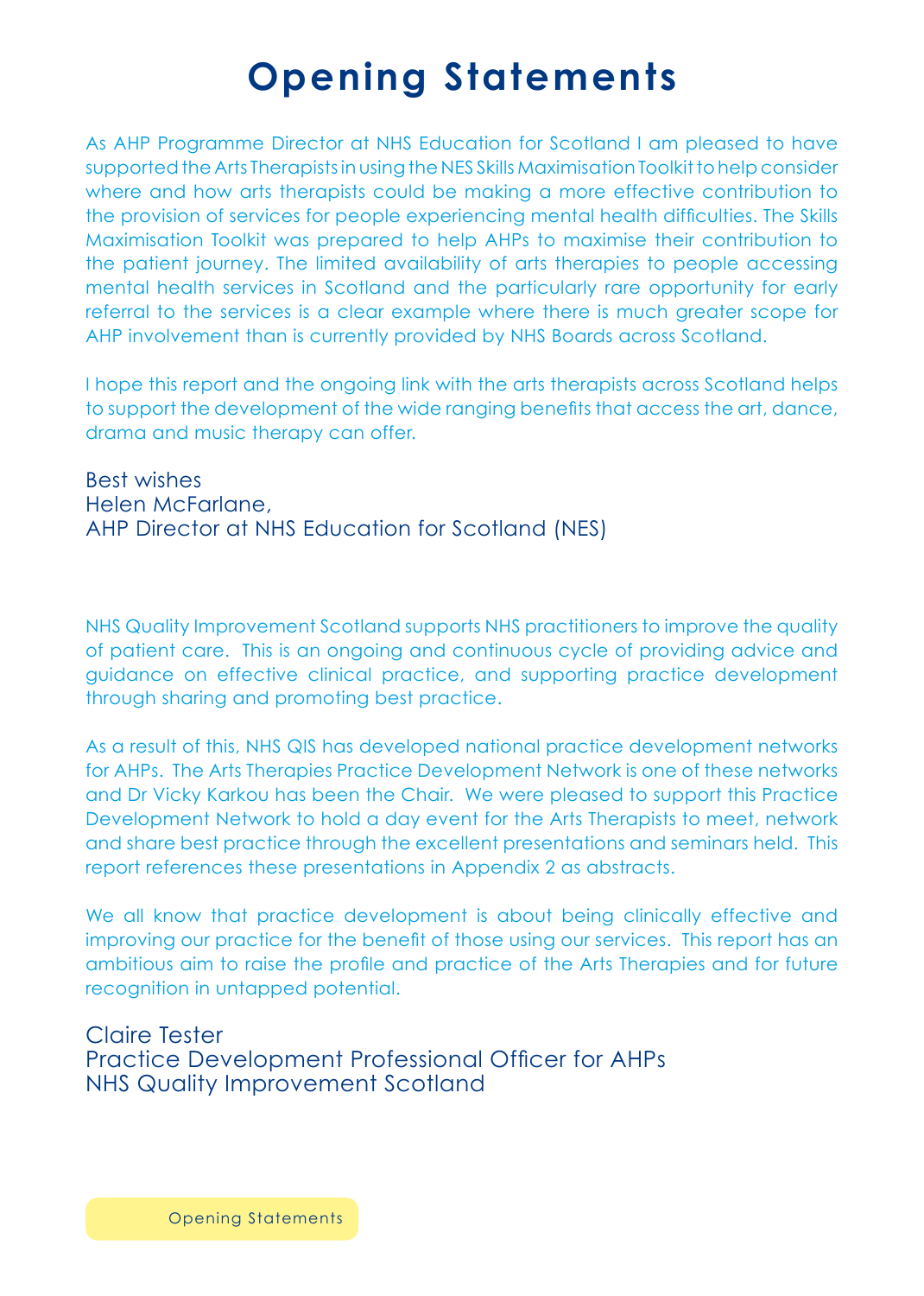# Opening Statements

As AHP Programme Director at NHS Education for Scotland I am pleased to have supported the Arts Therapists in using the NES Skills Maximisation Toolkit to help consider where and how arts therapists could be making a more effective contribution to the provision of services for people experiencing mental health difficulties. The Skills Maximisation Toolkit was prepared to help AHPs to maximise their contribution to the patient journey. The limited availability of arts therapies to people accessing mental health services in Scotland and the particularly rare opportunity for early referral to the services is a clear example where there is much greater scope for AHP involvement than is currently provided by NHS Boards across Scotland.

I hope this report and the ongoing link with the arts therapists across Scotland helps to support the development of the wide ranging benefits that access the art, dance, drama and music therapy can offer.

Best wishes
Helen McFarlane,
AHP Director at NHS Education for Scotland (NES)

NHS Quality Improvement Scotland supports NHS practitioners to improve the quality of patient care. This is an ongoing and continuous cycle of providing advice and guidance on effective clinical practice, and supporting practice development through sharing and promoting best practice.

As a result of this, NHS QIS has developed national practice development networks for AHPs. The Arts Therapies Practice Development Network is one of these networks and Dr Vicky Karkou has been the Chair. We were pleased to support this Practice Development Network to hold a day event for the Arts Therapists to meet, network and share best practice through the excellent presentations and seminars held. This report references these presentations in Appendix 2 as abstracts.

We all know that practice development is about being clinically effective and improving our practice for the benefit of those using our services. This report has an ambitious aim to raise the profile and practice of the Arts Therapies and for future recognition in untapped potential.

Claire Tester
Practice Development Professional Officer for AHPs
NHS Quality Improvement Scotland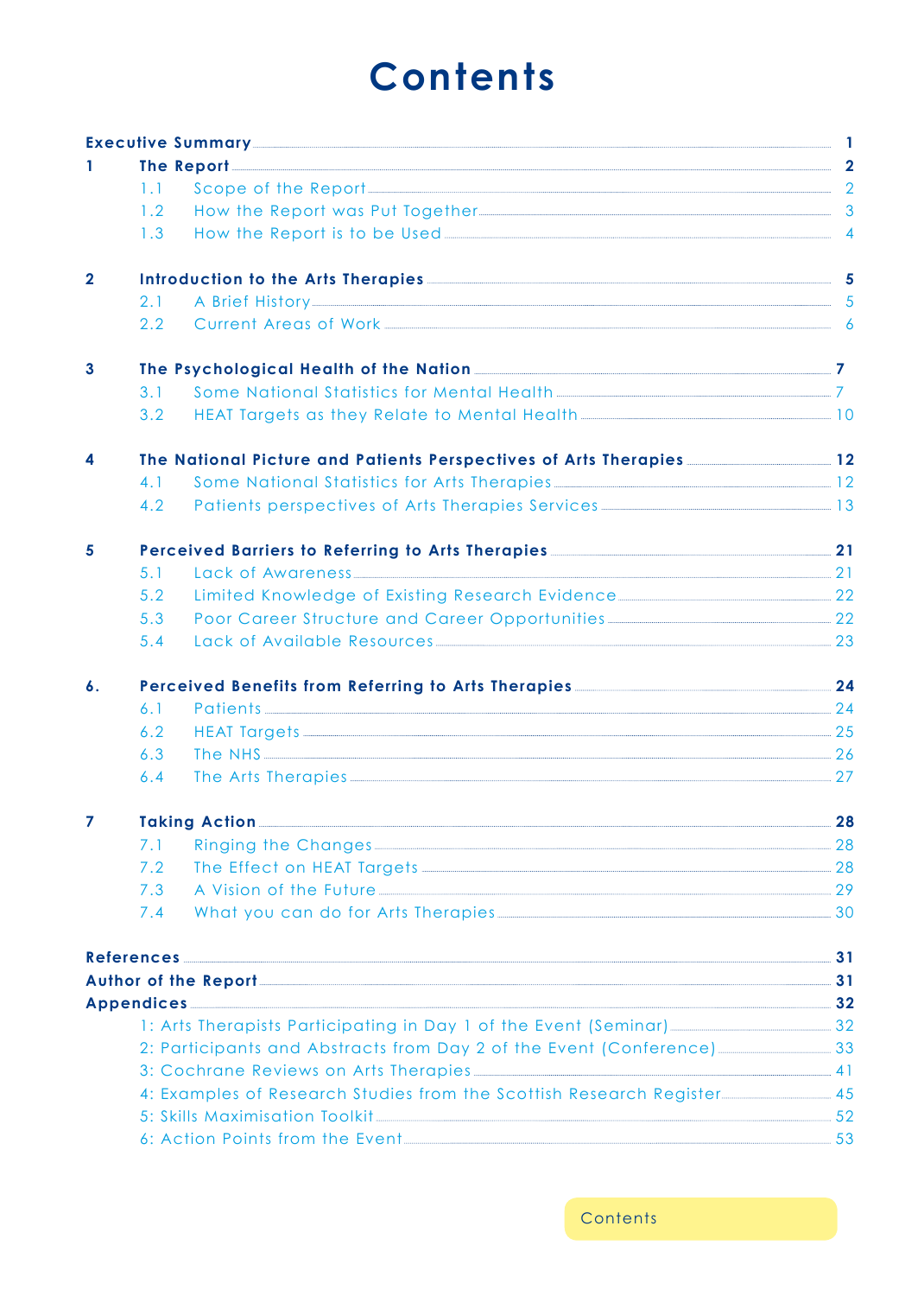# Contents

**Executive Summary** .......... **1**

**1 The Report** .......... **2**
- 1.1 Scope of the Report .......... 2
- 1.2 How the Report was Put Together .......... 3
- 1.3 How the Report is to be Used .......... 4

**2 Introduction to the Arts Therapies** .......... **5**
- 2.1 A Brief History .......... 5
- 2.2 Current Areas of Work .......... 6

**3 The Psychological Health of the Nation** .......... **7**
- 3.1 Some National Statistics for Mental Health .......... 7
- 3.2 HEAT Targets as they Relate to Mental Health .......... 10

**4 The National Picture and Patients Perspectives of Arts Therapies** .......... **12**
- 4.1 Some National Statistics for Arts Therapies .......... 12
- 4.2 Patients perspectives of Arts Therapies Services .......... 13

**5 Perceived Barriers to Referring to Arts Therapies** .......... **21**
- 5.1 Lack of Awareness .......... 21
- 5.2 Limited Knowledge of Existing Research Evidence .......... 22
- 5.3 Poor Career Structure and Career Opportunities .......... 22
- 5.4 Lack of Available Resources .......... 23

**6. Perceived Benefits from Referring to Arts Therapies** .......... **24**
- 6.1 Patients .......... 24
- 6.2 HEAT Targets .......... 25
- 6.3 The NHS .......... 26
- 6.4 The Arts Therapies .......... 27

**7 Taking Action** .......... **28**
- 7.1 Ringing the Changes .......... 28
- 7.2 The Effect on HEAT Targets .......... 28
- 7.3 A Vision of the Future .......... 29
- 7.4 What you can do for Arts Therapies .......... 30

**References** .......... **31**

**Author of the Report** .......... **31**

**Appendices** .......... **32**
- 1: Arts Therapists Participating in Day 1 of the Event (Seminar) .......... 32
- 2: Participants and Abstracts from Day 2 of the Event (Conference) .......... 33
- 3: Cochrane Reviews on Arts Therapies .......... 41
- 4: Examples of Research Studies from the Scottish Research Register .......... 45
- 5: Skills Maximisation Toolkit .......... 52
- 6: Action Points from the Event .......... 53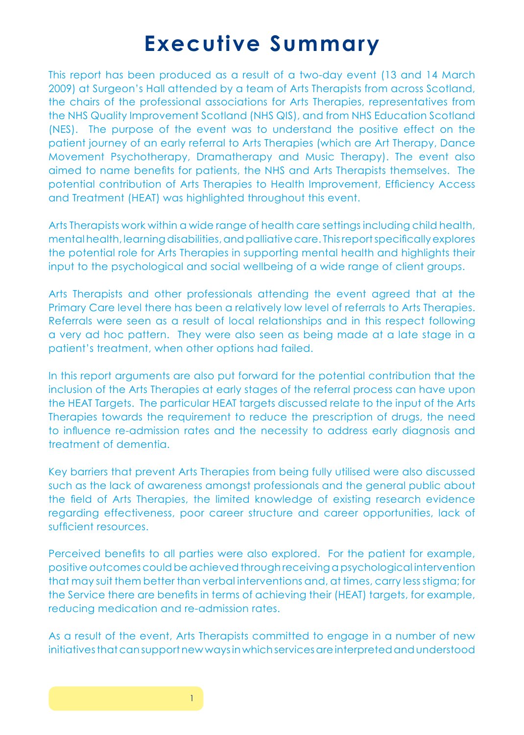# Executive Summary

This report has been produced as a result of a two-day event (13 and 14 March 2009) at Surgeon's Hall attended by a team of Arts Therapists from across Scotland, the chairs of the professional associations for Arts Therapies, representatives from the NHS Quality Improvement Scotland (NHS QIS), and from NHS Education Scotland (NES). The purpose of the event was to understand the positive effect on the patient journey of an early referral to Arts Therapies (which are Art Therapy, Dance Movement Psychotherapy, Dramatherapy and Music Therapy). The event also aimed to name benefits for patients, the NHS and Arts Therapists themselves. The potential contribution of Arts Therapies to Health Improvement, Efficiency Access and Treatment (HEAT) was highlighted throughout this event.

Arts Therapists work within a wide range of health care settings including child health, mental health, learning disabilities, and palliative care. This report specifically explores the potential role for Arts Therapies in supporting mental health and highlights their input to the psychological and social wellbeing of a wide range of client groups.

Arts Therapists and other professionals attending the event agreed that at the Primary Care level there has been a relatively low level of referrals to Arts Therapies. Referrals were seen as a result of local relationships and in this respect following a very ad hoc pattern. They were also seen as being made at a late stage in a patient's treatment, when other options had failed.

In this report arguments are also put forward for the potential contribution that the inclusion of the Arts Therapies at early stages of the referral process can have upon the HEAT Targets. The particular HEAT targets discussed relate to the input of the Arts Therapies towards the requirement to reduce the prescription of drugs, the need to influence re-admission rates and the necessity to address early diagnosis and treatment of dementia.

Key barriers that prevent Arts Therapies from being fully utilised were also discussed such as the lack of awareness amongst professionals and the general public about the field of Arts Therapies, the limited knowledge of existing research evidence regarding effectiveness, poor career structure and career opportunities, lack of sufficient resources.

Perceived benefits to all parties were also explored. For the patient for example, positive outcomes could be achieved through receiving a psychological intervention that may suit them better than verbal interventions and, at times, carry less stigma; for the Service there are benefits in terms of achieving their (HEAT) targets, for example, reducing medication and re-admission rates.

As a result of the event, Arts Therapists committed to engage in a number of new initiatives that can support new ways in which services are interpreted and understood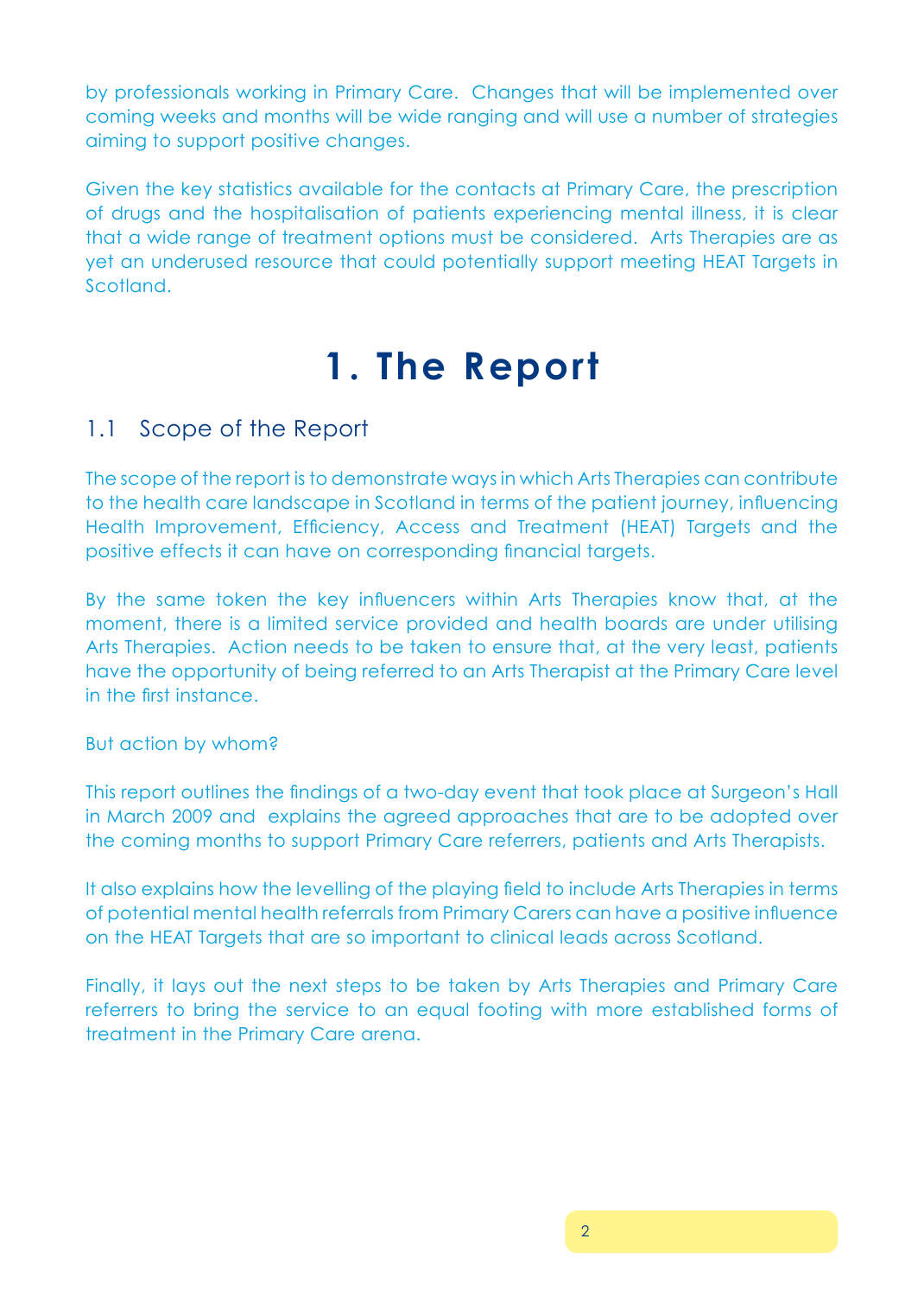by professionals working in Primary Care. Changes that will be implemented over coming weeks and months will be wide ranging and will use a number of strategies aiming to support positive changes.

Given the key statistics available for the contacts at Primary Care, the prescription of drugs and the hospitalisation of patients experiencing mental illness, it is clear that a wide range of treatment options must be considered. Arts Therapies are as yet an underused resource that could potentially support meeting HEAT Targets in Scotland.

# 1. The Report

## 1.1 Scope of the Report

The scope of the report is to demonstrate ways in which Arts Therapies can contribute to the health care landscape in Scotland in terms of the patient journey, influencing Health Improvement, Efficiency, Access and Treatment (HEAT) Targets and the positive effects it can have on corresponding financial targets.

By the same token the key influencers within Arts Therapies know that, at the moment, there is a limited service provided and health boards are under utilising Arts Therapies. Action needs to be taken to ensure that, at the very least, patients have the opportunity of being referred to an Arts Therapist at the Primary Care level in the first instance.

But action by whom?

This report outlines the findings of a two-day event that took place at Surgeon's Hall in March 2009 and explains the agreed approaches that are to be adopted over the coming months to support Primary Care referrers, patients and Arts Therapists.

It also explains how the levelling of the playing field to include Arts Therapies in terms of potential mental health referrals from Primary Carers can have a positive influence on the HEAT Targets that are so important to clinical leads across Scotland.

Finally, it lays out the next steps to be taken by Arts Therapies and Primary Care referrers to bring the service to an equal footing with more established forms of treatment in the Primary Care arena.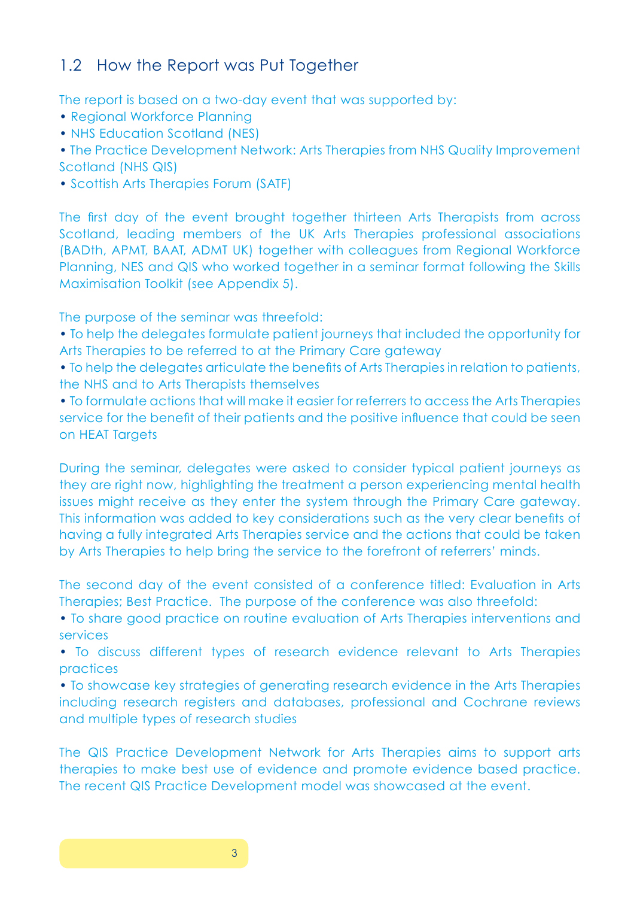## 1.2 How the Report was Put Together

The report is based on a two-day event that was supported by:

- Regional Workforce Planning
- NHS Education Scotland (NES)
- The Practice Development Network: Arts Therapies from NHS Quality Improvement Scotland (NHS QIS)
- Scottish Arts Therapies Forum (SATF)

The first day of the event brought together thirteen Arts Therapists from across Scotland, leading members of the UK Arts Therapies professional associations (BADth, APMT, BAAT, ADMT UK) together with colleagues from Regional Workforce Planning, NES and QIS who worked together in a seminar format following the Skills Maximisation Toolkit (see Appendix 5).

The purpose of the seminar was threefold:

- To help the delegates formulate patient journeys that included the opportunity for Arts Therapies to be referred to at the Primary Care gateway
- To help the delegates articulate the benefits of Arts Therapies in relation to patients, the NHS and to Arts Therapists themselves
- To formulate actions that will make it easier for referrers to access the Arts Therapies service for the benefit of their patients and the positive influence that could be seen on HEAT Targets

During the seminar, delegates were asked to consider typical patient journeys as they are right now, highlighting the treatment a person experiencing mental health issues might receive as they enter the system through the Primary Care gateway. This information was added to key considerations such as the very clear benefits of having a fully integrated Arts Therapies service and the actions that could be taken by Arts Therapies to help bring the service to the forefront of referrers' minds.

The second day of the event consisted of a conference titled: Evaluation in Arts Therapies; Best Practice. The purpose of the conference was also threefold:

- To share good practice on routine evaluation of Arts Therapies interventions and services
- To discuss different types of research evidence relevant to Arts Therapies practices
- To showcase key strategies of generating research evidence in the Arts Therapies including research registers and databases, professional and Cochrane reviews and multiple types of research studies

The QIS Practice Development Network for Arts Therapies aims to support arts therapies to make best use of evidence and promote evidence based practice. The recent QIS Practice Development model was showcased at the event.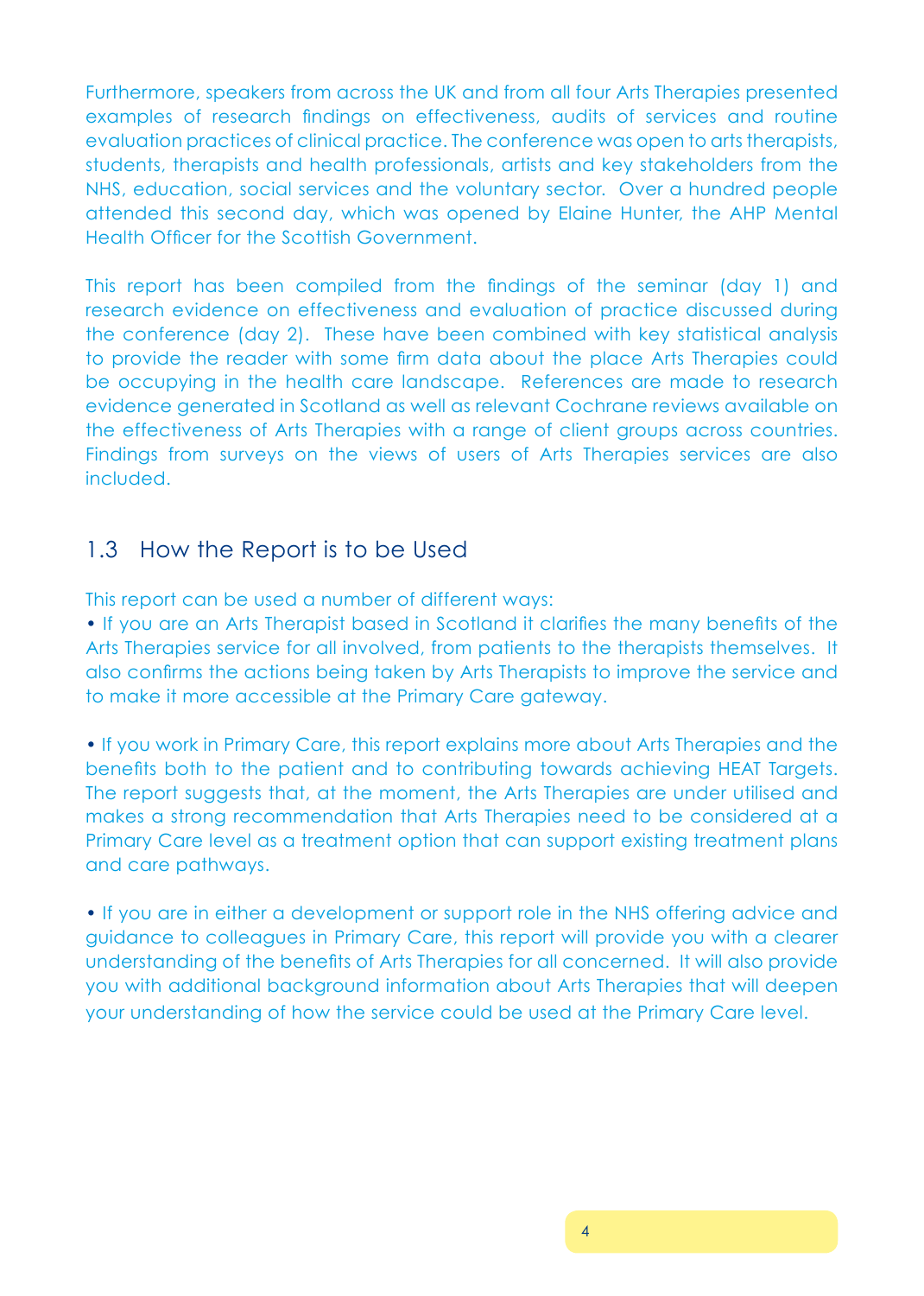Furthermore, speakers from across the UK and from all four Arts Therapies presented examples of research findings on effectiveness, audits of services and routine evaluation practices of clinical practice. The conference was open to arts therapists, students, therapists and health professionals, artists and key stakeholders from the NHS, education, social services and the voluntary sector. Over a hundred people attended this second day, which was opened by Elaine Hunter, the AHP Mental Health Officer for the Scottish Government.

This report has been compiled from the findings of the seminar (day 1) and research evidence on effectiveness and evaluation of practice discussed during the conference (day 2). These have been combined with key statistical analysis to provide the reader with some firm data about the place Arts Therapies could be occupying in the health care landscape. References are made to research evidence generated in Scotland as well as relevant Cochrane reviews available on the effectiveness of Arts Therapies with a range of client groups across countries. Findings from surveys on the views of users of Arts Therapies services are also included.

## 1.3 How the Report is to be Used

This report can be used a number of different ways:

• If you are an Arts Therapist based in Scotland it clarifies the many benefits of the Arts Therapies service for all involved, from patients to the therapists themselves. It also confirms the actions being taken by Arts Therapists to improve the service and to make it more accessible at the Primary Care gateway.

• If you work in Primary Care, this report explains more about Arts Therapies and the benefits both to the patient and to contributing towards achieving HEAT Targets. The report suggests that, at the moment, the Arts Therapies are under utilised and makes a strong recommendation that Arts Therapies need to be considered at a Primary Care level as a treatment option that can support existing treatment plans and care pathways.

• If you are in either a development or support role in the NHS offering advice and guidance to colleagues in Primary Care, this report will provide you with a clearer understanding of the benefits of Arts Therapies for all concerned. It will also provide you with additional background information about Arts Therapies that will deepen your understanding of how the service could be used at the Primary Care level.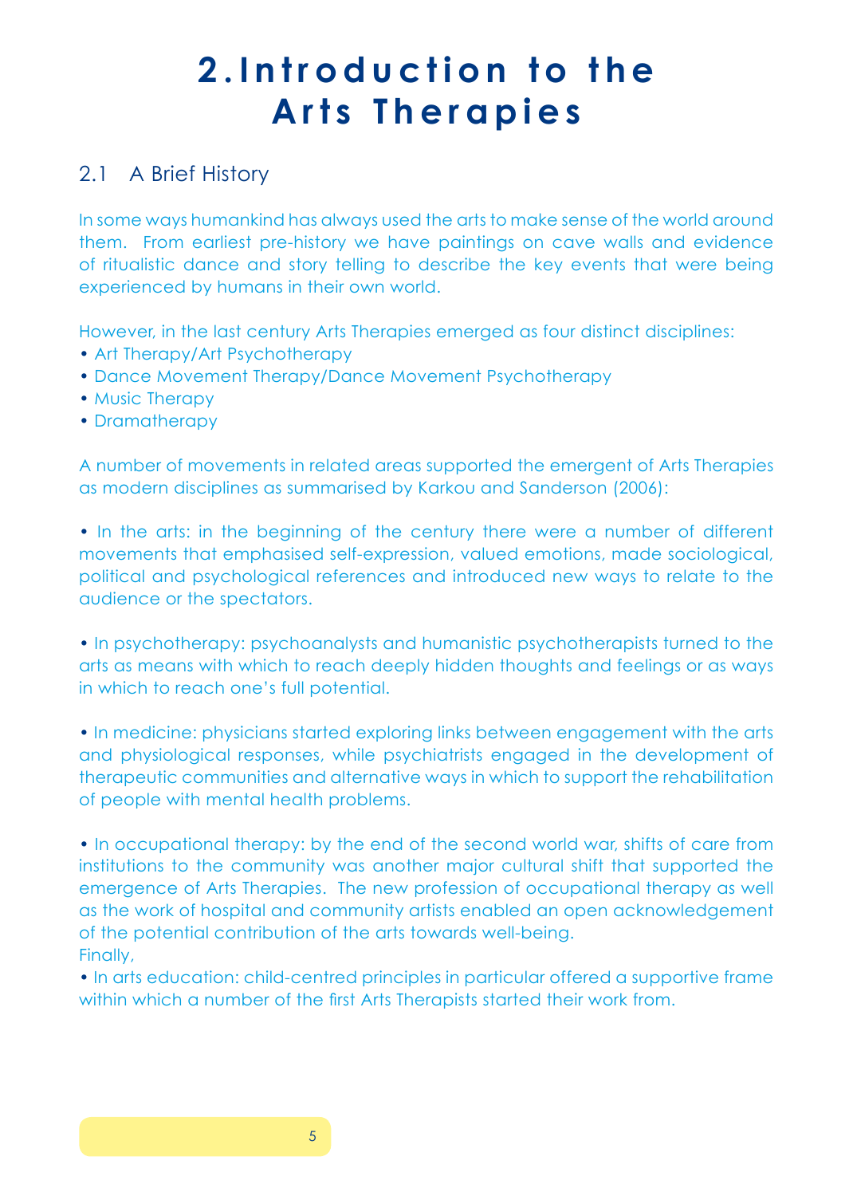# 2. Introduction to the Arts Therapies

## 2.1 A Brief History

In some ways humankind has always used the arts to make sense of the world around them. From earliest pre-history we have paintings on cave walls and evidence of ritualistic dance and story telling to describe the key events that were being experienced by humans in their own world.

However, in the last century Arts Therapies emerged as four distinct disciplines:

- Art Therapy/Art Psychotherapy
- Dance Movement Therapy/Dance Movement Psychotherapy
- Music Therapy
- Dramatherapy

A number of movements in related areas supported the emergent of Arts Therapies as modern disciplines as summarised by Karkou and Sanderson (2006):

- In the arts: in the beginning of the century there were a number of different movements that emphasised self-expression, valued emotions, made sociological, political and psychological references and introduced new ways to relate to the audience or the spectators.

- In psychotherapy: psychoanalysts and humanistic psychotherapists turned to the arts as means with which to reach deeply hidden thoughts and feelings or as ways in which to reach one's full potential.

- In medicine: physicians started exploring links between engagement with the arts and physiological responses, while psychiatrists engaged in the development of therapeutic communities and alternative ways in which to support the rehabilitation of people with mental health problems.

- In occupational therapy: by the end of the second world war, shifts of care from institutions to the community was another major cultural shift that supported the emergence of Arts Therapies. The new profession of occupational therapy as well as the work of hospital and community artists enabled an open acknowledgement of the potential contribution of the arts towards well-being.

Finally,

- In arts education: child-centred principles in particular offered a supportive frame within which a number of the first Arts Therapists started their work from.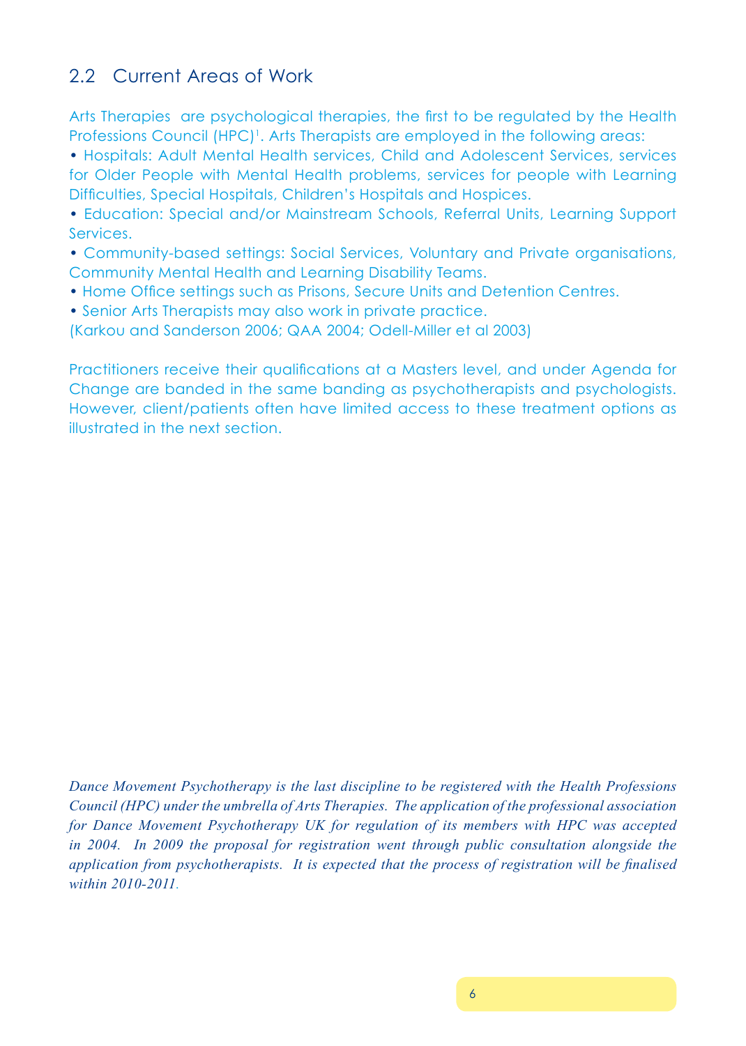## 2.2 Current Areas of Work

Arts Therapies are psychological therapies, the first to be regulated by the Health Professions Council (HPC)[1]. Arts Therapists are employed in the following areas:

- Hospitals: Adult Mental Health services, Child and Adolescent Services, services for Older People with Mental Health problems, services for people with Learning Difficulties, Special Hospitals, Children's Hospitals and Hospices.
- Education: Special and/or Mainstream Schools, Referral Units, Learning Support Services.
- Community-based settings: Social Services, Voluntary and Private organisations, Community Mental Health and Learning Disability Teams.
- Home Office settings such as Prisons, Secure Units and Detention Centres.
- Senior Arts Therapists may also work in private practice.

(Karkou and Sanderson 2006; QAA 2004; Odell-Miller et al 2003)

Practitioners receive their qualifications at a Masters level, and under Agenda for Change are banded in the same banding as psychotherapists and psychologists. However, client/patients often have limited access to these treatment options as illustrated in the next section.

*Dance Movement Psychotherapy is the last discipline to be registered with the Health Professions Council (HPC) under the umbrella of Arts Therapies. The application of the professional association for Dance Movement Psychotherapy UK for regulation of its members with HPC was accepted in 2004. In 2009 the proposal for registration went through public consultation alongside the application from psychotherapists. It is expected that the process of registration will be finalised within 2010-2011.*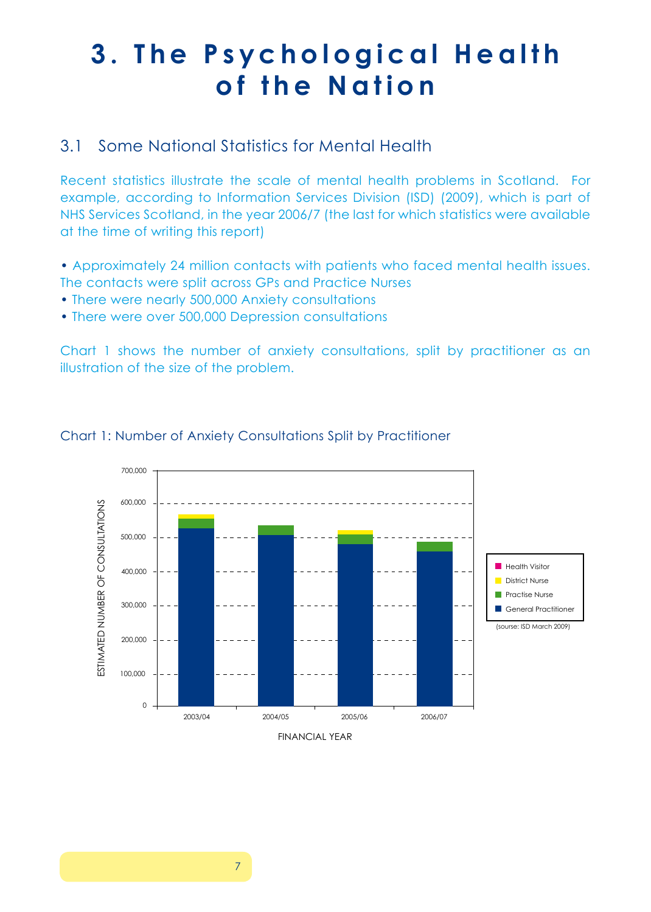# 3. The Psychological Health of the Nation

## 3.1 Some National Statistics for Mental Health

Recent statistics illustrate the scale of mental health problems in Scotland. For example, according to Information Services Division (ISD) (2009), which is part of NHS Services Scotland, in the year 2006/7 (the last for which statistics were available at the time of writing this report)

- Approximately 24 million contacts with patients who faced mental health issues. The contacts were split across GPs and Practice Nurses
- There were nearly 500,000 Anxiety consultations
- There were over 500,000 Depression consultations

Chart 1 shows the number of anxiety consultations, split by practitioner as an illustration of the size of the problem.

Chart 1: Number of Anxiety Consultations Split by Practitioner

ESTIMATED NUMBER OF CONSULTATIONS

700,000
600,000
500,000
400,000
300,000
200,000
100,000
0

2003/04 2004/05 2005/06 2006/07

FINANCIAL YEAR

- Health Visitor
- District Nurse
- Practise Nurse
- General Practitioner

(sourse: ISD March 2009)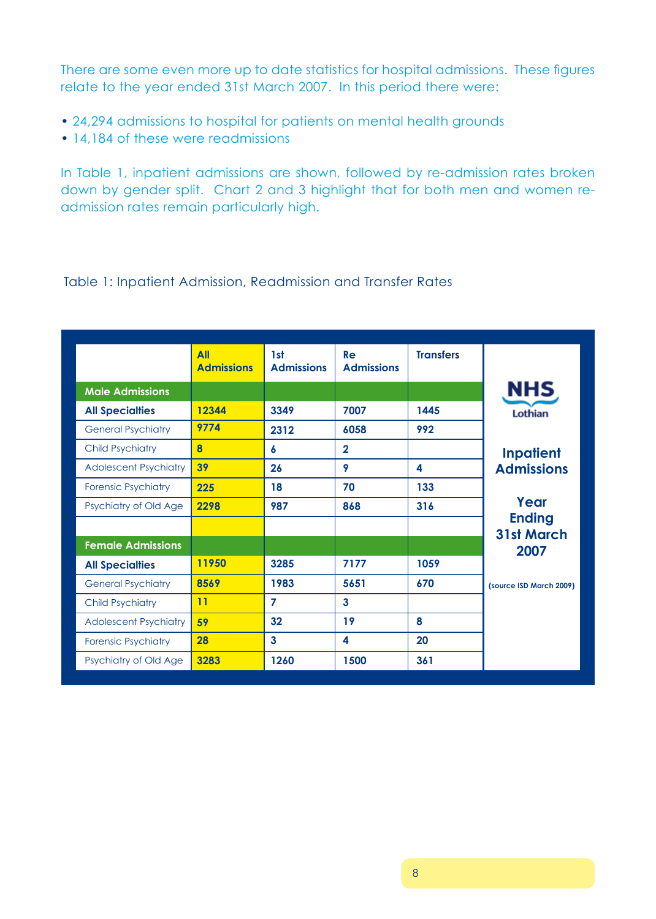There are some even more up to date statistics for hospital admissions. These figures relate to the year ended 31st March 2007. In this period there were:

- 24,294 admissions to hospital for patients on mental health grounds
- 14,184 of these were readmissions

In Table 1, inpatient admissions are shown, followed by re-admission rates broken down by gender split. Chart 2 and 3 highlight that for both men and women re-admission rates remain particularly high.

Table 1: Inpatient Admission, Readmission and Transfer Rates

NHS Lothian — Inpatient Admissions — Year Ending 31st March 2007 (source ISD March 2009)

| | All Admissions | 1st Admissions | Re Admissions | Transfers |
|---|---|---|---|---|
| **Male Admissions** | | | | |
| **All Specialties** | 12344 | 3349 | 7007 | 1445 |
| General Psychiatry | 9774 | 2312 | 6058 | 992 |
| Child Psychiatry | 8 | 6 | 2 | |
| Adolescent Psychiatry | 39 | 26 | 9 | 4 |
| Forensic Psychiatry | 225 | 18 | 70 | 133 |
| Psychiatry of Old Age | 2298 | 987 | 868 | 316 |
| | | | | |
| **Female Admissions** | | | | |
| **All Specialties** | 11950 | 3285 | 7177 | 1059 |
| General Psychiatry | 8569 | 1983 | 5651 | 670 |
| Child Psychiatry | 11 | 7 | 3 | |
| Adolescent Psychiatry | 59 | 32 | 19 | 8 |
| Forensic Psychiatry | 28 | 3 | 4 | 20 |
| Psychiatry of Old Age | 3283 | 1260 | 1500 | 361 |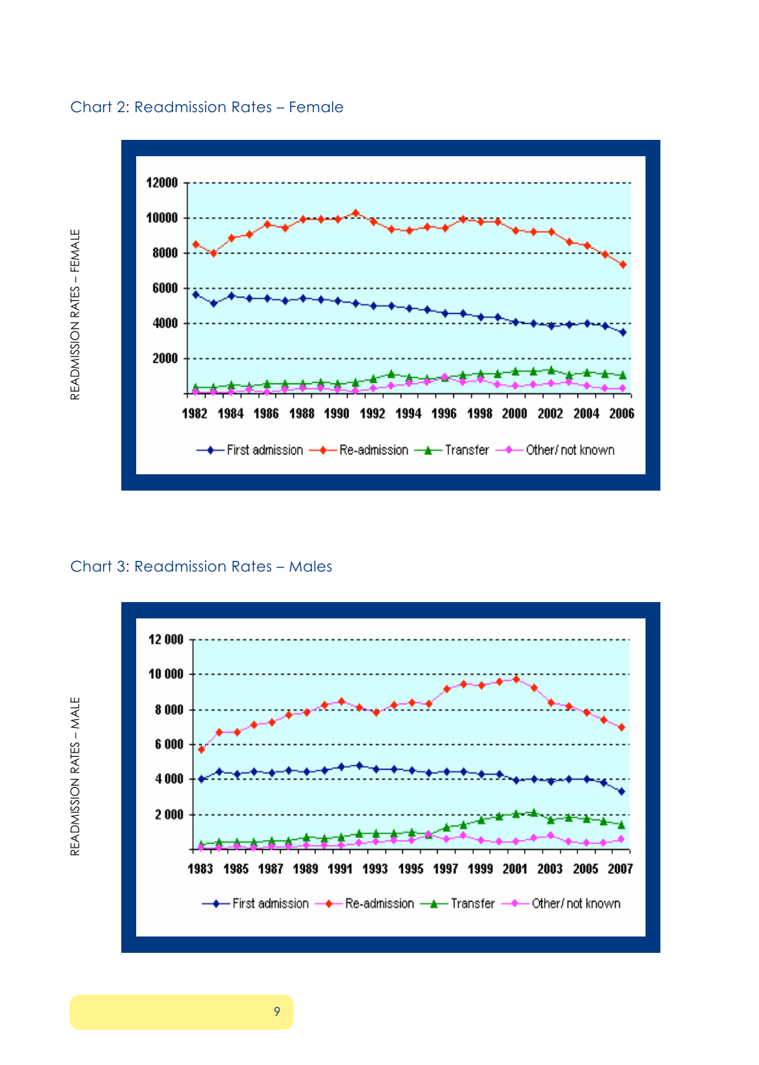Chart 2: Readmission Rates – Female

Chart 3: Readmission Rates – Males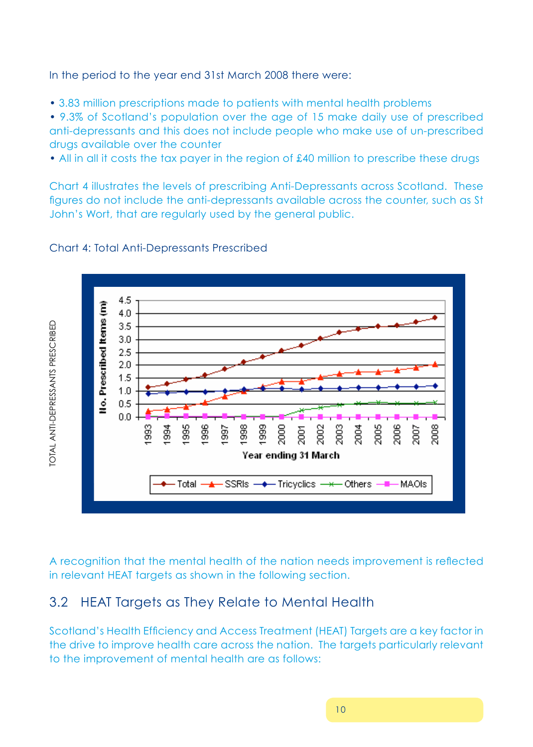In the period to the year end 31st March 2008 there were:

- 3.83 million prescriptions made to patients with mental health problems
- 9.3% of Scotland's population over the age of 15 make daily use of prescribed anti-depressants and this does not include people who make use of un-prescribed drugs available over the counter
- All in all it costs the tax payer in the region of £40 million to prescribe these drugs

Chart 4 illustrates the levels of prescribing Anti-Depressants across Scotland. These figures do not include the anti-depressants available across the counter, such as St John's Wort, that are regularly used by the general public.

Chart 4: Total Anti-Depressants Prescribed

A recognition that the mental health of the nation needs improvement is reflected in relevant HEAT targets as shown in the following section.

## 3.2 HEAT Targets as They Relate to Mental Health

Scotland's Health Efficiency and Access Treatment (HEAT) Targets are a key factor in the drive to improve health care across the nation. The targets particularly relevant to the improvement of mental health are as follows: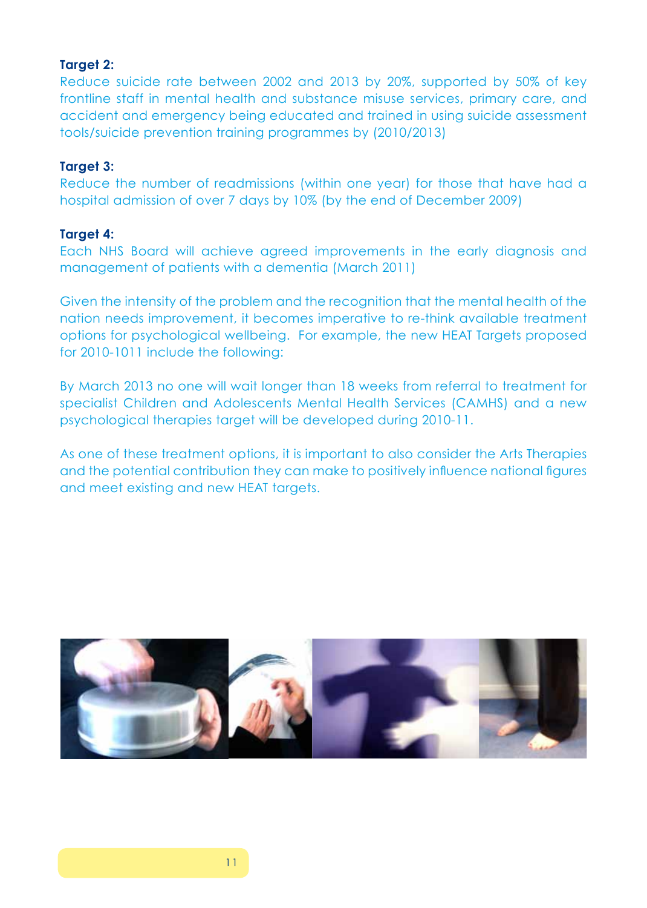**Target 2:**

Reduce suicide rate between 2002 and 2013 by 20%, supported by 50% of key frontline staff in mental health and substance misuse services, primary care, and accident and emergency being educated and trained in using suicide assessment tools/suicide prevention training programmes by (2010/2013)

**Target 3:**

Reduce the number of readmissions (within one year) for those that have had a hospital admission of over 7 days by 10% (by the end of December 2009)

**Target 4:**

Each NHS Board will achieve agreed improvements in the early diagnosis and management of patients with a dementia (March 2011)

Given the intensity of the problem and the recognition that the mental health of the nation needs improvement, it becomes imperative to re-think available treatment options for psychological wellbeing. For example, the new HEAT Targets proposed for 2010-1011 include the following:

By March 2013 no one will wait longer than 18 weeks from referral to treatment for specialist Children and Adolescents Mental Health Services (CAMHS) and a new psychological therapies target will be developed during 2010-11.

As one of these treatment options, it is important to also consider the Arts Therapies and the potential contribution they can make to positively influence national figures and meet existing and new HEAT targets.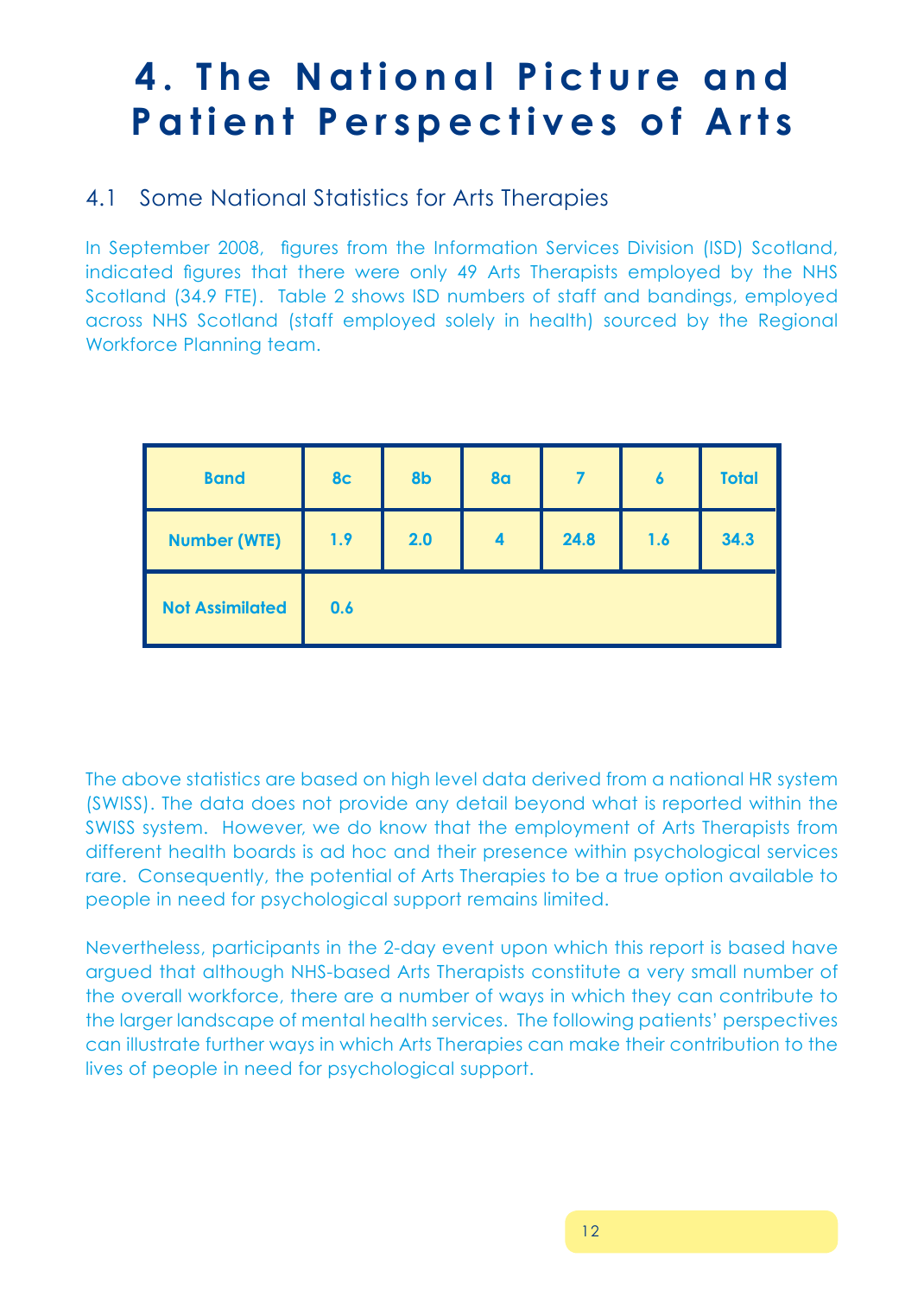# 4. The National Picture and Patient Perspectives of Arts

## 4.1 Some National Statistics for Arts Therapies

In September 2008, figures from the Information Services Division (ISD) Scotland, indicated figures that there were only 49 Arts Therapists employed by the NHS Scotland (34.9 FTE). Table 2 shows ISD numbers of staff and bandings, employed across NHS Scotland (staff employed solely in health) sourced by the Regional Workforce Planning team.

| **Band** | **8c** | **8b** | **8a** | **7** | **6** | **Total** |
|---|---|---|---|---|---|---|
| **Number (WTE)** | **1.9** | **2.0** | **4** | **24.8** | **1.6** | **34.3** |
| **Not Assimilated** | **0.6** | | | | | |

The above statistics are based on high level data derived from a national HR system (SWISS). The data does not provide any detail beyond what is reported within the SWISS system. However, we do know that the employment of Arts Therapists from different health boards is ad hoc and their presence within psychological services rare. Consequently, the potential of Arts Therapies to be a true option available to people in need for psychological support remains limited.

Nevertheless, participants in the 2-day event upon which this report is based have argued that although NHS-based Arts Therapists constitute a very small number of the overall workforce, there are a number of ways in which they can contribute to the larger landscape of mental health services. The following patients' perspectives can illustrate further ways in which Arts Therapies can make their contribution to the lives of people in need for psychological support.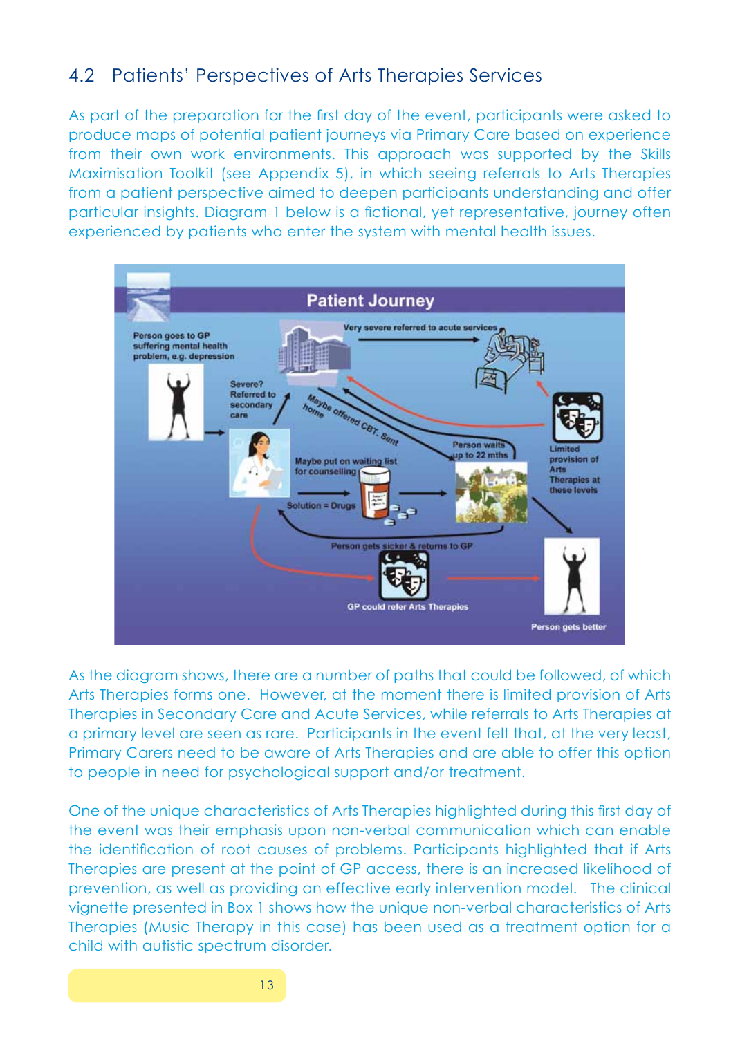## 4.2 Patients' Perspectives of Arts Therapies Services

As part of the preparation for the first day of the event, participants were asked to produce maps of potential patient journeys via Primary Care based on experience from their own work environments. This approach was supported by the Skills Maximisation Toolkit (see Appendix 5), in which seeing referrals to Arts Therapies from a patient perspective aimed to deepen participants understanding and offer particular insights. Diagram 1 below is a fictional, yet representative, journey often experienced by patients who enter the system with mental health issues.

**Patient Journey**

- Person goes to GP suffering mental health problem, e.g. depression
- Severe? Referred to secondary care
- Very severe referred to acute services
- Maybe offered CBT. Sent home
- Maybe put on waiting list for counselling
- Solution = Drugs
- Person waits up to 22 mths
- Limited provision of Arts Therapies at these levels
- Person gets sicker & returns to GP
- GP could refer Arts Therapies
- Person gets better

As the diagram shows, there are a number of paths that could be followed, of which Arts Therapies forms one. However, at the moment there is limited provision of Arts Therapies in Secondary Care and Acute Services, while referrals to Arts Therapies at a primary level are seen as rare. Participants in the event felt that, at the very least, Primary Carers need to be aware of Arts Therapies and are able to offer this option to people in need for psychological support and/or treatment.

One of the unique characteristics of Arts Therapies highlighted during this first day of the event was their emphasis upon non-verbal communication which can enable the identification of root causes of problems. Participants highlighted that if Arts Therapies are present at the point of GP access, there is an increased likelihood of prevention, as well as providing an effective early intervention model. The clinical vignette presented in Box 1 shows how the unique non-verbal characteristics of Arts Therapies (Music Therapy in this case) has been used as a treatment option for a child with autistic spectrum disorder.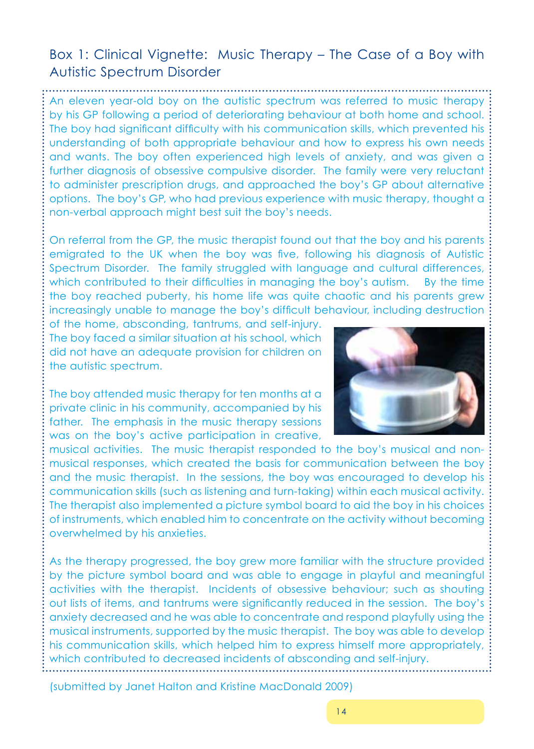## Box 1: Clinical Vignette: Music Therapy – The Case of a Boy with Autistic Spectrum Disorder

An eleven year-old boy on the autistic spectrum was referred to music therapy by his GP following a period of deteriorating behaviour at both home and school. The boy had significant difficulty with his communication skills, which prevented his understanding of both appropriate behaviour and how to express his own needs and wants. The boy often experienced high levels of anxiety, and was given a further diagnosis of obsessive compulsive disorder. The family were very reluctant to administer prescription drugs, and approached the boy's GP about alternative options. The boy's GP, who had previous experience with music therapy, thought a non-verbal approach might best suit the boy's needs.

On referral from the GP, the music therapist found out that the boy and his parents emigrated to the UK when the boy was five, following his diagnosis of Autistic Spectrum Disorder. The family struggled with language and cultural differences, which contributed to their difficulties in managing the boy's autism. By the time the boy reached puberty, his home life was quite chaotic and his parents grew increasingly unable to manage the boy's difficult behaviour, including destruction of the home, absconding, tantrums, and self-injury. The boy faced a similar situation at his school, which did not have an adequate provision for children on the autistic spectrum.

The boy attended music therapy for ten months at a private clinic in his community, accompanied by his father. The emphasis in the music therapy sessions was on the boy's active participation in creative, musical activities. The music therapist responded to the boy's musical and non-musical responses, which created the basis for communication between the boy and the music therapist. In the sessions, the boy was encouraged to develop his communication skills (such as listening and turn-taking) within each musical activity. The therapist also implemented a picture symbol board to aid the boy in his choices of instruments, which enabled him to concentrate on the activity without becoming overwhelmed by his anxieties.

As the therapy progressed, the boy grew more familiar with the structure provided by the picture symbol board and was able to engage in playful and meaningful activities with the therapist. Incidents of obsessive behaviour; such as shouting out lists of items, and tantrums were significantly reduced in the session. The boy's anxiety decreased and he was able to concentrate and respond playfully using the musical instruments, supported by the music therapist. The boy was able to develop his communication skills, which helped him to express himself more appropriately, which contributed to decreased incidents of absconding and self-injury.

(submitted by Janet Halton and Kristine MacDonald 2009)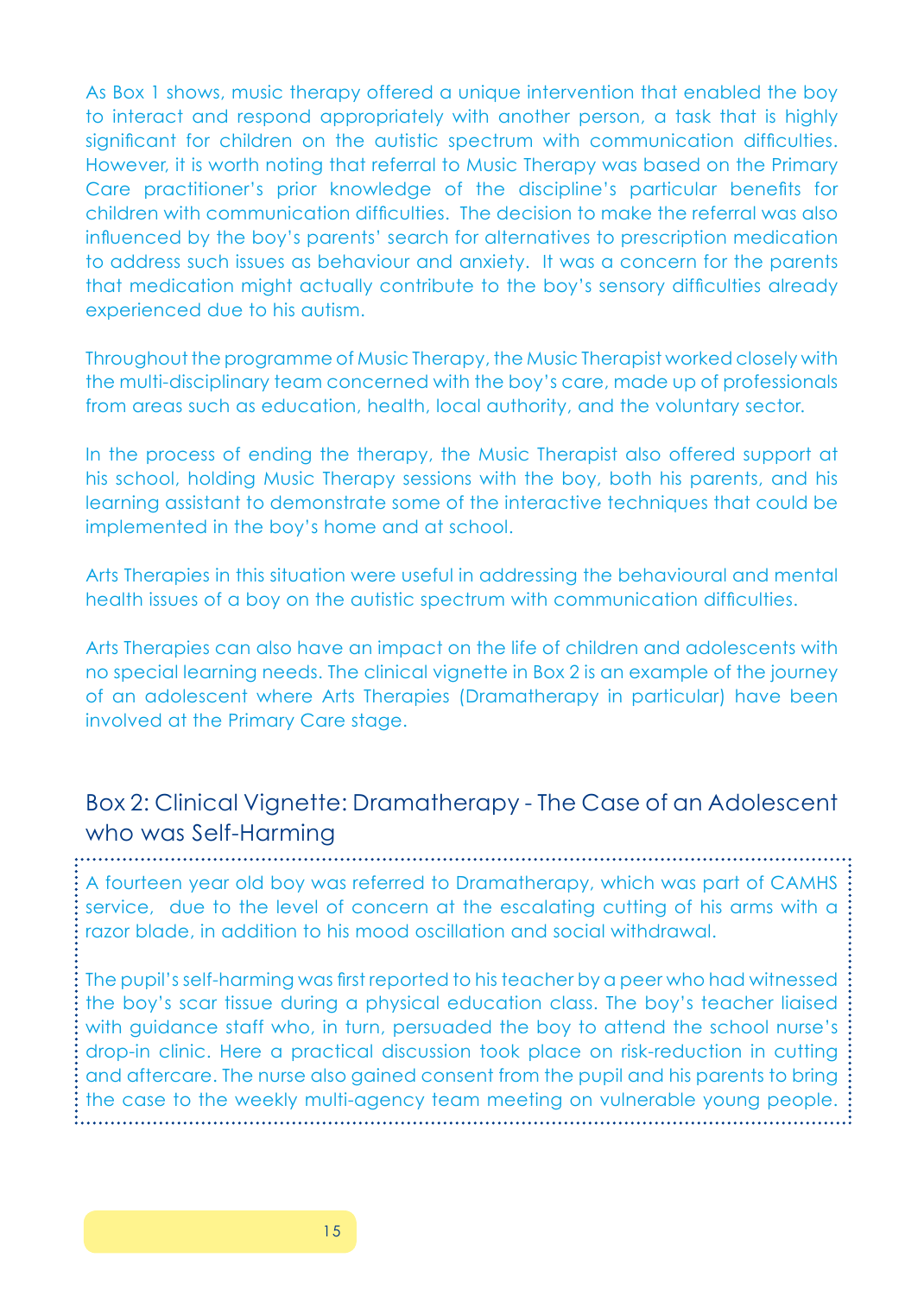As Box 1 shows, music therapy offered a unique intervention that enabled the boy to interact and respond appropriately with another person, a task that is highly significant for children on the autistic spectrum with communication difficulties. However, it is worth noting that referral to Music Therapy was based on the Primary Care practitioner's prior knowledge of the discipline's particular benefits for children with communication difficulties. The decision to make the referral was also influenced by the boy's parents' search for alternatives to prescription medication to address such issues as behaviour and anxiety. It was a concern for the parents that medication might actually contribute to the boy's sensory difficulties already experienced due to his autism.

Throughout the programme of Music Therapy, the Music Therapist worked closely with the multi-disciplinary team concerned with the boy's care, made up of professionals from areas such as education, health, local authority, and the voluntary sector.

In the process of ending the therapy, the Music Therapist also offered support at his school, holding Music Therapy sessions with the boy, both his parents, and his learning assistant to demonstrate some of the interactive techniques that could be implemented in the boy's home and at school.

Arts Therapies in this situation were useful in addressing the behavioural and mental health issues of a boy on the autistic spectrum with communication difficulties.

Arts Therapies can also have an impact on the life of children and adolescents with no special learning needs. The clinical vignette in Box 2 is an example of the journey of an adolescent where Arts Therapies (Dramatherapy in particular) have been involved at the Primary Care stage.

## Box 2: Clinical Vignette: Dramatherapy - The Case of an Adolescent who was Self-Harming

A fourteen year old boy was referred to Dramatherapy, which was part of CAMHS service, due to the level of concern at the escalating cutting of his arms with a razor blade, in addition to his mood oscillation and social withdrawal.

The pupil's self-harming was first reported to his teacher by a peer who had witnessed the boy's scar tissue during a physical education class. The boy's teacher liaised with guidance staff who, in turn, persuaded the boy to attend the school nurse's drop-in clinic. Here a practical discussion took place on risk-reduction in cutting and aftercare. The nurse also gained consent from the pupil and his parents to bring the case to the weekly multi-agency team meeting on vulnerable young people.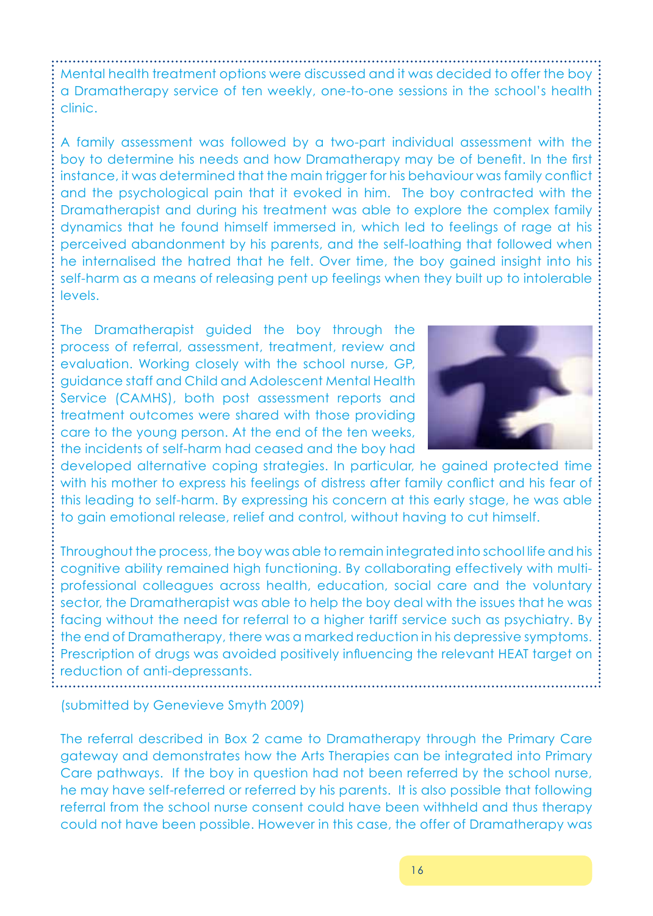Mental health treatment options were discussed and it was decided to offer the boy a Dramatherapy service of ten weekly, one-to-one sessions in the school's health clinic.

A family assessment was followed by a two-part individual assessment with the boy to determine his needs and how Dramatherapy may be of benefit. In the first instance, it was determined that the main trigger for his behaviour was family conflict and the psychological pain that it evoked in him. The boy contracted with the Dramatherapist and during his treatment was able to explore the complex family dynamics that he found himself immersed in, which led to feelings of rage at his perceived abandonment by his parents, and the self-loathing that followed when he internalised the hatred that he felt. Over time, the boy gained insight into his self-harm as a means of releasing pent up feelings when they built up to intolerable levels.

The Dramatherapist guided the boy through the process of referral, assessment, treatment, review and evaluation. Working closely with the school nurse, GP, guidance staff and Child and Adolescent Mental Health Service (CAMHS), both post assessment reports and treatment outcomes were shared with those providing care to the young person. At the end of the ten weeks, the incidents of self-harm had ceased and the boy had developed alternative coping strategies. In particular, he gained protected time with his mother to express his feelings of distress after family conflict and his fear of this leading to self-harm. By expressing his concern at this early stage, he was able to gain emotional release, relief and control, without having to cut himself.

Throughout the process, the boy was able to remain integrated into school life and his cognitive ability remained high functioning. By collaborating effectively with multi-professional colleagues across health, education, social care and the voluntary sector, the Dramatherapist was able to help the boy deal with the issues that he was facing without the need for referral to a higher tariff service such as psychiatry. By the end of Dramatherapy, there was a marked reduction in his depressive symptoms. Prescription of drugs was avoided positively influencing the relevant HEAT target on reduction of anti-depressants.

(submitted by Genevieve Smyth 2009)

The referral described in Box 2 came to Dramatherapy through the Primary Care gateway and demonstrates how the Arts Therapies can be integrated into Primary Care pathways. If the boy in question had not been referred by the school nurse, he may have self-referred or referred by his parents. It is also possible that following referral from the school nurse consent could have been withheld and thus therapy could not have been possible. However in this case, the offer of Dramatherapy was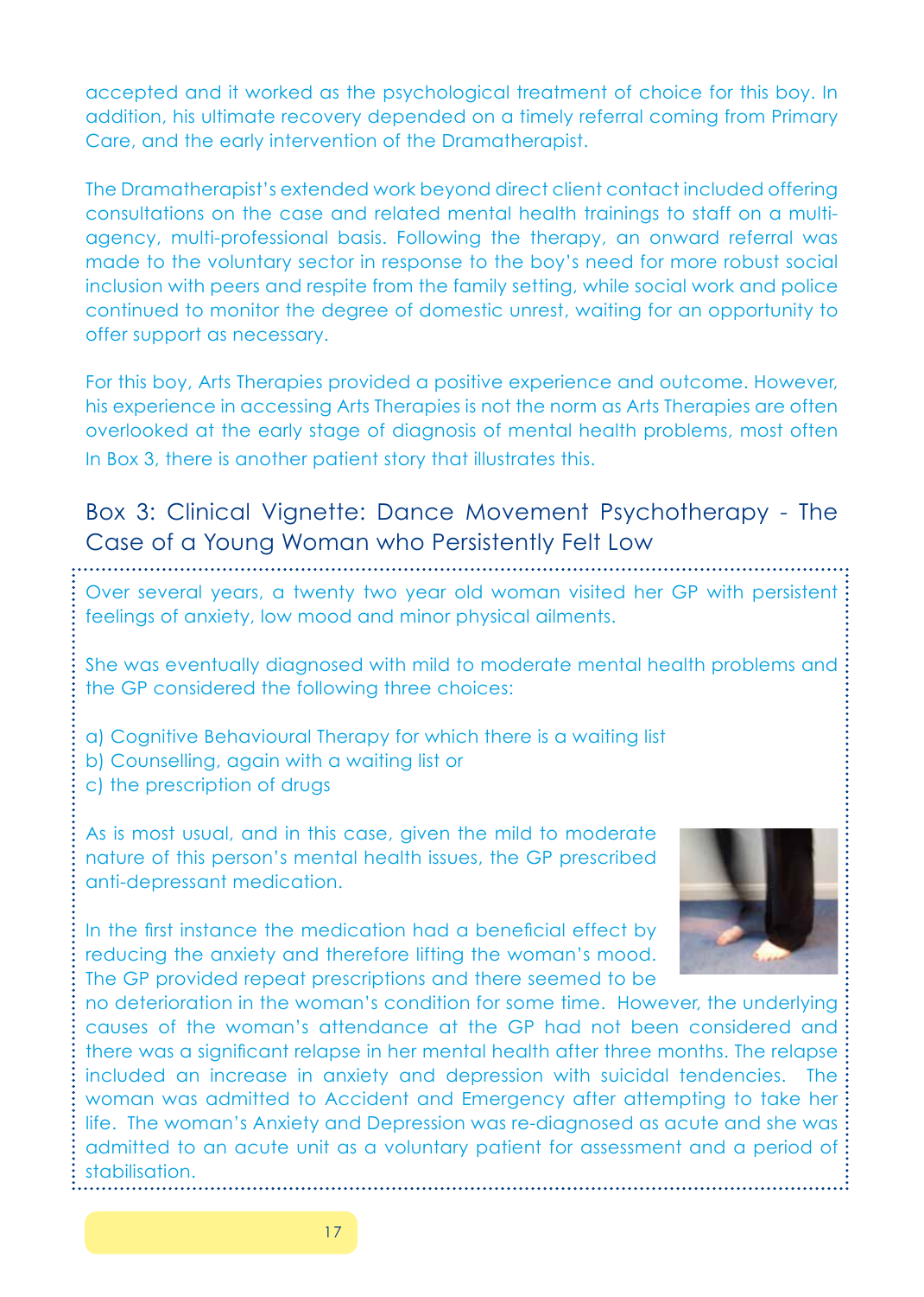accepted and it worked as the psychological treatment of choice for this boy. In addition, his ultimate recovery depended on a timely referral coming from Primary Care, and the early intervention of the Dramatherapist.

The Dramatherapist's extended work beyond direct client contact included offering consultations on the case and related mental health trainings to staff on a multi-agency, multi-professional basis. Following the therapy, an onward referral was made to the voluntary sector in response to the boy's need for more robust social inclusion with peers and respite from the family setting, while social work and police continued to monitor the degree of domestic unrest, waiting for an opportunity to offer support as necessary.

For this boy, Arts Therapies provided a positive experience and outcome. However, his experience in accessing Arts Therapies is not the norm as Arts Therapies are often overlooked at the early stage of diagnosis of mental health problems, most often In Box 3, there is another patient story that illustrates this.

## Box 3: Clinical Vignette: Dance Movement Psychotherapy - The Case of a Young Woman who Persistently Felt Low

Over several years, a twenty two year old woman visited her GP with persistent feelings of anxiety, low mood and minor physical ailments.

She was eventually diagnosed with mild to moderate mental health problems and the GP considered the following three choices:

a) Cognitive Behavioural Therapy for which there is a waiting list
b) Counselling, again with a waiting list or
c) the prescription of drugs

As is most usual, and in this case, given the mild to moderate nature of this person's mental health issues, the GP prescribed anti-depressant medication.

In the first instance the medication had a beneficial effect by reducing the anxiety and therefore lifting the woman's mood. The GP provided repeat prescriptions and there seemed to be no deterioration in the woman's condition for some time. However, the underlying causes of the woman's attendance at the GP had not been considered and there was a significant relapse in her mental health after three months. The relapse included an increase in anxiety and depression with suicidal tendencies. The woman was admitted to Accident and Emergency after attempting to take her life. The woman's Anxiety and Depression was re-diagnosed as acute and she was admitted to an acute unit as a voluntary patient for assessment and a period of stabilisation.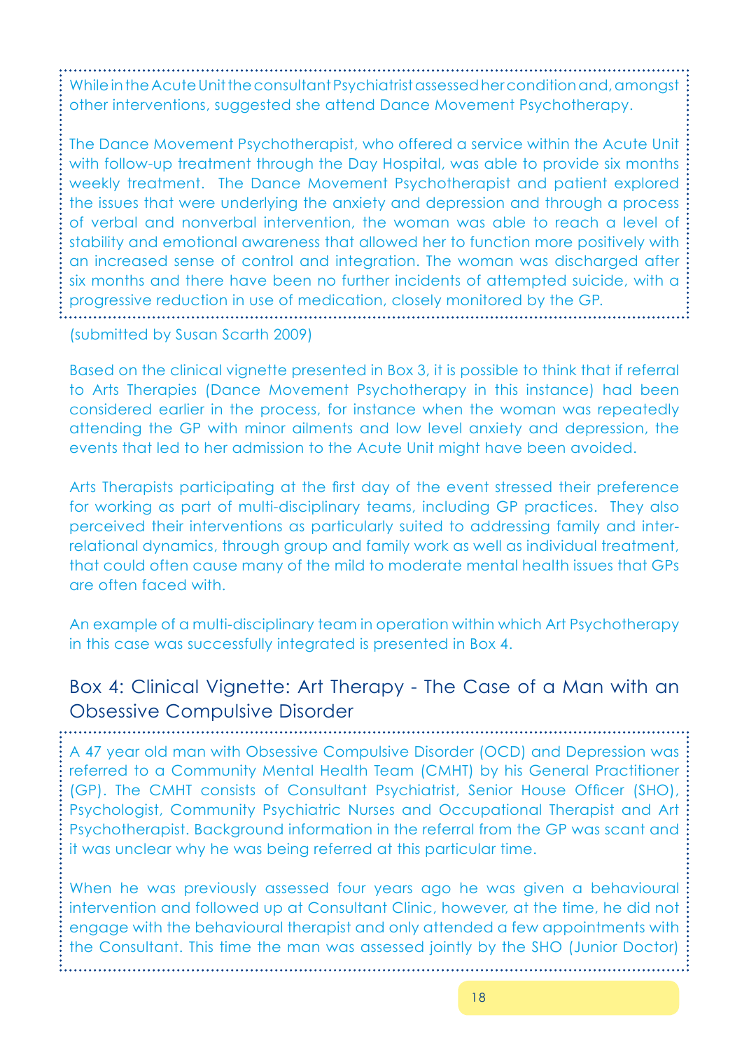While in the Acute Unit the consultant Psychiatrist assessed her condition and, amongst other interventions, suggested she attend Dance Movement Psychotherapy.

The Dance Movement Psychotherapist, who offered a service within the Acute Unit with follow-up treatment through the Day Hospital, was able to provide six months weekly treatment. The Dance Movement Psychotherapist and patient explored the issues that were underlying the anxiety and depression and through a process of verbal and nonverbal intervention, the woman was able to reach a level of stability and emotional awareness that allowed her to function more positively with an increased sense of control and integration. The woman was discharged after six months and there have been no further incidents of attempted suicide, with a progressive reduction in use of medication, closely monitored by the GP.

(submitted by Susan Scarth 2009)

Based on the clinical vignette presented in Box 3, it is possible to think that if referral to Arts Therapies (Dance Movement Psychotherapy in this instance) had been considered earlier in the process, for instance when the woman was repeatedly attending the GP with minor ailments and low level anxiety and depression, the events that led to her admission to the Acute Unit might have been avoided.

Arts Therapists participating at the first day of the event stressed their preference for working as part of multi-disciplinary teams, including GP practices. They also perceived their interventions as particularly suited to addressing family and inter-relational dynamics, through group and family work as well as individual treatment, that could often cause many of the mild to moderate mental health issues that GPs are often faced with.

An example of a multi-disciplinary team in operation within which Art Psychotherapy in this case was successfully integrated is presented in Box 4.

## Box 4: Clinical Vignette: Art Therapy - The Case of a Man with an Obsessive Compulsive Disorder

A 47 year old man with Obsessive Compulsive Disorder (OCD) and Depression was referred to a Community Mental Health Team (CMHT) by his General Practitioner (GP). The CMHT consists of Consultant Psychiatrist, Senior House Officer (SHO), Psychologist, Community Psychiatric Nurses and Occupational Therapist and Art Psychotherapist. Background information in the referral from the GP was scant and it was unclear why he was being referred at this particular time.

When he was previously assessed four years ago he was given a behavioural intervention and followed up at Consultant Clinic, however, at the time, he did not engage with the behavioural therapist and only attended a few appointments with the Consultant. This time the man was assessed jointly by the SHO (Junior Doctor)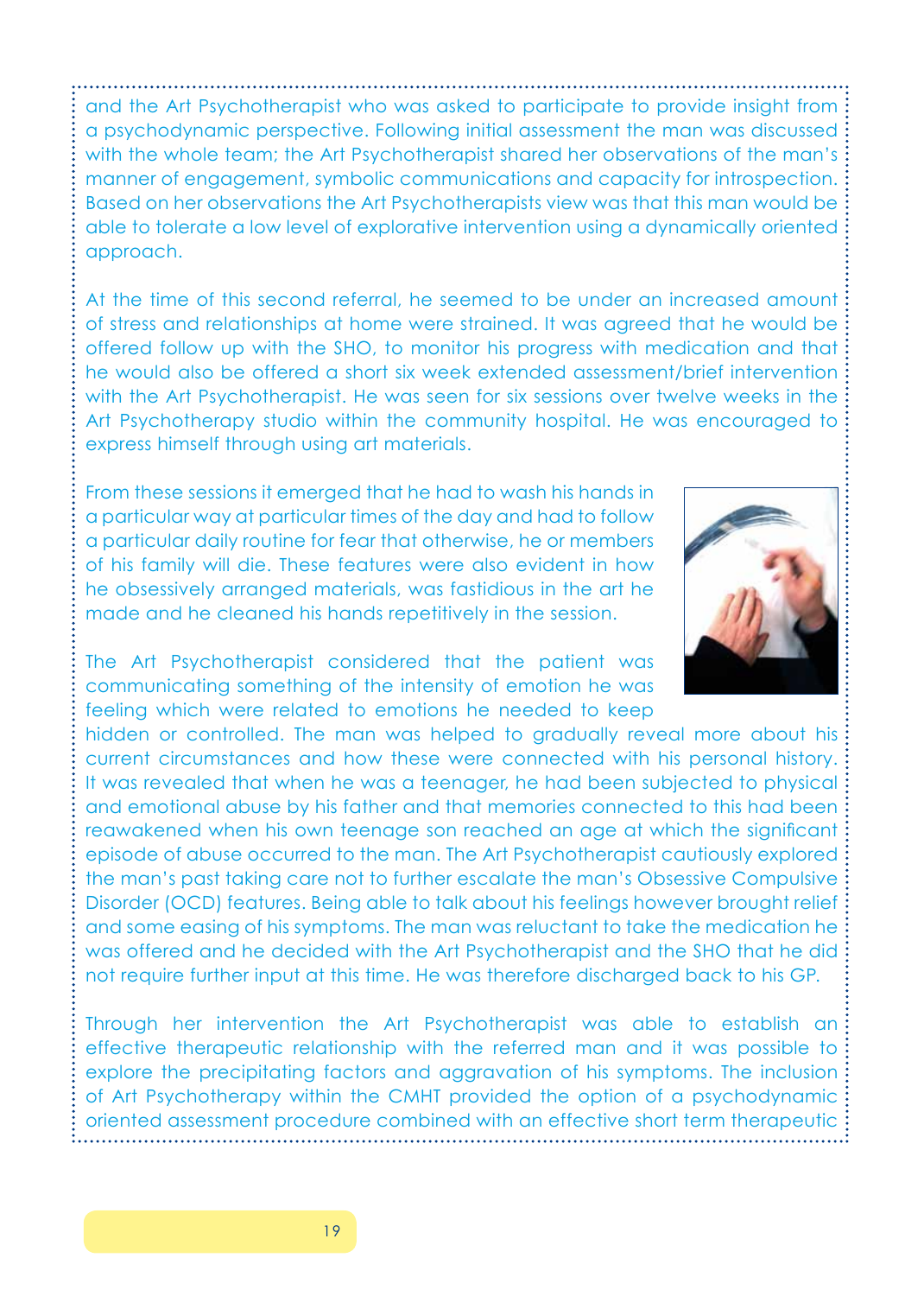and the Art Psychotherapist who was asked to participate to provide insight from a psychodynamic perspective. Following initial assessment the man was discussed with the whole team; the Art Psychotherapist shared her observations of the man's manner of engagement, symbolic communications and capacity for introspection. Based on her observations the Art Psychotherapists view was that this man would be able to tolerate a low level of explorative intervention using a dynamically oriented approach.

At the time of this second referral, he seemed to be under an increased amount of stress and relationships at home were strained. It was agreed that he would be offered follow up with the SHO, to monitor his progress with medication and that he would also be offered a short six week extended assessment/brief intervention with the Art Psychotherapist. He was seen for six sessions over twelve weeks in the Art Psychotherapy studio within the community hospital. He was encouraged to express himself through using art materials.

From these sessions it emerged that he had to wash his hands in a particular way at particular times of the day and had to follow a particular daily routine for fear that otherwise, he or members of his family will die. These features were also evident in how he obsessively arranged materials, was fastidious in the art he made and he cleaned his hands repetitively in the session.

The Art Psychotherapist considered that the patient was communicating something of the intensity of emotion he was feeling which were related to emotions he needed to keep hidden or controlled. The man was helped to gradually reveal more about his current circumstances and how these were connected with his personal history. It was revealed that when he was a teenager, he had been subjected to physical and emotional abuse by his father and that memories connected to this had been reawakened when his own teenage son reached an age at which the significant episode of abuse occurred to the man. The Art Psychotherapist cautiously explored the man's past taking care not to further escalate the man's Obsessive Compulsive Disorder (OCD) features. Being able to talk about his feelings however brought relief and some easing of his symptoms. The man was reluctant to take the medication he was offered and he decided with the Art Psychotherapist and the SHO that he did not require further input at this time. He was therefore discharged back to his GP.

Through her intervention the Art Psychotherapist was able to establish an effective therapeutic relationship with the referred man and it was possible to explore the precipitating factors and aggravation of his symptoms. The inclusion of Art Psychotherapy within the CMHT provided the option of a psychodynamic oriented assessment procedure combined with an effective short term therapeutic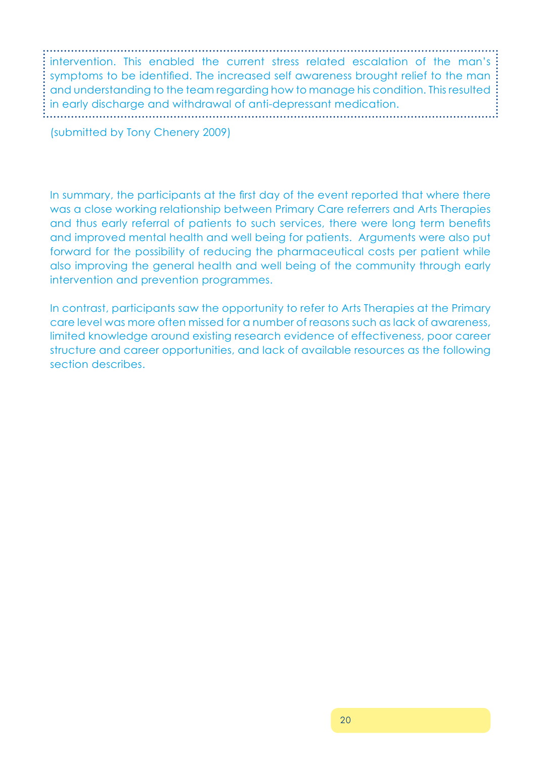intervention. This enabled the current stress related escalation of the man's symptoms to be identified. The increased self awareness brought relief to the man and understanding to the team regarding how to manage his condition. This resulted in early discharge and withdrawal of anti-depressant medication.

(submitted by Tony Chenery 2009)

In summary, the participants at the first day of the event reported that where there was a close working relationship between Primary Care referrers and Arts Therapies and thus early referral of patients to such services, there were long term benefits and improved mental health and well being for patients. Arguments were also put forward for the possibility of reducing the pharmaceutical costs per patient while also improving the general health and well being of the community through early intervention and prevention programmes.

In contrast, participants saw the opportunity to refer to Arts Therapies at the Primary care level was more often missed for a number of reasons such as lack of awareness, limited knowledge around existing research evidence of effectiveness, poor career structure and career opportunities, and lack of available resources as the following section describes.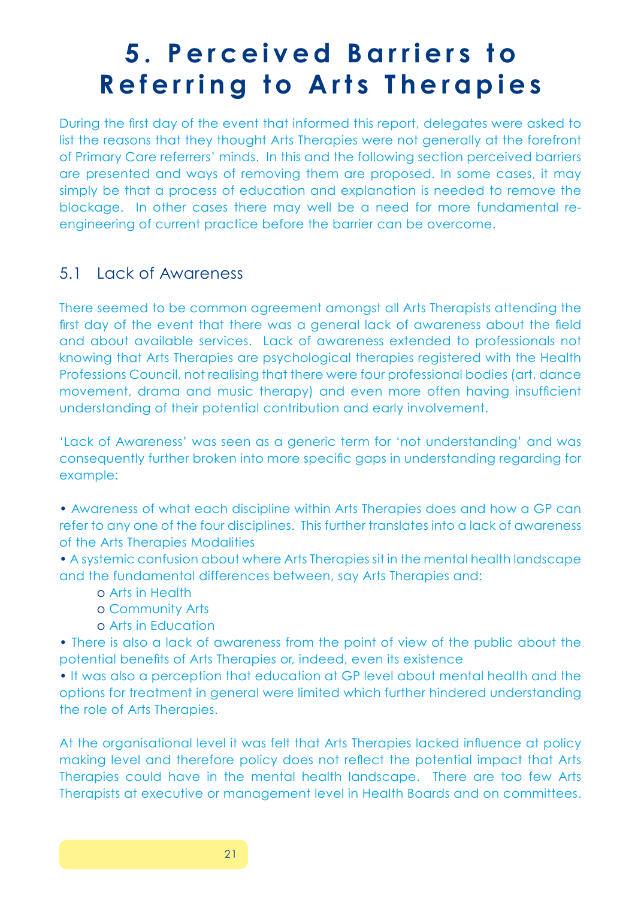# 5. Perceived Barriers to Referring to Arts Therapies

During the first day of the event that informed this report, delegates were asked to list the reasons that they thought Arts Therapies were not generally at the forefront of Primary Care referrers' minds. In this and the following section perceived barriers are presented and ways of removing them are proposed. In some cases, it may simply be that a process of education and explanation is needed to remove the blockage. In other cases there may well be a need for more fundamental re-engineering of current practice before the barrier can be overcome.

## 5.1 Lack of Awareness

There seemed to be common agreement amongst all Arts Therapists attending the first day of the event that there was a general lack of awareness about the field and about available services. Lack of awareness extended to professionals not knowing that Arts Therapies are psychological therapies registered with the Health Professions Council, not realising that there were four professional bodies (art, dance movement, drama and music therapy) and even more often having insufficient understanding of their potential contribution and early involvement.

'Lack of Awareness' was seen as a generic term for 'not understanding' and was consequently further broken into more specific gaps in understanding regarding for example:

- Awareness of what each discipline within Arts Therapies does and how a GP can refer to any one of the four disciplines. This further translates into a lack of awareness of the Arts Therapies Modalities
- A systemic confusion about where Arts Therapies sit in the mental health landscape and the fundamental differences between, say Arts Therapies and:
    - Arts in Health
    - Community Arts
    - Arts in Education
- There is also a lack of awareness from the point of view of the public about the potential benefits of Arts Therapies or, indeed, even its existence
- It was also a perception that education at GP level about mental health and the options for treatment in general were limited which further hindered understanding the role of Arts Therapies.

At the organisational level it was felt that Arts Therapies lacked influence at policy making level and therefore policy does not reflect the potential impact that Arts Therapies could have in the mental health landscape. There are too few Arts Therapists at executive or management level in Health Boards and on committees.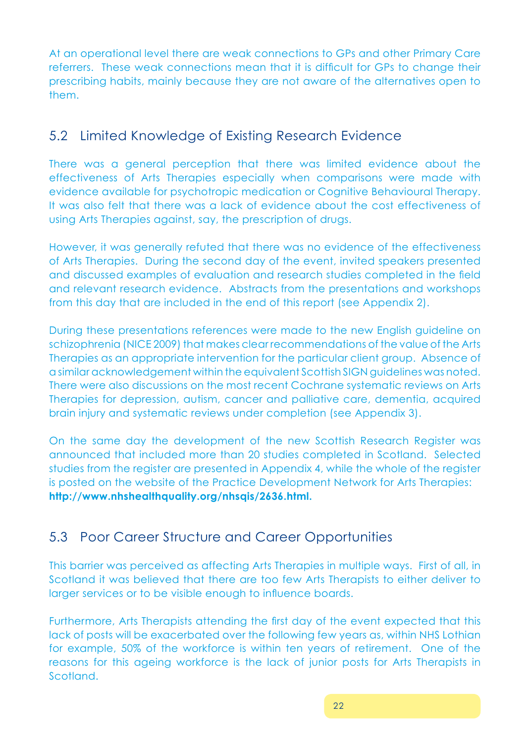At an operational level there are weak connections to GPs and other Primary Care referrers. These weak connections mean that it is difficult for GPs to change their prescribing habits, mainly because they are not aware of the alternatives open to them.

## 5.2 Limited Knowledge of Existing Research Evidence

There was a general perception that there was limited evidence about the effectiveness of Arts Therapies especially when comparisons were made with evidence available for psychotropic medication or Cognitive Behavioural Therapy. It was also felt that there was a lack of evidence about the cost effectiveness of using Arts Therapies against, say, the prescription of drugs.

However, it was generally refuted that there was no evidence of the effectiveness of Arts Therapies. During the second day of the event, invited speakers presented and discussed examples of evaluation and research studies completed in the field and relevant research evidence. Abstracts from the presentations and workshops from this day that are included in the end of this report (see Appendix 2).

During these presentations references were made to the new English guideline on schizophrenia (NICE 2009) that makes clear recommendations of the value of the Arts Therapies as an appropriate intervention for the particular client group. Absence of a similar acknowledgement within the equivalent Scottish SIGN guidelines was noted. There were also discussions on the most recent Cochrane systematic reviews on Arts Therapies for depression, autism, cancer and palliative care, dementia, acquired brain injury and systematic reviews under completion (see Appendix 3).

On the same day the development of the new Scottish Research Register was announced that included more than 20 studies completed in Scotland. Selected studies from the register are presented in Appendix 4, while the whole of the register is posted on the website of the Practice Development Network for Arts Therapies: **http://www.nhshealthquality.org/nhsqis/2636.html.**

## 5.3 Poor Career Structure and Career Opportunities

This barrier was perceived as affecting Arts Therapies in multiple ways. First of all, in Scotland it was believed that there are too few Arts Therapists to either deliver to larger services or to be visible enough to influence boards.

Furthermore, Arts Therapists attending the first day of the event expected that this lack of posts will be exacerbated over the following few years as, within NHS Lothian for example, 50% of the workforce is within ten years of retirement. One of the reasons for this ageing workforce is the lack of junior posts for Arts Therapists in Scotland.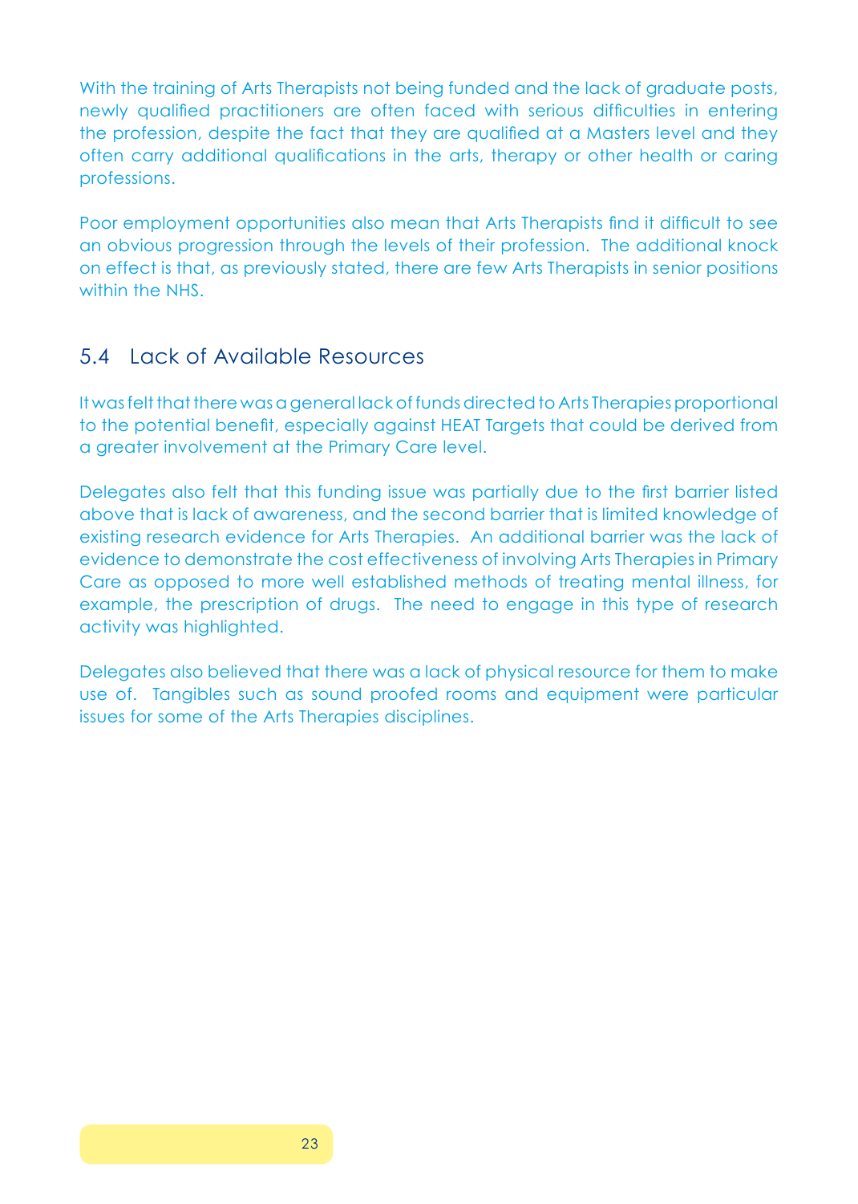With the training of Arts Therapists not being funded and the lack of graduate posts, newly qualified practitioners are often faced with serious difficulties in entering the profession, despite the fact that they are qualified at a Masters level and they often carry additional qualifications in the arts, therapy or other health or caring professions.

Poor employment opportunities also mean that Arts Therapists find it difficult to see an obvious progression through the levels of their profession. The additional knock on effect is that, as previously stated, there are few Arts Therapists in senior positions within the NHS.

## 5.4 Lack of Available Resources

It was felt that there was a general lack of funds directed to Arts Therapies proportional to the potential benefit, especially against HEAT Targets that could be derived from a greater involvement at the Primary Care level.

Delegates also felt that this funding issue was partially due to the first barrier listed above that is lack of awareness, and the second barrier that is limited knowledge of existing research evidence for Arts Therapies. An additional barrier was the lack of evidence to demonstrate the cost effectiveness of involving Arts Therapies in Primary Care as opposed to more well established methods of treating mental illness, for example, the prescription of drugs. The need to engage in this type of research activity was highlighted.

Delegates also believed that there was a lack of physical resource for them to make use of. Tangibles such as sound proofed rooms and equipment were particular issues for some of the Arts Therapies disciplines.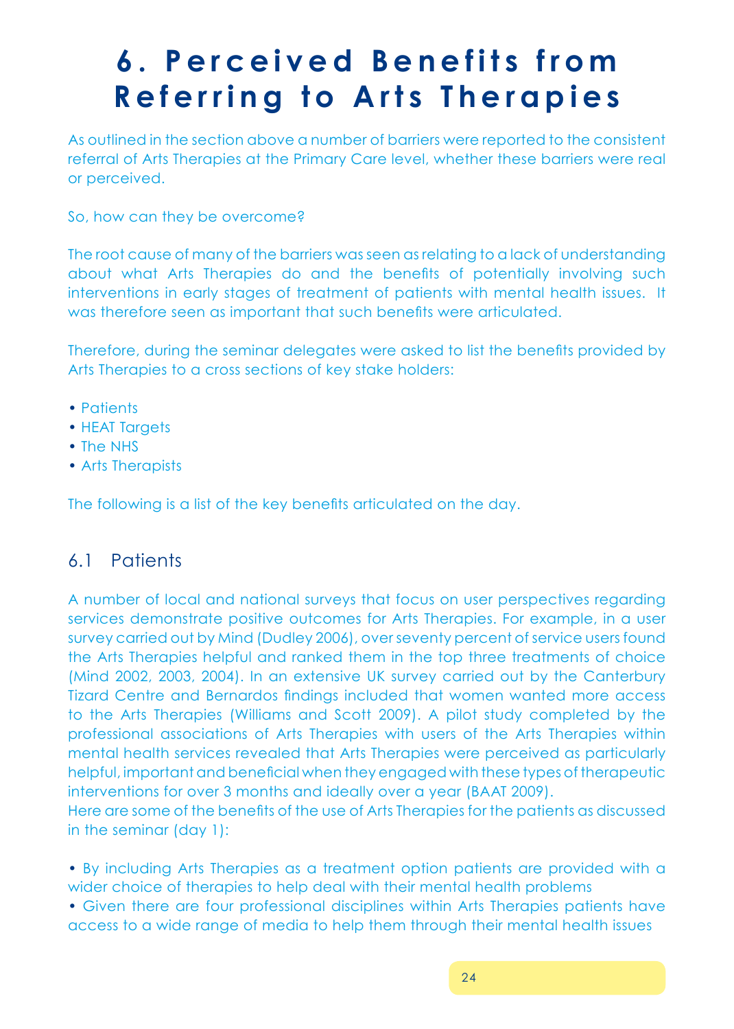# 6. Perceived Benefits from Referring to Arts Therapies

As outlined in the section above a number of barriers were reported to the consistent referral of Arts Therapies at the Primary Care level, whether these barriers were real or perceived.

So, how can they be overcome?

The root cause of many of the barriers was seen as relating to a lack of understanding about what Arts Therapies do and the benefits of potentially involving such interventions in early stages of treatment of patients with mental health issues. It was therefore seen as important that such benefits were articulated.

Therefore, during the seminar delegates were asked to list the benefits provided by Arts Therapies to a cross sections of key stake holders:

- Patients
- HEAT Targets
- The NHS
- Arts Therapists

The following is a list of the key benefits articulated on the day.

## 6.1 Patients

A number of local and national surveys that focus on user perspectives regarding services demonstrate positive outcomes for Arts Therapies. For example, in a user survey carried out by Mind (Dudley 2006), over seventy percent of service users found the Arts Therapies helpful and ranked them in the top three treatments of choice (Mind 2002, 2003, 2004). In an extensive UK survey carried out by the Canterbury Tizard Centre and Bernardos findings included that women wanted more access to the Arts Therapies (Williams and Scott 2009). A pilot study completed by the professional associations of Arts Therapies with users of the Arts Therapies within mental health services revealed that Arts Therapies were perceived as particularly helpful, important and beneficial when they engaged with these types of therapeutic interventions for over 3 months and ideally over a year (BAAT 2009).
Here are some of the benefits of the use of Arts Therapies for the patients as discussed in the seminar (day 1):

- By including Arts Therapies as a treatment option patients are provided with a wider choice of therapies to help deal with their mental health problems
- Given there are four professional disciplines within Arts Therapies patients have access to a wide range of media to help them through their mental health issues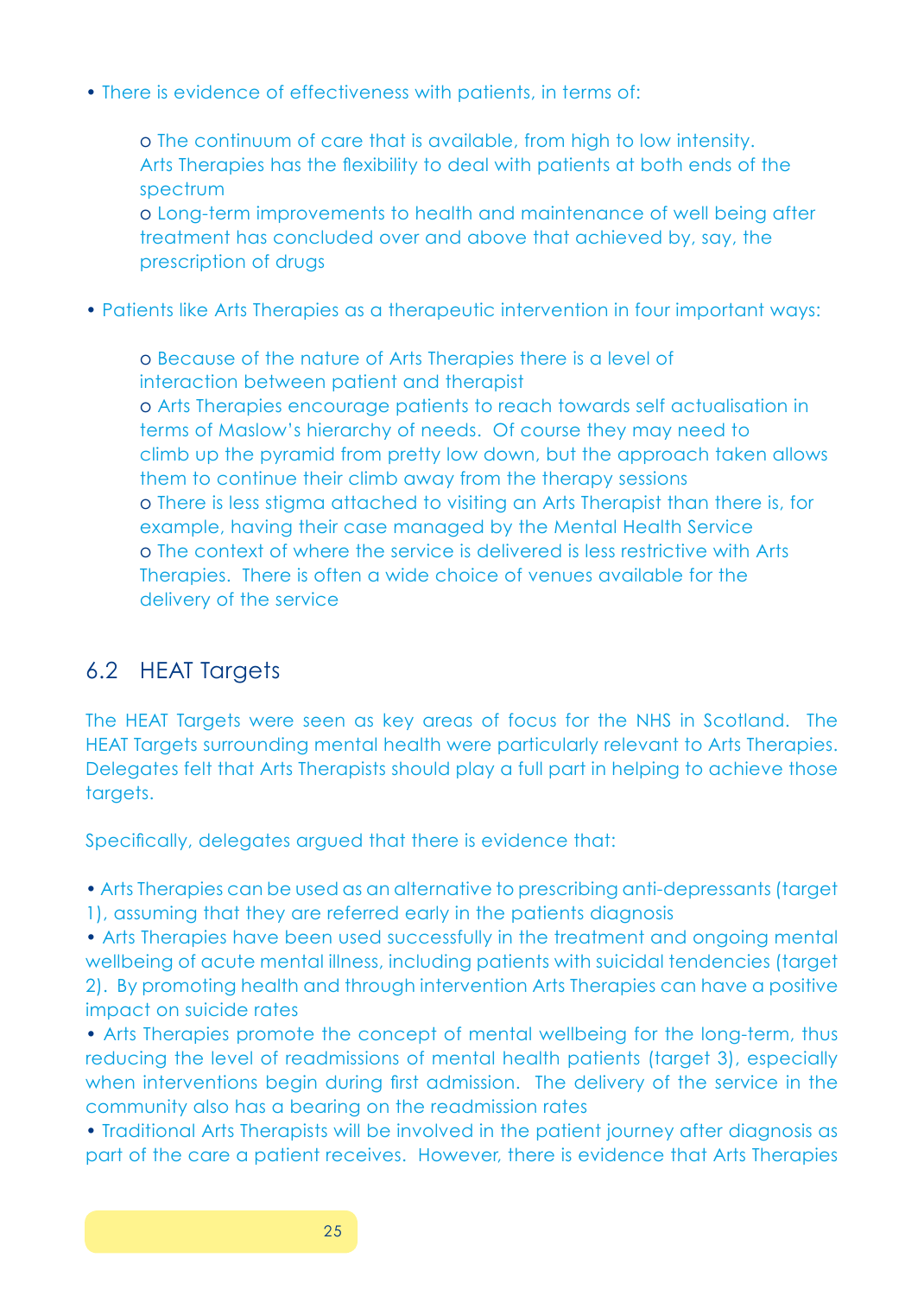- There is evidence of effectiveness with patients, in terms of:

    - The continuum of care that is available, from high to low intensity. Arts Therapies has the flexibility to deal with patients at both ends of the spectrum
    - Long-term improvements to health and maintenance of well being after treatment has concluded over and above that achieved by, say, the prescription of drugs

- Patients like Arts Therapies as a therapeutic intervention in four important ways:

    - Because of the nature of Arts Therapies there is a level of interaction between patient and therapist
    - Arts Therapies encourage patients to reach towards self actualisation in terms of Maslow's hierarchy of needs. Of course they may need to climb up the pyramid from pretty low down, but the approach taken allows them to continue their climb away from the therapy sessions
    - There is less stigma attached to visiting an Arts Therapist than there is, for example, having their case managed by the Mental Health Service
    - The context of where the service is delivered is less restrictive with Arts Therapies. There is often a wide choice of venues available for the delivery of the service

## 6.2 HEAT Targets

The HEAT Targets were seen as key areas of focus for the NHS in Scotland. The HEAT Targets surrounding mental health were particularly relevant to Arts Therapies. Delegates felt that Arts Therapists should play a full part in helping to achieve those targets.

Specifically, delegates argued that there is evidence that:

- Arts Therapies can be used as an alternative to prescribing anti-depressants (target 1), assuming that they are referred early in the patients diagnosis
- Arts Therapies have been used successfully in the treatment and ongoing mental wellbeing of acute mental illness, including patients with suicidal tendencies (target 2). By promoting health and through intervention Arts Therapies can have a positive impact on suicide rates
- Arts Therapies promote the concept of mental wellbeing for the long-term, thus reducing the level of readmissions of mental health patients (target 3), especially when interventions begin during first admission. The delivery of the service in the community also has a bearing on the readmission rates
- Traditional Arts Therapists will be involved in the patient journey after diagnosis as part of the care a patient receives. However, there is evidence that Arts Therapies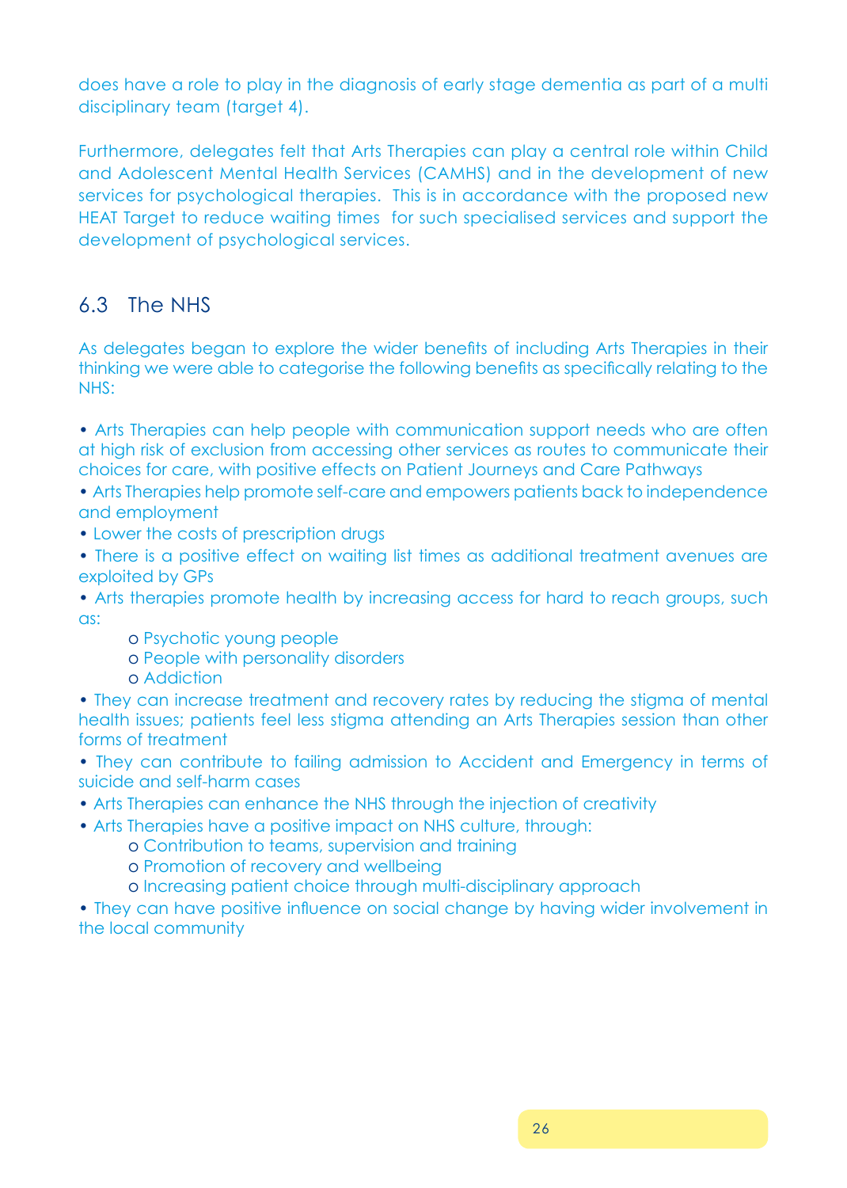does have a role to play in the diagnosis of early stage dementia as part of a multi disciplinary team (target 4).

Furthermore, delegates felt that Arts Therapies can play a central role within Child and Adolescent Mental Health Services (CAMHS) and in the development of new services for psychological therapies. This is in accordance with the proposed new HEAT Target to reduce waiting times for such specialised services and support the development of psychological services.

## 6.3 The NHS

As delegates began to explore the wider benefits of including Arts Therapies in their thinking we were able to categorise the following benefits as specifically relating to the NHS:

- Arts Therapies can help people with communication support needs who are often at high risk of exclusion from accessing other services as routes to communicate their choices for care, with positive effects on Patient Journeys and Care Pathways
- Arts Therapies help promote self-care and empowers patients back to independence and employment
- Lower the costs of prescription drugs
- There is a positive effect on waiting list times as additional treatment avenues are exploited by GPs
- Arts therapies promote health by increasing access for hard to reach groups, such as:
  - Psychotic young people
  - People with personality disorders
  - Addiction
- They can increase treatment and recovery rates by reducing the stigma of mental health issues; patients feel less stigma attending an Arts Therapies session than other forms of treatment
- They can contribute to failing admission to Accident and Emergency in terms of suicide and self-harm cases
- Arts Therapies can enhance the NHS through the injection of creativity
- Arts Therapies have a positive impact on NHS culture, through:
  - Contribution to teams, supervision and training
  - Promotion of recovery and wellbeing
  - Increasing patient choice through multi-disciplinary approach
- They can have positive influence on social change by having wider involvement in the local community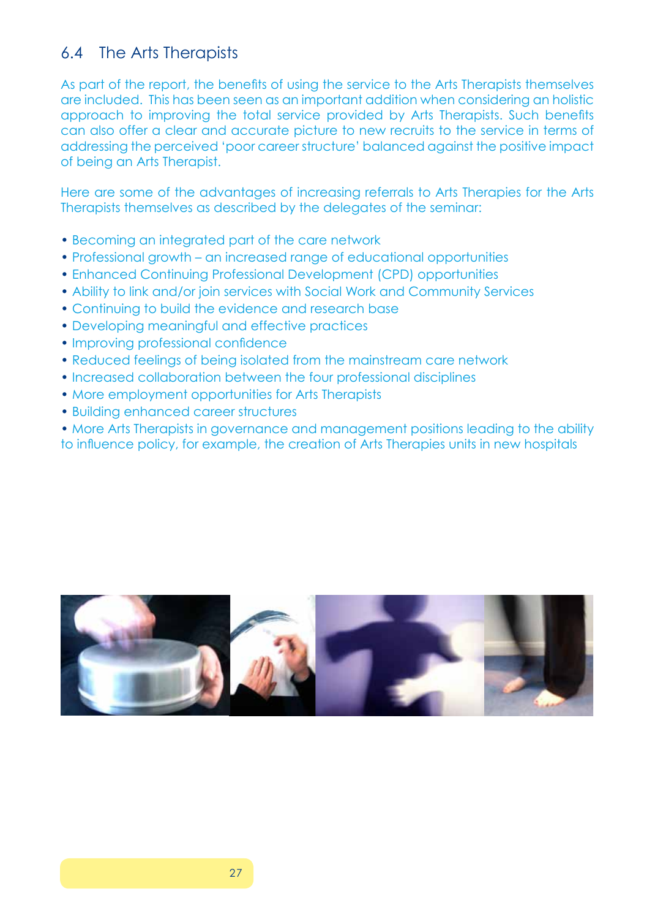## 6.4 The Arts Therapists

As part of the report, the benefits of using the service to the Arts Therapists themselves are included. This has been seen as an important addition when considering an holistic approach to improving the total service provided by Arts Therapists. Such benefits can also offer a clear and accurate picture to new recruits to the service in terms of addressing the perceived 'poor career structure' balanced against the positive impact of being an Arts Therapist.

Here are some of the advantages of increasing referrals to Arts Therapies for the Arts Therapists themselves as described by the delegates of the seminar:

- Becoming an integrated part of the care network
- Professional growth – an increased range of educational opportunities
- Enhanced Continuing Professional Development (CPD) opportunities
- Ability to link and/or join services with Social Work and Community Services
- Continuing to build the evidence and research base
- Developing meaningful and effective practices
- Improving professional confidence
- Reduced feelings of being isolated from the mainstream care network
- Increased collaboration between the four professional disciplines
- More employment opportunities for Arts Therapists
- Building enhanced career structures
- More Arts Therapists in governance and management positions leading to the ability to influence policy, for example, the creation of Arts Therapies units in new hospitals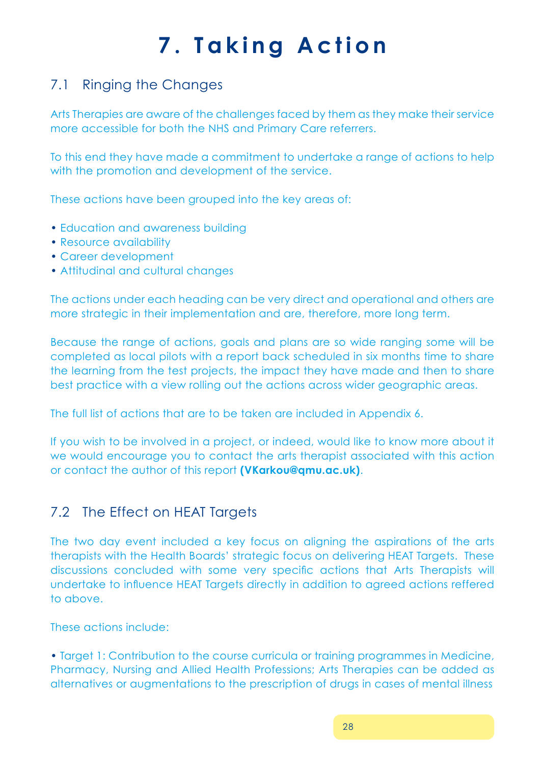# 7. Taking Action

## 7.1 Ringing the Changes

Arts Therapies are aware of the challenges faced by them as they make their service more accessible for both the NHS and Primary Care referrers.

To this end they have made a commitment to undertake a range of actions to help with the promotion and development of the service.

These actions have been grouped into the key areas of:

- Education and awareness building
- Resource availability
- Career development
- Attitudinal and cultural changes

The actions under each heading can be very direct and operational and others are more strategic in their implementation and are, therefore, more long term.

Because the range of actions, goals and plans are so wide ranging some will be completed as local pilots with a report back scheduled in six months time to share the learning from the test projects, the impact they have made and then to share best practice with a view rolling out the actions across wider geographic areas.

The full list of actions that are to be taken are included in Appendix 6.

If you wish to be involved in a project, or indeed, would like to know more about it we would encourage you to contact the arts therapist associated with this action or contact the author of this report **(VKarkou@qmu.ac.uk)**.

## 7.2 The Effect on HEAT Targets

The two day event included a key focus on aligning the aspirations of the arts therapists with the Health Boards' strategic focus on delivering HEAT Targets. These discussions concluded with some very specific actions that Arts Therapists will undertake to influence HEAT Targets directly in addition to agreed actions reffered to above.

These actions include:

- Target 1: Contribution to the course curricula or training programmes in Medicine, Pharmacy, Nursing and Allied Health Professions; Arts Therapies can be added as alternatives or augmentations to the prescription of drugs in cases of mental illness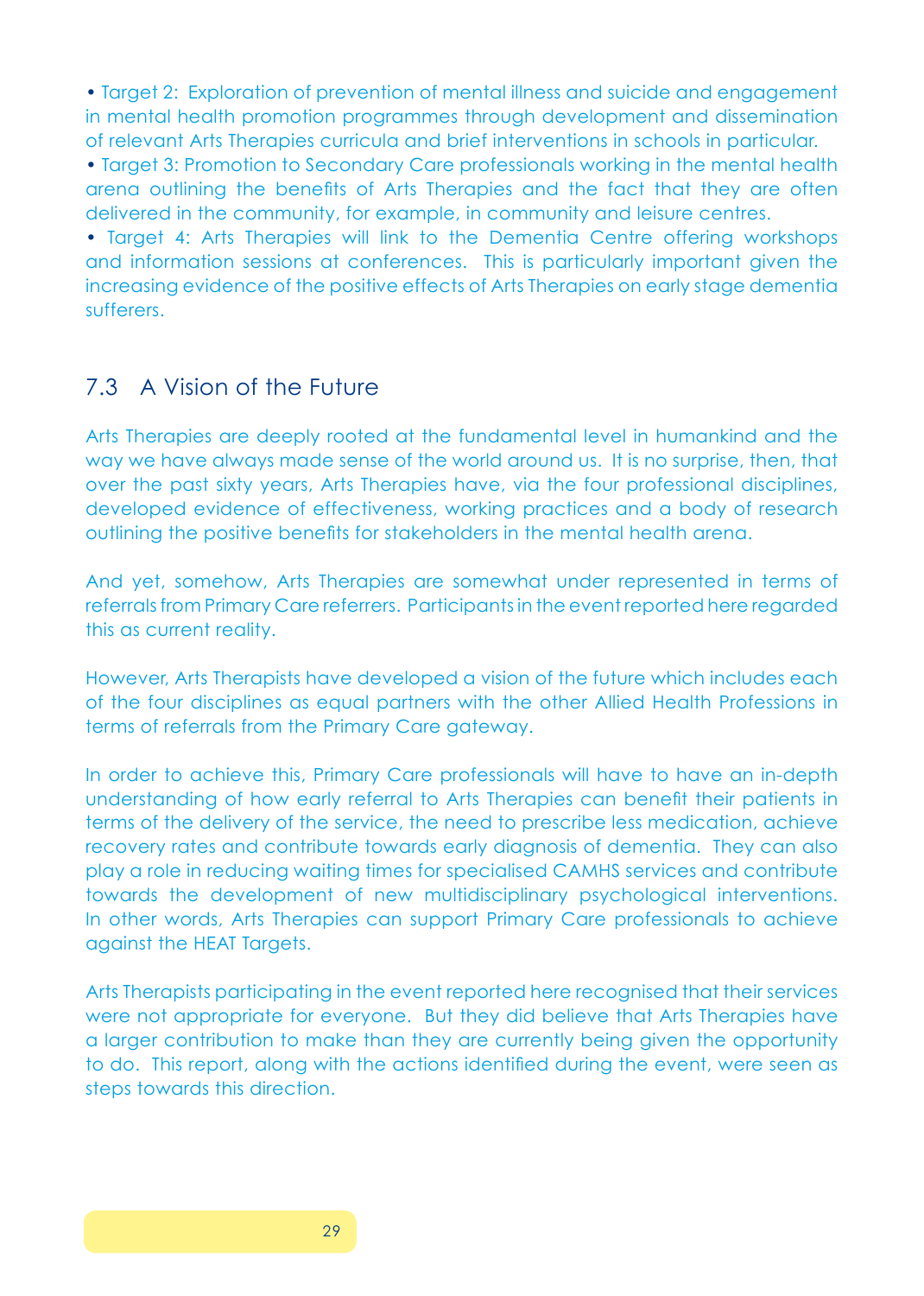- Target 2: Exploration of prevention of mental illness and suicide and engagement in mental health promotion programmes through development and dissemination of relevant Arts Therapies curricula and brief interventions in schools in particular.
- Target 3: Promotion to Secondary Care professionals working in the mental health arena outlining the benefits of Arts Therapies and the fact that they are often delivered in the community, for example, in community and leisure centres.
- Target 4: Arts Therapies will link to the Dementia Centre offering workshops and information sessions at conferences. This is particularly important given the increasing evidence of the positive effects of Arts Therapies on early stage dementia sufferers.

## 7.3 A Vision of the Future

Arts Therapies are deeply rooted at the fundamental level in humankind and the way we have always made sense of the world around us. It is no surprise, then, that over the past sixty years, Arts Therapies have, via the four professional disciplines, developed evidence of effectiveness, working practices and a body of research outlining the positive benefits for stakeholders in the mental health arena.

And yet, somehow, Arts Therapies are somewhat under represented in terms of referrals from Primary Care referrers. Participants in the event reported here regarded this as current reality.

However, Arts Therapists have developed a vision of the future which includes each of the four disciplines as equal partners with the other Allied Health Professions in terms of referrals from the Primary Care gateway.

In order to achieve this, Primary Care professionals will have to have an in-depth understanding of how early referral to Arts Therapies can benefit their patients in terms of the delivery of the service, the need to prescribe less medication, achieve recovery rates and contribute towards early diagnosis of dementia. They can also play a role in reducing waiting times for specialised CAMHS services and contribute towards the development of new multidisciplinary psychological interventions. In other words, Arts Therapies can support Primary Care professionals to achieve against the HEAT Targets.

Arts Therapists participating in the event reported here recognised that their services were not appropriate for everyone. But they did believe that Arts Therapies have a larger contribution to make than they are currently being given the opportunity to do. This report, along with the actions identified during the event, were seen as steps towards this direction.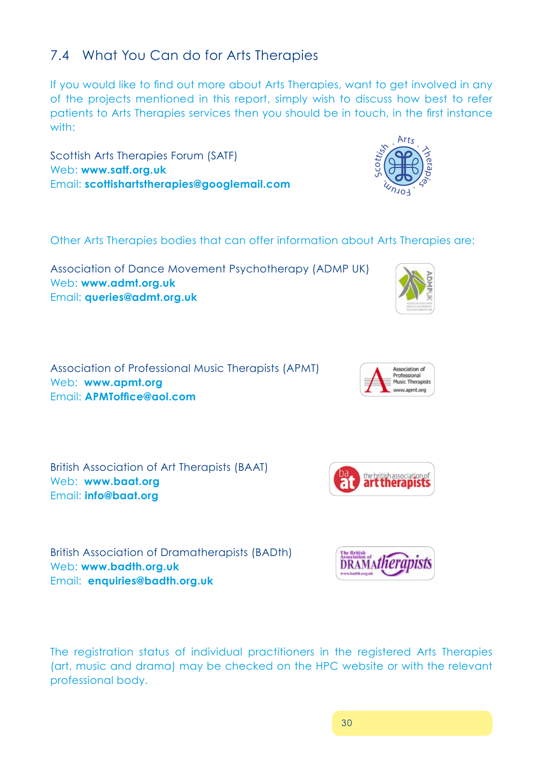## 7.4 What You Can do for Arts Therapies

If you would like to find out more about Arts Therapies, want to get involved in any of the projects mentioned in this report, simply wish to discuss how best to refer patients to Arts Therapies services then you should be in touch, in the first instance with:

Scottish Arts Therapies Forum (SATF)
Web: **www.satf.org.uk**
Email: **scottishartstherapies@googlemail.com**

Other Arts Therapies bodies that can offer information about Arts Therapies are:

Association of Dance Movement Psychotherapy (ADMP UK)
Web: **www.admt.org.uk**
Email: **queries@admt.org.uk**

Association of Professional Music Therapists (APMT)
Web: **www.apmt.org**
Email: **APMToffice@aol.com**

British Association of Art Therapists (BAAT)
Web: **www.baat.org**
Email: **info@baat.org**

British Association of Dramatherapists (BADth)
Web: **www.badth.org.uk**
Email: **enquiries@badth.org.uk**

The registration status of individual practitioners in the registered Arts Therapies (art, music and drama) may be checked on the HPC website or with the relevant professional body.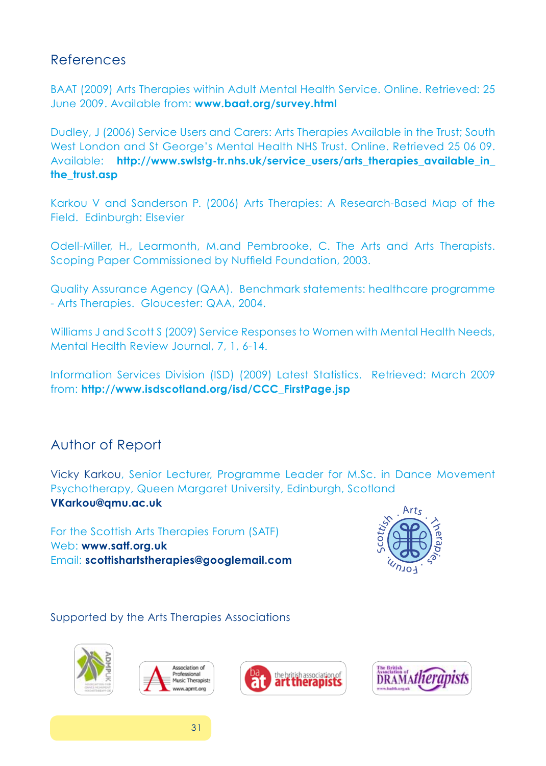## References

BAAT (2009) Arts Therapies within Adult Mental Health Service. Online. Retrieved: 25 June 2009. Available from: **www.baat.org/survey.html**

Dudley, J (2006) Service Users and Carers: Arts Therapies Available in the Trust; South West London and St George's Mental Health NHS Trust. Online. Retrieved 25 06 09. Available: **http://www.swlstg-tr.nhs.uk/service_users/arts_therapies_available_in_the_trust.asp**

Karkou V and Sanderson P. (2006) Arts Therapies: A Research-Based Map of the Field. Edinburgh: Elsevier

Odell-Miller, H., Learmonth, M.and Pembrooke, C. The Arts and Arts Therapists. Scoping Paper Commissioned by Nuffield Foundation, 2003.

Quality Assurance Agency (QAA). Benchmark statements: healthcare programme - Arts Therapies. Gloucester: QAA, 2004.

Williams J and Scott S (2009) Service Responses to Women with Mental Health Needs, Mental Health Review Journal, 7, 1, 6-14.

Information Services Division (ISD) (2009) Latest Statistics. Retrieved: March 2009 from: **http://www.isdscotland.org/isd/CCC_FirstPage.jsp**

## Author of Report

Vicky Karkou, Senior Lecturer, Programme Leader for M.Sc. in Dance Movement Psychotherapy, Queen Margaret University, Edinburgh, Scotland
**VKarkou@qmu.ac.uk**

For the Scottish Arts Therapies Forum (SATF)
Web: **www.satf.org.uk**
Email: **scottishartstherapies@googlemail.com**

Supported by the Arts Therapies Associations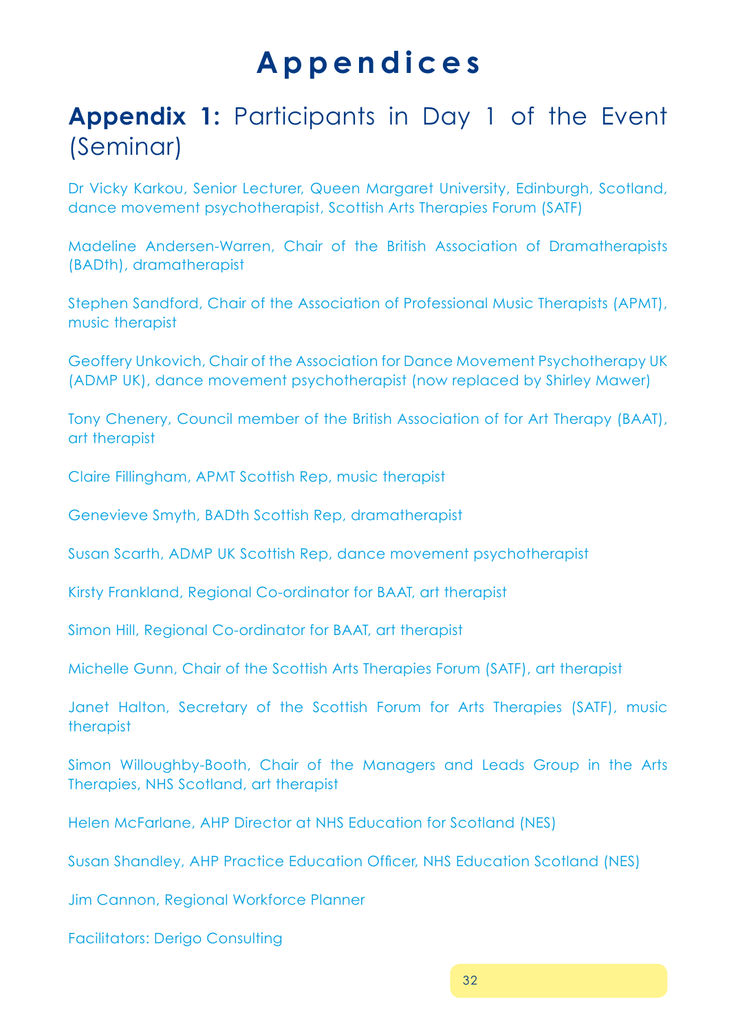# Appendices

## **Appendix 1:** Participants in Day 1 of the Event (Seminar)

Dr Vicky Karkou, Senior Lecturer, Queen Margaret University, Edinburgh, Scotland, dance movement psychotherapist, Scottish Arts Therapies Forum (SATF)

Madeline Andersen-Warren, Chair of the British Association of Dramatherapists (BADth), dramatherapist

Stephen Sandford, Chair of the Association of Professional Music Therapists (APMT), music therapist

Geoffery Unkovich, Chair of the Association for Dance Movement Psychotherapy UK (ADMP UK), dance movement psychotherapist (now replaced by Shirley Mawer)

Tony Chenery, Council member of the British Association of for Art Therapy (BAAT), art therapist

Claire Fillingham, APMT Scottish Rep, music therapist

Genevieve Smyth, BADth Scottish Rep, dramatherapist

Susan Scarth, ADMP UK Scottish Rep, dance movement psychotherapist

Kirsty Frankland, Regional Co-ordinator for BAAT, art therapist

Simon Hill, Regional Co-ordinator for BAAT, art therapist

Michelle Gunn, Chair of the Scottish Arts Therapies Forum (SATF), art therapist

Janet Halton, Secretary of the Scottish Forum for Arts Therapies (SATF), music therapist

Simon Willoughby-Booth, Chair of the Managers and Leads Group in the Arts Therapies, NHS Scotland, art therapist

Helen McFarlane, AHP Director at NHS Education for Scotland (NES)

Susan Shandley, AHP Practice Education Officer, NHS Education Scotland (NES)

Jim Cannon, Regional Workforce Planner

Facilitators: Derigo Consulting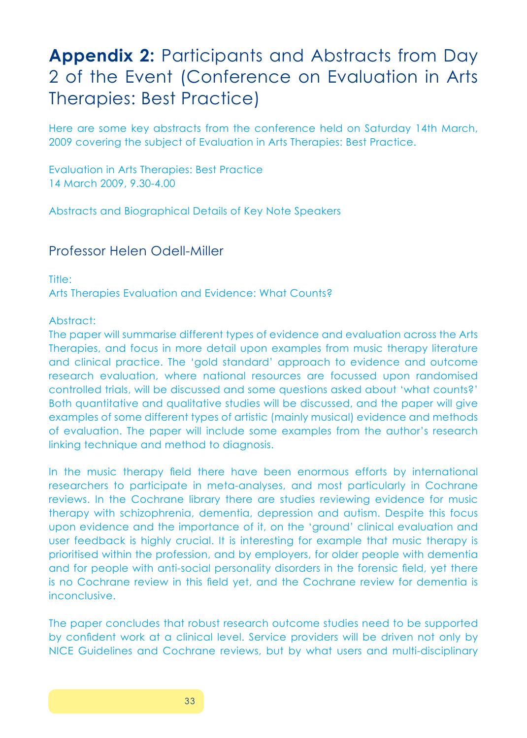# **Appendix 2:** Participants and Abstracts from Day 2 of the Event (Conference on Evaluation in Arts Therapies: Best Practice)

Here are some key abstracts from the conference held on Saturday 14th March, 2009 covering the subject of Evaluation in Arts Therapies: Best Practice.

Evaluation in Arts Therapies: Best Practice
14 March 2009, 9.30-4.00

Abstracts and Biographical Details of Key Note Speakers

## Professor Helen Odell-Miller

Title:
Arts Therapies Evaluation and Evidence: What Counts?

Abstract:
The paper will summarise different types of evidence and evaluation across the Arts Therapies, and focus in more detail upon examples from music therapy literature and clinical practice. The 'gold standard' approach to evidence and outcome research evaluation, where national resources are focussed upon randomised controlled trials, will be discussed and some questions asked about 'what counts?' Both quantitative and qualitative studies will be discussed, and the paper will give examples of some different types of artistic (mainly musical) evidence and methods of evaluation. The paper will include some examples from the author's research linking technique and method to diagnosis.

In the music therapy field there have been enormous efforts by international researchers to participate in meta-analyses, and most particularly in Cochrane reviews. In the Cochrane library there are studies reviewing evidence for music therapy with schizophrenia, dementia, depression and autism. Despite this focus upon evidence and the importance of it, on the 'ground' clinical evaluation and user feedback is highly crucial. It is interesting for example that music therapy is prioritised within the profession, and by employers, for older people with dementia and for people with anti-social personality disorders in the forensic field, yet there is no Cochrane review in this field yet, and the Cochrane review for dementia is inconclusive.

The paper concludes that robust research outcome studies need to be supported by confident work at a clinical level. Service providers will be driven not only by NICE Guidelines and Cochrane reviews, but by what users and multi-disciplinary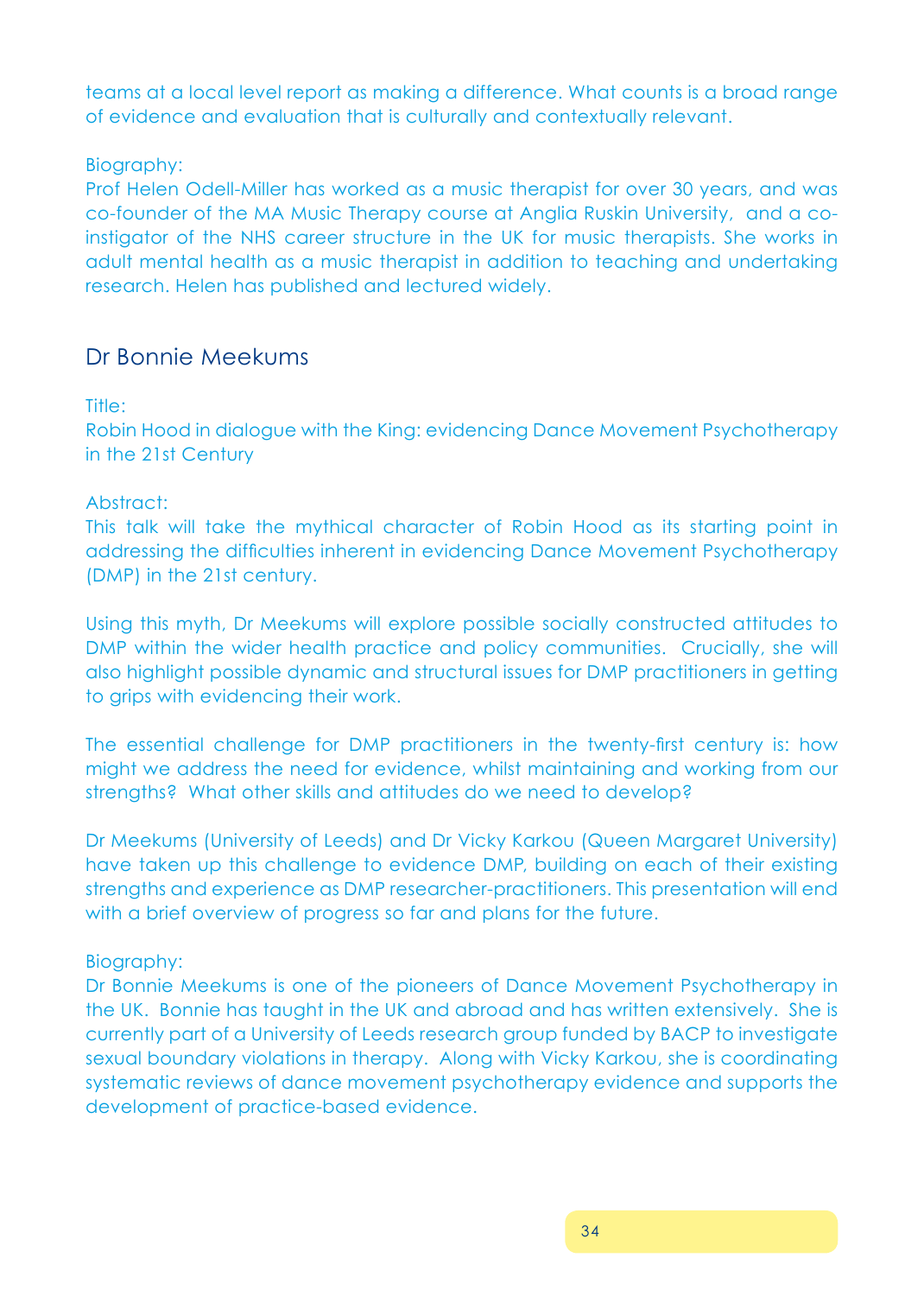teams at a local level report as making a difference. What counts is a broad range of evidence and evaluation that is culturally and contextually relevant.

Biography:
Prof Helen Odell-Miller has worked as a music therapist for over 30 years, and was co-founder of the MA Music Therapy course at Anglia Ruskin University, and a co-instigator of the NHS career structure in the UK for music therapists. She works in adult mental health as a music therapist in addition to teaching and undertaking research. Helen has published and lectured widely.

## Dr Bonnie Meekums

Title:
Robin Hood in dialogue with the King: evidencing Dance Movement Psychotherapy in the 21st Century

Abstract:
This talk will take the mythical character of Robin Hood as its starting point in addressing the difficulties inherent in evidencing Dance Movement Psychotherapy (DMP) in the 21st century.

Using this myth, Dr Meekums will explore possible socially constructed attitudes to DMP within the wider health practice and policy communities. Crucially, she will also highlight possible dynamic and structural issues for DMP practitioners in getting to grips with evidencing their work.

The essential challenge for DMP practitioners in the twenty-first century is: how might we address the need for evidence, whilst maintaining and working from our strengths? What other skills and attitudes do we need to develop?

Dr Meekums (University of Leeds) and Dr Vicky Karkou (Queen Margaret University) have taken up this challenge to evidence DMP, building on each of their existing strengths and experience as DMP researcher-practitioners. This presentation will end with a brief overview of progress so far and plans for the future.

Biography:
Dr Bonnie Meekums is one of the pioneers of Dance Movement Psychotherapy in the UK. Bonnie has taught in the UK and abroad and has written extensively. She is currently part of a University of Leeds research group funded by BACP to investigate sexual boundary violations in therapy. Along with Vicky Karkou, she is coordinating systematic reviews of dance movement psychotherapy evidence and supports the development of practice-based evidence.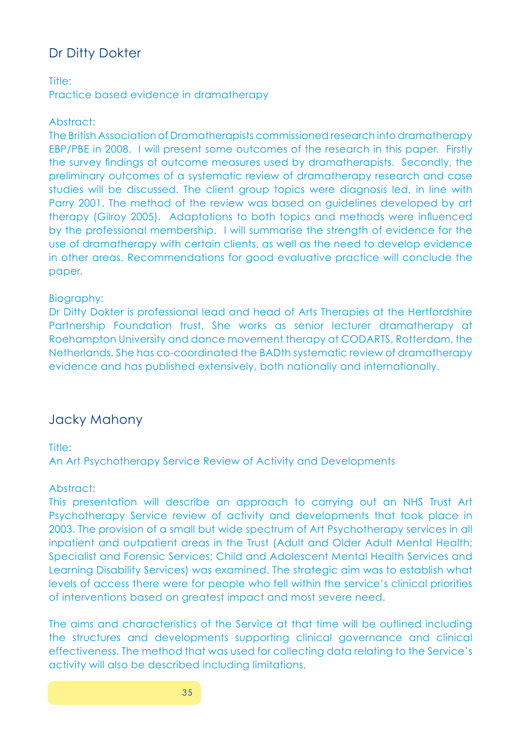## Dr Ditty Dokter

Title:
Practice based evidence in dramatherapy

Abstract:
The British Association of Dramatherapists commissioned research into dramatherapy EBP/PBE in 2008. I will present some outcomes of the research in this paper. Firstly the survey findings of outcome measures used by dramatherapists. Secondly, the preliminary outcomes of a systematic review of dramatherapy research and case studies will be discussed. The client group topics were diagnosis led, in line with Parry 2001. The method of the review was based on guidelines developed by art therapy (Gilroy 2005). Adaptations to both topics and methods were influenced by the professional membership. I will summarise the strength of evidence for the use of dramatherapy with certain clients, as well as the need to develop evidence in other areas. Recommendations for good evaluative practice will conclude the paper.

Biography:
Dr Ditty Dokter is professional lead and head of Arts Therapies at the Hertfordshire Partnership Foundation trust. She works as senior lecturer dramatherapy at Roehampton University and dance movement therapy at CODARTS, Rotterdam, the Netherlands. She has co-coordinated the BADth systematic review of dramatherapy evidence and has published extensively, both nationally and internationally.

## Jacky Mahony

Title:
An Art Psychotherapy Service Review of Activity and Developments

Abstract:
This presentation will describe an approach to carrying out an NHS Trust Art Psychotherapy Service review of activity and developments that took place in 2003. The provision of a small but wide spectrum of Art Psychotherapy services in all inpatient and outpatient areas in the Trust (Adult and Older Adult Mental Health; Specialist and Forensic Services; Child and Adolescent Mental Health Services and Learning Disability Services) was examined. The strategic aim was to establish what levels of access there were for people who fell within the service's clinical priorities of interventions based on greatest impact and most severe need.

The aims and characteristics of the Service at that time will be outlined including the structures and developments supporting clinical governance and clinical effectiveness. The method that was used for collecting data relating to the Service's activity will also be described including limitations.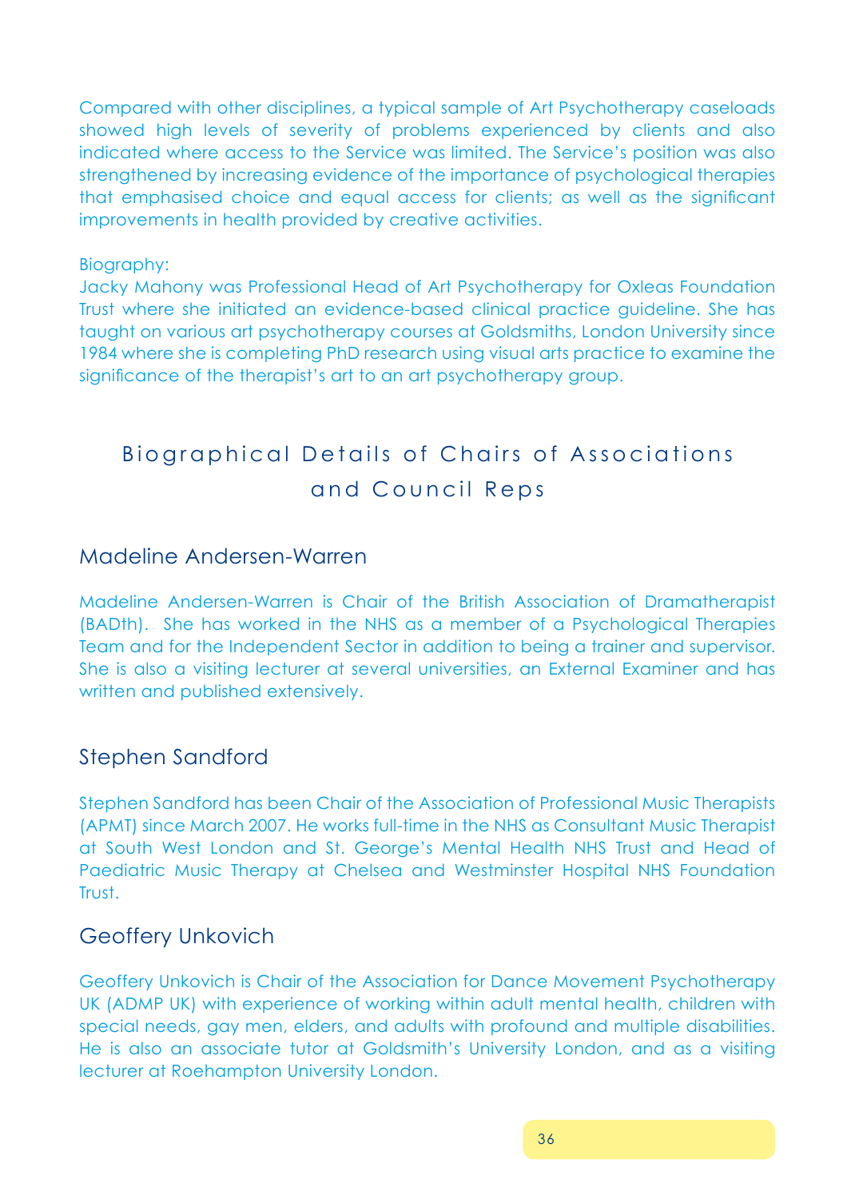Compared with other disciplines, a typical sample of Art Psychotherapy caseloads showed high levels of severity of problems experienced by clients and also indicated where access to the Service was limited. The Service's position was also strengthened by increasing evidence of the importance of psychological therapies that emphasised choice and equal access for clients; as well as the significant improvements in health provided by creative activities.

Biography:
Jacky Mahony was Professional Head of Art Psychotherapy for Oxleas Foundation Trust where she initiated an evidence-based clinical practice guideline. She has taught on various art psychotherapy courses at Goldsmiths, London University since 1984 where she is completing PhD research using visual arts practice to examine the significance of the therapist's art to an art psychotherapy group.

# Biographical Details of Chairs of Associations and Council Reps

## Madeline Andersen-Warren

Madeline Andersen-Warren is Chair of the British Association of Dramatherapist (BADth). She has worked in the NHS as a member of a Psychological Therapies Team and for the Independent Sector in addition to being a trainer and supervisor. She is also a visiting lecturer at several universities, an External Examiner and has written and published extensively.

## Stephen Sandford

Stephen Sandford has been Chair of the Association of Professional Music Therapists (APMT) since March 2007. He works full-time in the NHS as Consultant Music Therapist at South West London and St. George's Mental Health NHS Trust and Head of Paediatric Music Therapy at Chelsea and Westminster Hospital NHS Foundation Trust.

## Geoffery Unkovich

Geoffery Unkovich is Chair of the Association for Dance Movement Psychotherapy UK (ADMP UK) with experience of working within adult mental health, children with special needs, gay men, elders, and adults with profound and multiple disabilities. He is also an associate tutor at Goldsmith's University London, and as a visiting lecturer at Roehampton University London.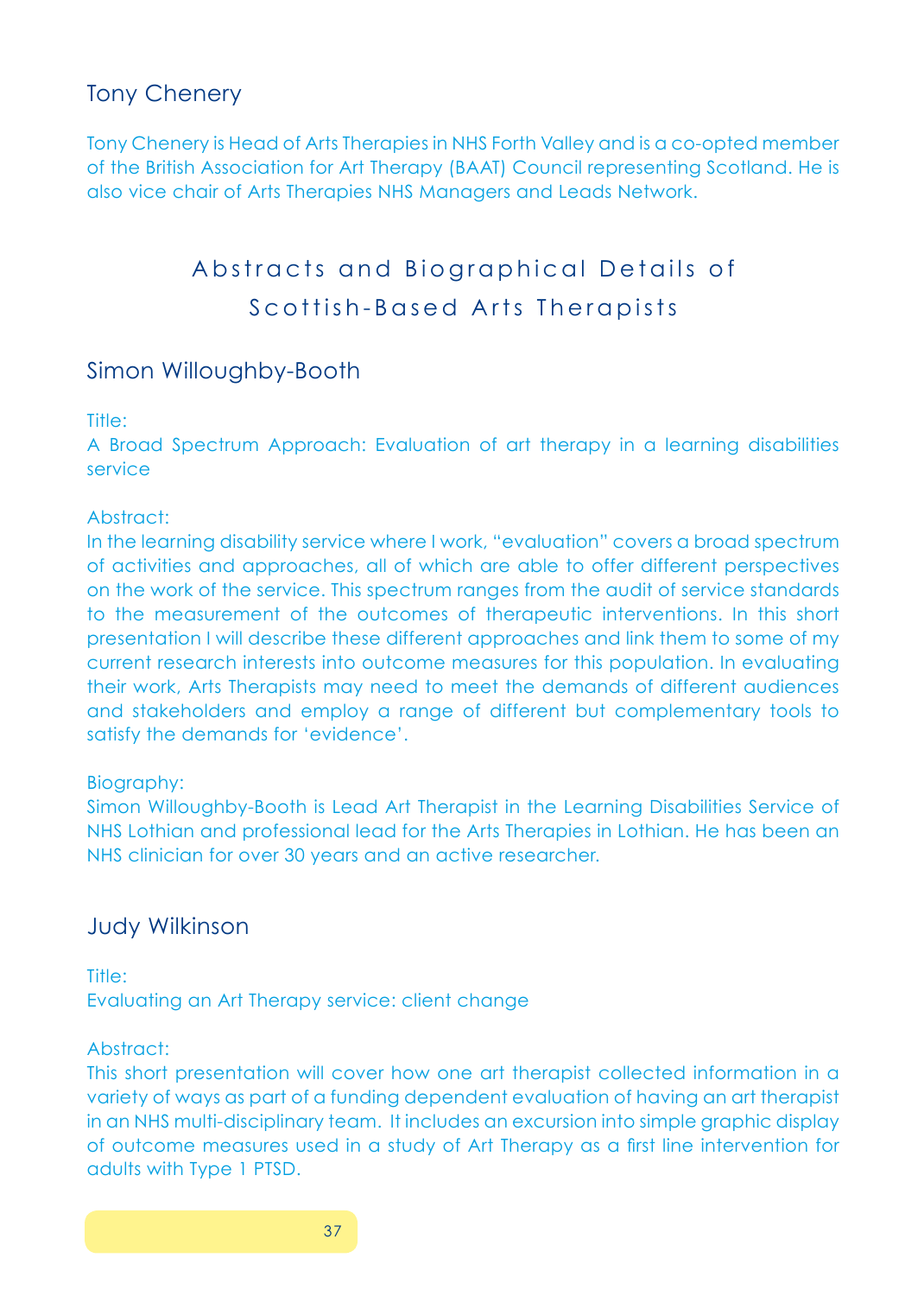## Tony Chenery

Tony Chenery is Head of Arts Therapies in NHS Forth Valley and is a co-opted member of the British Association for Art Therapy (BAAT) Council representing Scotland. He is also vice chair of Arts Therapies NHS Managers and Leads Network.

# Abstracts and Biographical Details of Scottish-Based Arts Therapists

## Simon Willoughby-Booth

Title:
A Broad Spectrum Approach: Evaluation of art therapy in a learning disabilities service

Abstract:
In the learning disability service where I work, "evaluation" covers a broad spectrum of activities and approaches, all of which are able to offer different perspectives on the work of the service. This spectrum ranges from the audit of service standards to the measurement of the outcomes of therapeutic interventions. In this short presentation I will describe these different approaches and link them to some of my current research interests into outcome measures for this population. In evaluating their work, Arts Therapists may need to meet the demands of different audiences and stakeholders and employ a range of different but complementary tools to satisfy the demands for 'evidence'.

Biography:
Simon Willoughby-Booth is Lead Art Therapist in the Learning Disabilities Service of NHS Lothian and professional lead for the Arts Therapies in Lothian. He has been an NHS clinician for over 30 years and an active researcher.

## Judy Wilkinson

Title:
Evaluating an Art Therapy service: client change

Abstract:
This short presentation will cover how one art therapist collected information in a variety of ways as part of a funding dependent evaluation of having an art therapist in an NHS multi-disciplinary team. It includes an excursion into simple graphic display of outcome measures used in a study of Art Therapy as a first line intervention for adults with Type 1 PTSD.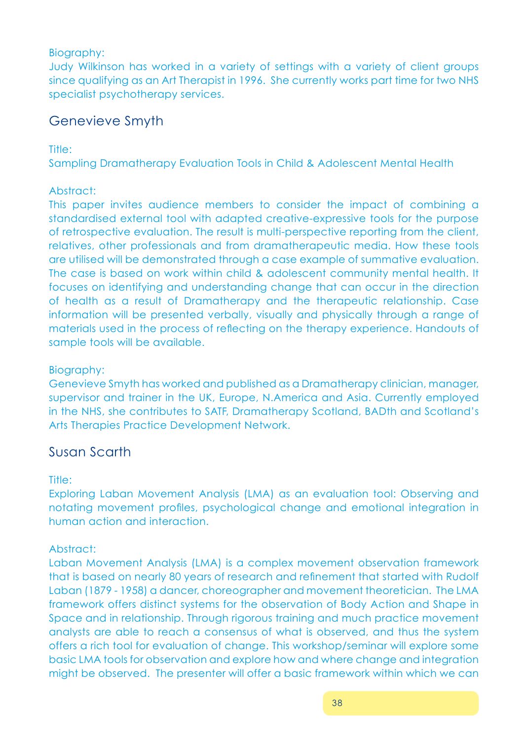Biography:
Judy Wilkinson has worked in a variety of settings with a variety of client groups since qualifying as an Art Therapist in 1996. She currently works part time for two NHS specialist psychotherapy services.

## Genevieve Smyth

Title:
Sampling Dramatherapy Evaluation Tools in Child & Adolescent Mental Health

Abstract:
This paper invites audience members to consider the impact of combining a standardised external tool with adapted creative-expressive tools for the purpose of retrospective evaluation. The result is multi-perspective reporting from the client, relatives, other professionals and from dramatherapeutic media. How these tools are utilised will be demonstrated through a case example of summative evaluation. The case is based on work within child & adolescent community mental health. It focuses on identifying and understanding change that can occur in the direction of health as a result of Dramatherapy and the therapeutic relationship. Case information will be presented verbally, visually and physically through a range of materials used in the process of reflecting on the therapy experience. Handouts of sample tools will be available.

Biography:
Genevieve Smyth has worked and published as a Dramatherapy clinician, manager, supervisor and trainer in the UK, Europe, N.America and Asia. Currently employed in the NHS, she contributes to SATF, Dramatherapy Scotland, BADth and Scotland's Arts Therapies Practice Development Network.

## Susan Scarth

Title:
Exploring Laban Movement Analysis (LMA) as an evaluation tool: Observing and notating movement profiles, psychological change and emotional integration in human action and interaction.

Abstract:
Laban Movement Analysis (LMA) is a complex movement observation framework that is based on nearly 80 years of research and refinement that started with Rudolf Laban (1879 - 1958) a dancer, choreographer and movement theoretician. The LMA framework offers distinct systems for the observation of Body Action and Shape in Space and in relationship. Through rigorous training and much practice movement analysts are able to reach a consensus of what is observed, and thus the system offers a rich tool for evaluation of change. This workshop/seminar will explore some basic LMA tools for observation and explore how and where change and integration might be observed. The presenter will offer a basic framework within which we can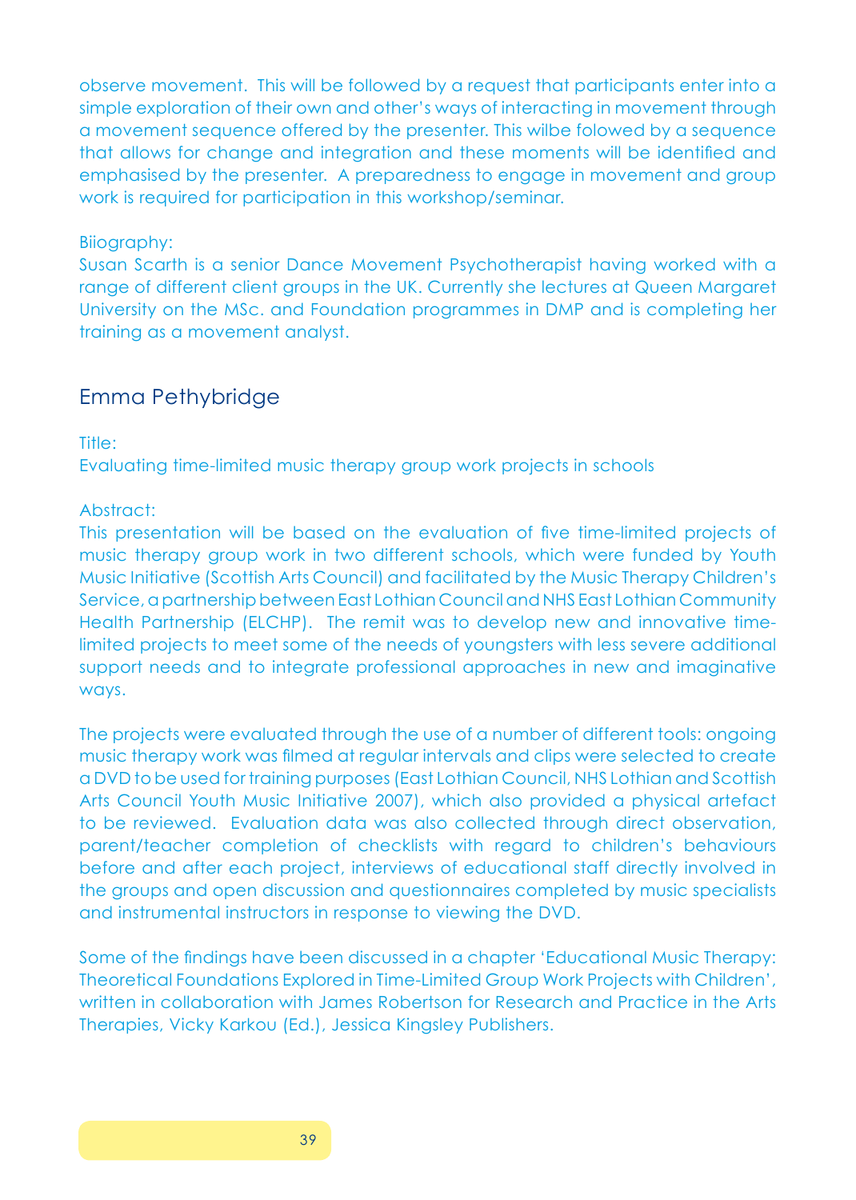observe movement. This will be followed by a request that participants enter into a simple exploration of their own and other's ways of interacting in movement through a movement sequence offered by the presenter. This wilbe folowed by a sequence that allows for change and integration and these moments will be identified and emphasised by the presenter. A preparedness to engage in movement and group work is required for participation in this workshop/seminar.

Biiography:
Susan Scarth is a senior Dance Movement Psychotherapist having worked with a range of different client groups in the UK. Currently she lectures at Queen Margaret University on the MSc. and Foundation programmes in DMP and is completing her training as a movement analyst.

## Emma Pethybridge

Title:
Evaluating time-limited music therapy group work projects in schools

Abstract:
This presentation will be based on the evaluation of five time-limited projects of music therapy group work in two different schools, which were funded by Youth Music Initiative (Scottish Arts Council) and facilitated by the Music Therapy Children's Service, a partnership between East Lothian Council and NHS East Lothian Community Health Partnership (ELCHP). The remit was to develop new and innovative time-limited projects to meet some of the needs of youngsters with less severe additional support needs and to integrate professional approaches in new and imaginative ways.

The projects were evaluated through the use of a number of different tools: ongoing music therapy work was filmed at regular intervals and clips were selected to create a DVD to be used for training purposes (East Lothian Council, NHS Lothian and Scottish Arts Council Youth Music Initiative 2007), which also provided a physical artefact to be reviewed. Evaluation data was also collected through direct observation, parent/teacher completion of checklists with regard to children's behaviours before and after each project, interviews of educational staff directly involved in the groups and open discussion and questionnaires completed by music specialists and instrumental instructors in response to viewing the DVD.

Some of the findings have been discussed in a chapter 'Educational Music Therapy: Theoretical Foundations Explored in Time-Limited Group Work Projects with Children', written in collaboration with James Robertson for Research and Practice in the Arts Therapies, Vicky Karkou (Ed.), Jessica Kingsley Publishers.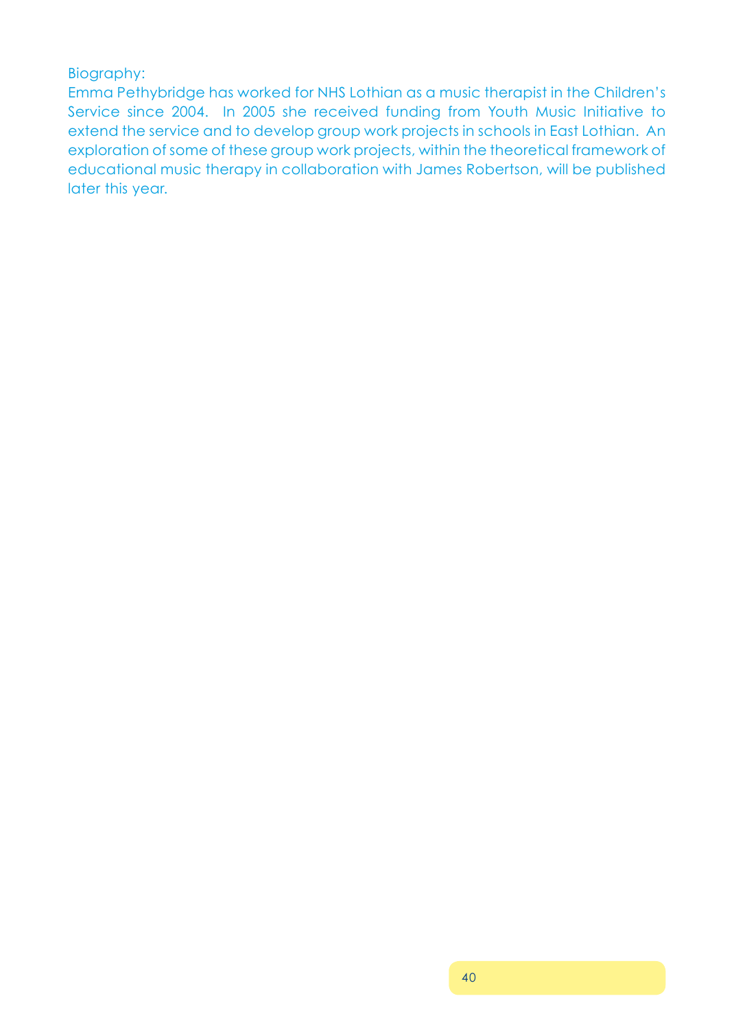Biography:

Emma Pethybridge has worked for NHS Lothian as a music therapist in the Children's Service since 2004. In 2005 she received funding from Youth Music Initiative to extend the service and to develop group work projects in schools in East Lothian. An exploration of some of these group work projects, within the theoretical framework of educational music therapy in collaboration with James Robertson, will be published later this year.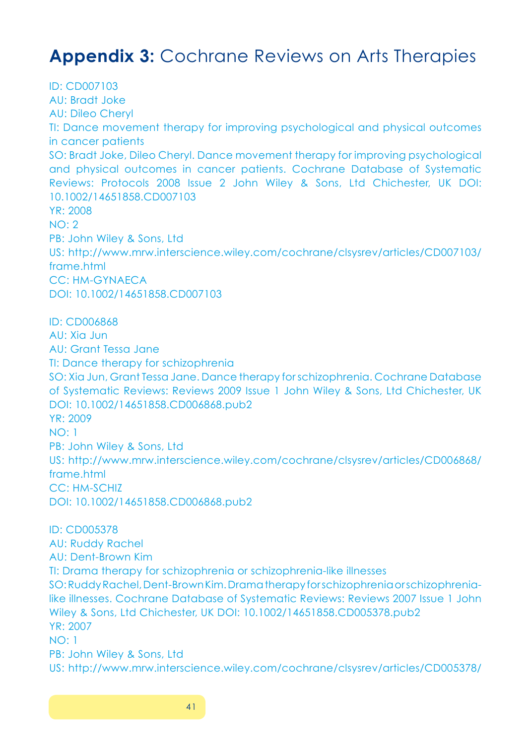# **Appendix 3:** Cochrane Reviews on Arts Therapies

ID: CD007103
AU: Bradt Joke
AU: Dileo Cheryl
TI: Dance movement therapy for improving psychological and physical outcomes in cancer patients
SO: Bradt Joke, Dileo Cheryl. Dance movement therapy for improving psychological and physical outcomes in cancer patients. Cochrane Database of Systematic Reviews: Protocols 2008 Issue 2 John Wiley & Sons, Ltd Chichester, UK DOI: 10.1002/14651858.CD007103
YR: 2008
NO: 2
PB: John Wiley & Sons, Ltd
US: http://www.mrw.interscience.wiley.com/cochrane/clsysrev/articles/CD007103/frame.html
CC: HM-GYNAECA
DOI: 10.1002/14651858.CD007103

ID: CD006868
AU: Xia Jun
AU: Grant Tessa Jane
TI: Dance therapy for schizophrenia
SO: Xia Jun, Grant Tessa Jane. Dance therapy for schizophrenia. Cochrane Database of Systematic Reviews: Reviews 2009 Issue 1 John Wiley & Sons, Ltd Chichester, UK DOI: 10.1002/14651858.CD006868.pub2
YR: 2009
NO: 1
PB: John Wiley & Sons, Ltd
US: http://www.mrw.interscience.wiley.com/cochrane/clsysrev/articles/CD006868/frame.html
CC: HM-SCHIZ
DOI: 10.1002/14651858.CD006868.pub2

ID: CD005378
AU: Ruddy Rachel
AU: Dent-Brown Kim
TI: Drama therapy for schizophrenia or schizophrenia-like illnesses
SO: Ruddy Rachel, Dent-Brown Kim. Drama therapy for schizophrenia or schizophrenia-like illnesses. Cochrane Database of Systematic Reviews: Reviews 2007 Issue 1 John Wiley & Sons, Ltd Chichester, UK DOI: 10.1002/14651858.CD005378.pub2
YR: 2007
NO: 1
PB: John Wiley & Sons, Ltd
US: http://www.mrw.interscience.wiley.com/cochrane/clsysrev/articles/CD005378/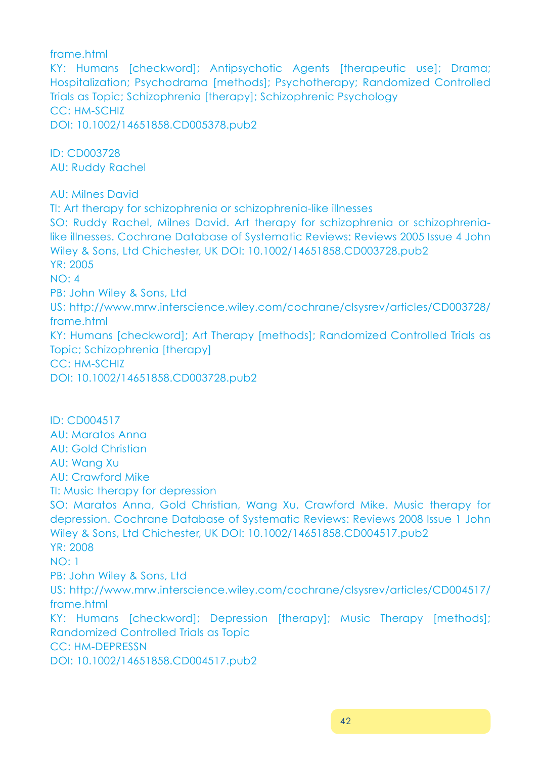frame.html
KY: Humans [checkword]; Antipsychotic Agents [therapeutic use]; Drama; Hospitalization; Psychodrama [methods]; Psychotherapy; Randomized Controlled Trials as Topic; Schizophrenia [therapy]; Schizophrenic Psychology
CC: HM-SCHIZ
DOI: 10.1002/14651858.CD005378.pub2

ID: CD003728
AU: Ruddy Rachel

AU: Milnes David
TI: Art therapy for schizophrenia or schizophrenia-like illnesses
SO: Ruddy Rachel, Milnes David. Art therapy for schizophrenia or schizophrenia-like illnesses. Cochrane Database of Systematic Reviews: Reviews 2005 Issue 4 John Wiley & Sons, Ltd Chichester, UK DOI: 10.1002/14651858.CD003728.pub2
YR: 2005
NO: 4
PB: John Wiley & Sons, Ltd
US: http://www.mrw.interscience.wiley.com/cochrane/clsysrev/articles/CD003728/frame.html
KY: Humans [checkword]; Art Therapy [methods]; Randomized Controlled Trials as Topic; Schizophrenia [therapy]
CC: HM-SCHIZ
DOI: 10.1002/14651858.CD003728.pub2

ID: CD004517
AU: Maratos Anna
AU: Gold Christian
AU: Wang Xu
AU: Crawford Mike
TI: Music therapy for depression
SO: Maratos Anna, Gold Christian, Wang Xu, Crawford Mike. Music therapy for depression. Cochrane Database of Systematic Reviews: Reviews 2008 Issue 1 John Wiley & Sons, Ltd Chichester, UK DOI: 10.1002/14651858.CD004517.pub2
YR: 2008
NO: 1
PB: John Wiley & Sons, Ltd
US: http://www.mrw.interscience.wiley.com/cochrane/clsysrev/articles/CD004517/frame.html
KY: Humans [checkword]; Depression [therapy]; Music Therapy [methods]; Randomized Controlled Trials as Topic
CC: HM-DEPRESSN
DOI: 10.1002/14651858.CD004517.pub2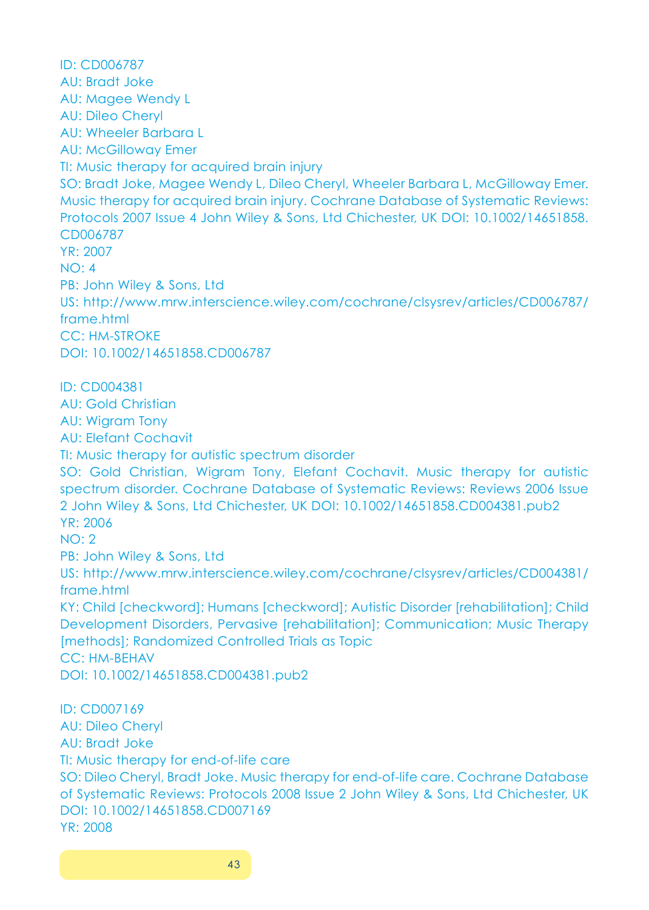ID: CD006787
AU: Bradt Joke
AU: Magee Wendy L
AU: Dileo Cheryl
AU: Wheeler Barbara L
AU: McGilloway Emer
TI: Music therapy for acquired brain injury
SO: Bradt Joke, Magee Wendy L, Dileo Cheryl, Wheeler Barbara L, McGilloway Emer. Music therapy for acquired brain injury. Cochrane Database of Systematic Reviews: Protocols 2007 Issue 4 John Wiley & Sons, Ltd Chichester, UK DOI: 10.1002/14651858.CD006787
YR: 2007
NO: 4
PB: John Wiley & Sons, Ltd
US: http://www.mrw.interscience.wiley.com/cochrane/clsysrev/articles/CD006787/frame.html
CC: HM-STROKE
DOI: 10.1002/14651858.CD006787

ID: CD004381
AU: Gold Christian
AU: Wigram Tony
AU: Elefant Cochavit
TI: Music therapy for autistic spectrum disorder
SO: Gold Christian, Wigram Tony, Elefant Cochavit. Music therapy for autistic spectrum disorder. Cochrane Database of Systematic Reviews: Reviews 2006 Issue 2 John Wiley & Sons, Ltd Chichester, UK DOI: 10.1002/14651858.CD004381.pub2
YR: 2006
NO: 2
PB: John Wiley & Sons, Ltd
US: http://www.mrw.interscience.wiley.com/cochrane/clsysrev/articles/CD004381/frame.html
KY: Child [checkword]; Humans [checkword]; Autistic Disorder [rehabilitation]; Child Development Disorders, Pervasive [rehabilitation]; Communication; Music Therapy [methods]; Randomized Controlled Trials as Topic
CC: HM-BEHAV
DOI: 10.1002/14651858.CD004381.pub2

ID: CD007169
AU: Dileo Cheryl
AU: Bradt Joke
TI: Music therapy for end-of-life care
SO: Dileo Cheryl, Bradt Joke. Music therapy for end-of-life care. Cochrane Database of Systematic Reviews: Protocols 2008 Issue 2 John Wiley & Sons, Ltd Chichester, UK DOI: 10.1002/14651858.CD007169
YR: 2008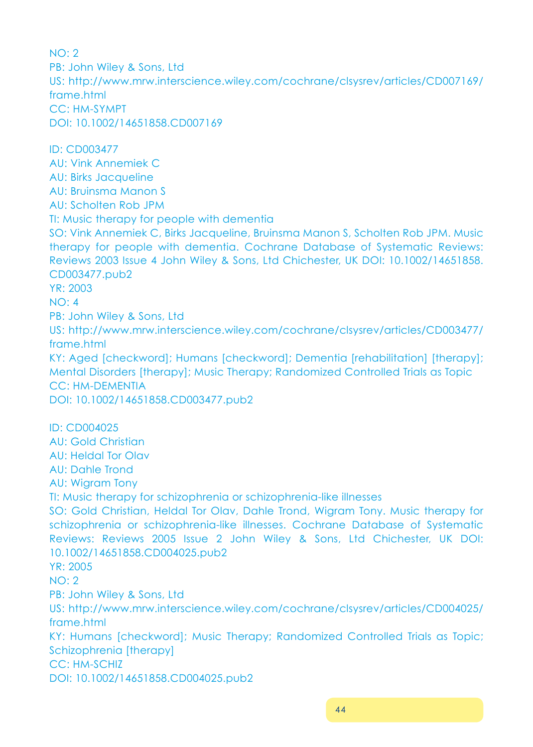NO: 2
PB: John Wiley & Sons, Ltd
US: http://www.mrw.interscience.wiley.com/cochrane/clsysrev/articles/CD007169/frame.html
CC: HM-SYMPT
DOI: 10.1002/14651858.CD007169

ID: CD003477
AU: Vink Annemiek C
AU: Birks Jacqueline
AU: Bruinsma Manon S
AU: Scholten Rob JPM
TI: Music therapy for people with dementia
SO: Vink Annemiek C, Birks Jacqueline, Bruinsma Manon S, Scholten Rob JPM. Music therapy for people with dementia. Cochrane Database of Systematic Reviews: Reviews 2003 Issue 4 John Wiley & Sons, Ltd Chichester, UK DOI: 10.1002/14651858.CD003477.pub2
YR: 2003
NO: 4
PB: John Wiley & Sons, Ltd
US: http://www.mrw.interscience.wiley.com/cochrane/clsysrev/articles/CD003477/frame.html
KY: Aged [checkword]; Humans [checkword]; Dementia [rehabilitation] [therapy]; Mental Disorders [therapy]; Music Therapy; Randomized Controlled Trials as Topic
CC: HM-DEMENTIA
DOI: 10.1002/14651858.CD003477.pub2

ID: CD004025
AU: Gold Christian
AU: Heldal Tor Olav
AU: Dahle Trond
AU: Wigram Tony
TI: Music therapy for schizophrenia or schizophrenia-like illnesses
SO: Gold Christian, Heldal Tor Olav, Dahle Trond, Wigram Tony. Music therapy for schizophrenia or schizophrenia-like illnesses. Cochrane Database of Systematic Reviews: Reviews 2005 Issue 2 John Wiley & Sons, Ltd Chichester, UK DOI: 10.1002/14651858.CD004025.pub2
YR: 2005
NO: 2
PB: John Wiley & Sons, Ltd
US: http://www.mrw.interscience.wiley.com/cochrane/clsysrev/articles/CD004025/frame.html
KY: Humans [checkword]; Music Therapy; Randomized Controlled Trials as Topic; Schizophrenia [therapy]
CC: HM-SCHIZ
DOI: 10.1002/14651858.CD004025.pub2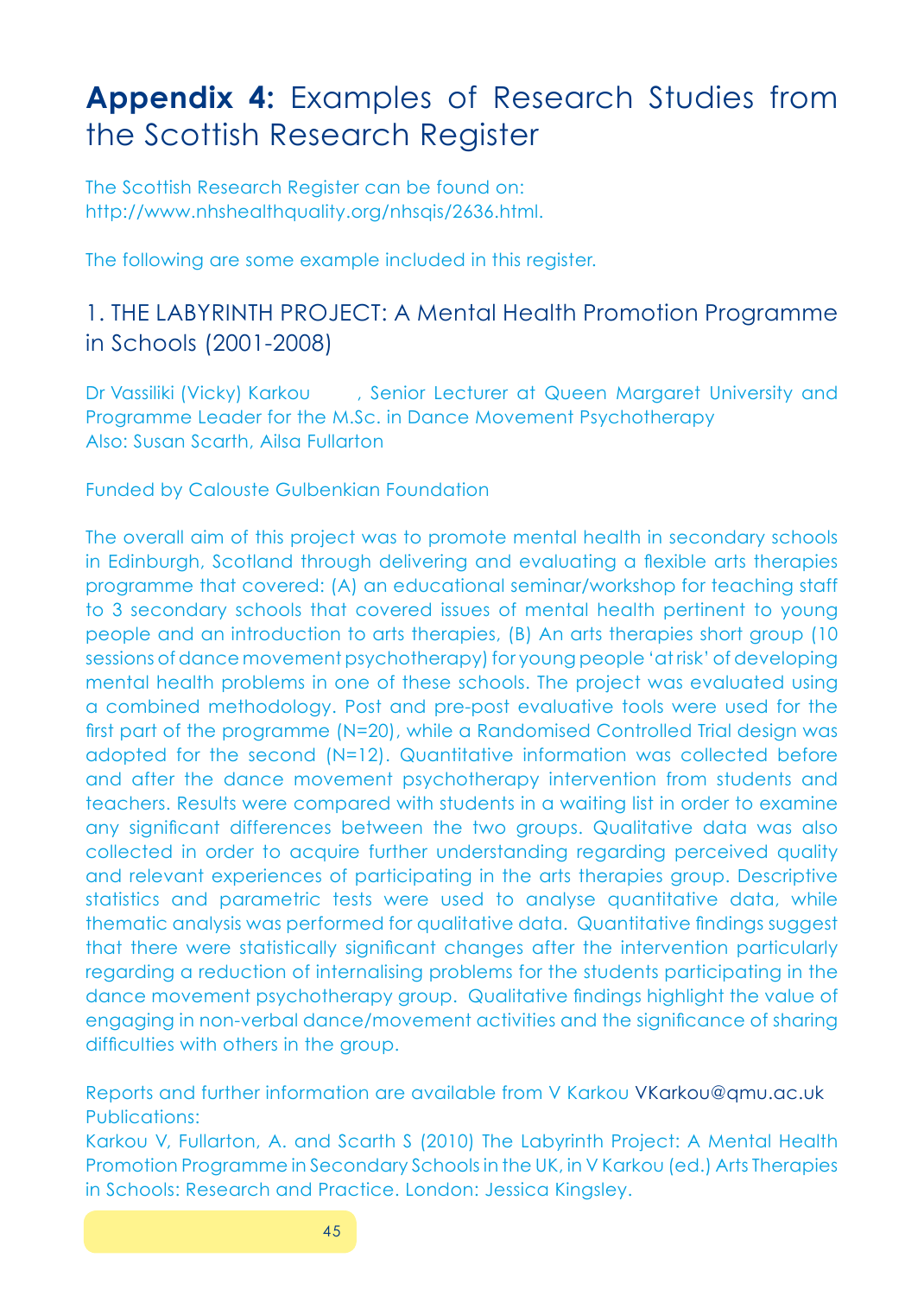# **Appendix 4:** Examples of Research Studies from the Scottish Research Register

The Scottish Research Register can be found on: http://www.nhshealthquality.org/nhsqis/2636.html.

The following are some example included in this register.

## 1. THE LABYRINTH PROJECT: A Mental Health Promotion Programme in Schools (2001-2008)

Dr Vassiliki (Vicky) Karkou , Senior Lecturer at Queen Margaret University and Programme Leader for the M.Sc. in Dance Movement Psychotherapy
Also: Susan Scarth, Ailsa Fullarton

Funded by Calouste Gulbenkian Foundation

The overall aim of this project was to promote mental health in secondary schools in Edinburgh, Scotland through delivering and evaluating a flexible arts therapies programme that covered: (A) an educational seminar/workshop for teaching staff to 3 secondary schools that covered issues of mental health pertinent to young people and an introduction to arts therapies, (B) An arts therapies short group (10 sessions of dance movement psychotherapy) for young people 'at risk' of developing mental health problems in one of these schools. The project was evaluated using a combined methodology. Post and pre-post evaluative tools were used for the first part of the programme (N=20), while a Randomised Controlled Trial design was adopted for the second (N=12). Quantitative information was collected before and after the dance movement psychotherapy intervention from students and teachers. Results were compared with students in a waiting list in order to examine any significant differences between the two groups. Qualitative data was also collected in order to acquire further understanding regarding perceived quality and relevant experiences of participating in the arts therapies group. Descriptive statistics and parametric tests were used to analyse quantitative data, while thematic analysis was performed for qualitative data. Quantitative findings suggest that there were statistically significant changes after the intervention particularly regarding a reduction of internalising problems for the students participating in the dance movement psychotherapy group. Qualitative findings highlight the value of engaging in non-verbal dance/movement activities and the significance of sharing difficulties with others in the group.

Reports and further information are available from V Karkou VKarkou@qmu.ac.uk
Publications:
Karkou V, Fullarton, A. and Scarth S (2010) The Labyrinth Project: A Mental Health Promotion Programme in Secondary Schools in the UK, in V Karkou (ed.) Arts Therapies in Schools: Research and Practice. London: Jessica Kingsley.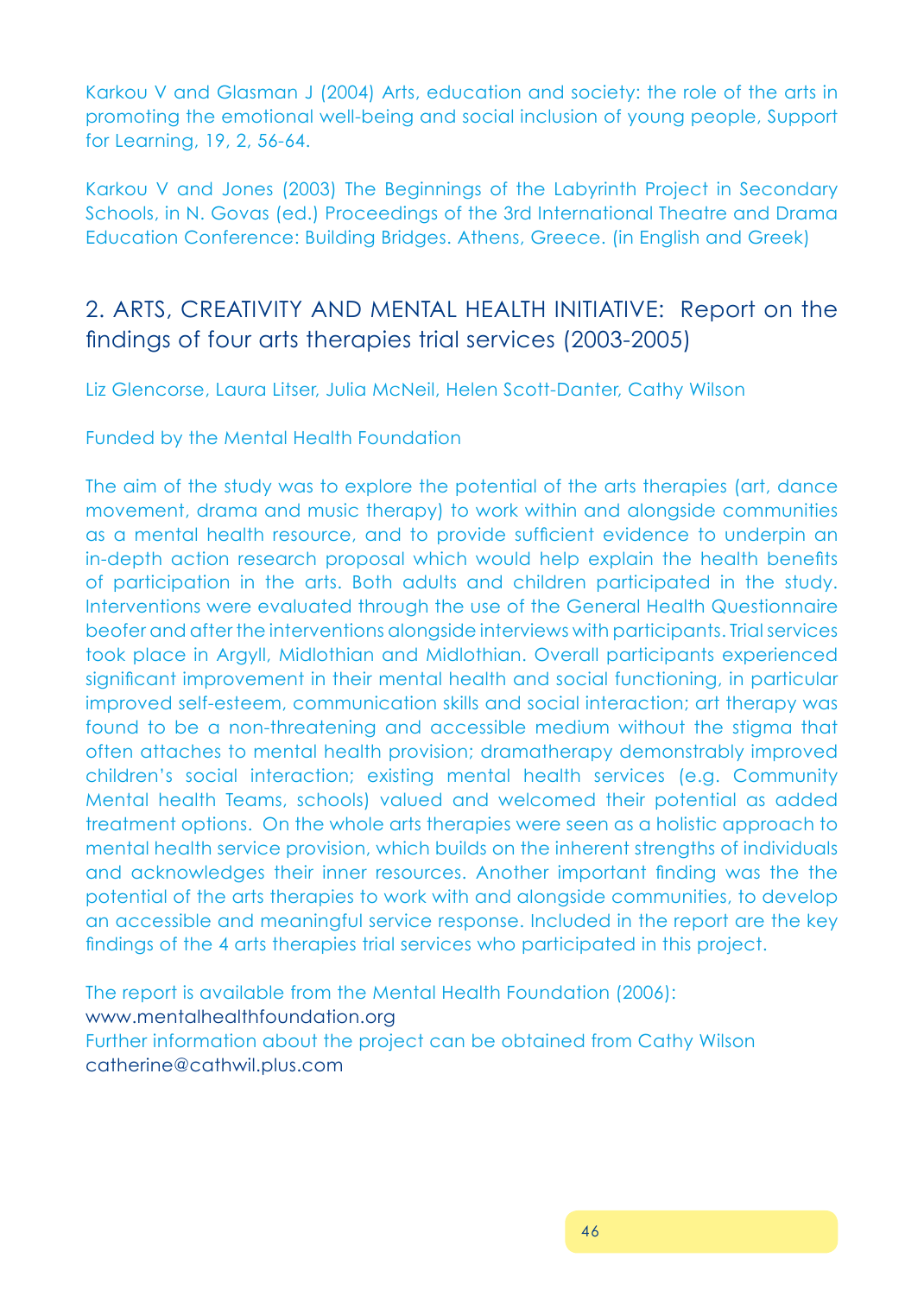Karkou V and Glasman J (2004) Arts, education and society: the role of the arts in promoting the emotional well-being and social inclusion of young people, Support for Learning, 19, 2, 56-64.

Karkou V and Jones (2003) The Beginnings of the Labyrinth Project in Secondary Schools, in N. Govas (ed.) Proceedings of the 3rd International Theatre and Drama Education Conference: Building Bridges. Athens, Greece. (in English and Greek)

## 2. ARTS, CREATIVITY AND MENTAL HEALTH INITIATIVE: Report on the findings of four arts therapies trial services (2003-2005)

Liz Glencorse, Laura Litser, Julia McNeil, Helen Scott-Danter, Cathy Wilson

Funded by the Mental Health Foundation

The aim of the study was to explore the potential of the arts therapies (art, dance movement, drama and music therapy) to work within and alongside communities as a mental health resource, and to provide sufficient evidence to underpin an in-depth action research proposal which would help explain the health benefits of participation in the arts. Both adults and children participated in the study. Interventions were evaluated through the use of the General Health Questionnaire beofer and after the interventions alongside interviews with participants. Trial services took place in Argyll, Midlothian and Midlothian. Overall participants experienced significant improvement in their mental health and social functioning, in particular improved self-esteem, communication skills and social interaction; art therapy was found to be a non-threatening and accessible medium without the stigma that often attaches to mental health provision; dramatherapy demonstrably improved children's social interaction; existing mental health services (e.g. Community Mental health Teams, schools) valued and welcomed their potential as added treatment options. On the whole arts therapies were seen as a holistic approach to mental health service provision, which builds on the inherent strengths of individuals and acknowledges their inner resources. Another important finding was the the potential of the arts therapies to work with and alongside communities, to develop an accessible and meaningful service response. Included in the report are the key findings of the 4 arts therapies trial services who participated in this project.

The report is available from the Mental Health Foundation (2006):
www.mentalhealthfoundation.org
Further information about the project can be obtained from Cathy Wilson
catherine@cathwil.plus.com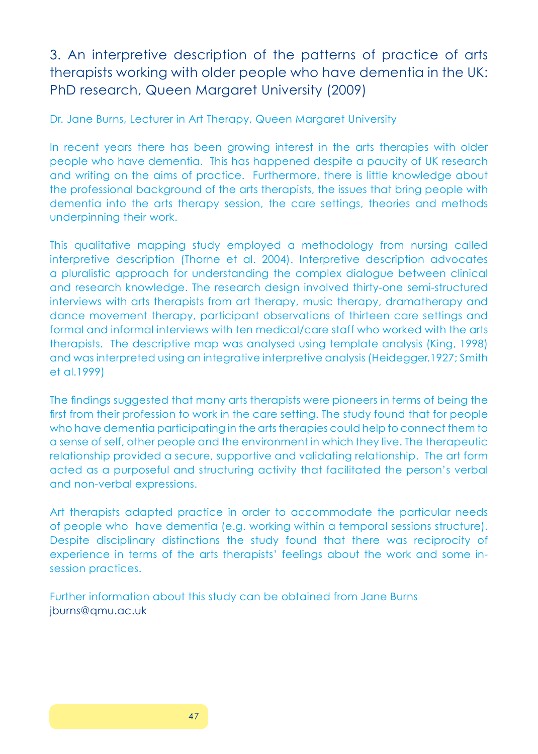## 3. An interpretive description of the patterns of practice of arts therapists working with older people who have dementia in the UK: PhD research, Queen Margaret University (2009)

Dr. Jane Burns, Lecturer in Art Therapy, Queen Margaret University

In recent years there has been growing interest in the arts therapies with older people who have dementia. This has happened despite a paucity of UK research and writing on the aims of practice. Furthermore, there is little knowledge about the professional background of the arts therapists, the issues that bring people with dementia into the arts therapy session, the care settings, theories and methods underpinning their work.

This qualitative mapping study employed a methodology from nursing called interpretive description (Thorne et al. 2004). Interpretive description advocates a pluralistic approach for understanding the complex dialogue between clinical and research knowledge. The research design involved thirty-one semi-structured interviews with arts therapists from art therapy, music therapy, dramatherapy and dance movement therapy, participant observations of thirteen care settings and formal and informal interviews with ten medical/care staff who worked with the arts therapists. The descriptive map was analysed using template analysis (King, 1998) and was interpreted using an integrative interpretive analysis (Heidegger,1927; Smith et al.1999)

The findings suggested that many arts therapists were pioneers in terms of being the first from their profession to work in the care setting. The study found that for people who have dementia participating in the arts therapies could help to connect them to a sense of self, other people and the environment in which they live. The therapeutic relationship provided a secure, supportive and validating relationship. The art form acted as a purposeful and structuring activity that facilitated the person's verbal and non-verbal expressions.

Art therapists adapted practice in order to accommodate the particular needs of people who have dementia (e.g. working within a temporal sessions structure). Despite disciplinary distinctions the study found that there was reciprocity of experience in terms of the arts therapists' feelings about the work and some in-session practices.

Further information about this study can be obtained from Jane Burns
jburns@qmu.ac.uk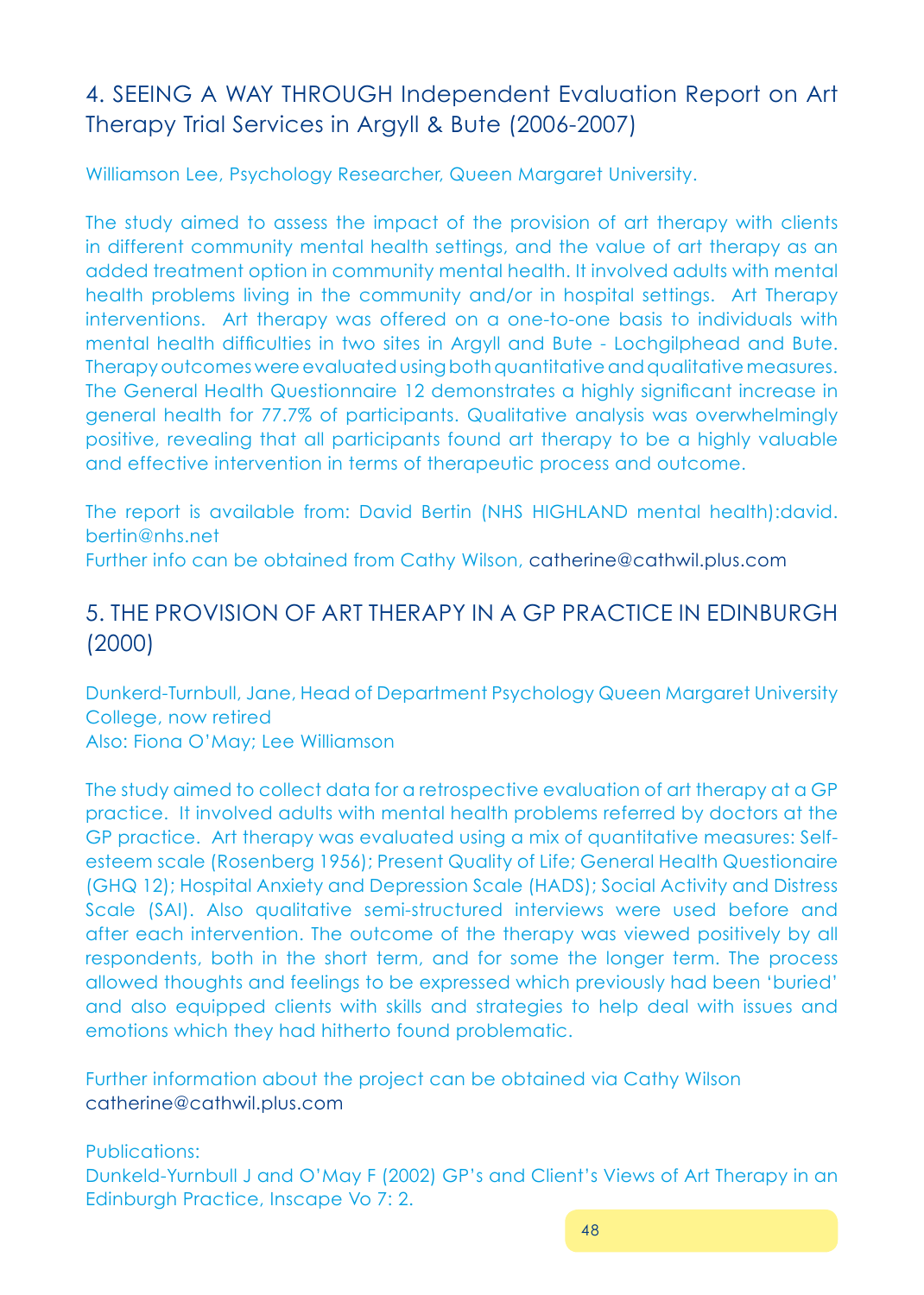## 4. SEEING A WAY THROUGH Independent Evaluation Report on Art Therapy Trial Services in Argyll & Bute (2006-2007)

Williamson Lee, Psychology Researcher, Queen Margaret University.

The study aimed to assess the impact of the provision of art therapy with clients in different community mental health settings, and the value of art therapy as an added treatment option in community mental health. It involved adults with mental health problems living in the community and/or in hospital settings. Art Therapy interventions. Art therapy was offered on a one-to-one basis to individuals with mental health difficulties in two sites in Argyll and Bute - Lochgilphead and Bute. Therapy outcomes were evaluated using both quantitative and qualitative measures. The General Health Questionnaire 12 demonstrates a highly significant increase in general health for 77.7% of participants. Qualitative analysis was overwhelmingly positive, revealing that all participants found art therapy to be a highly valuable and effective intervention in terms of therapeutic process and outcome.

The report is available from: David Bertin (NHS HIGHLAND mental health):david.bertin@nhs.net
Further info can be obtained from Cathy Wilson, catherine@cathwil.plus.com

## 5. THE PROVISION OF ART THERAPY IN A GP PRACTICE IN EDINBURGH (2000)

Dunkerd-Turnbull, Jane, Head of Department Psychology Queen Margaret University College, now retired
Also: Fiona O'May; Lee Williamson

The study aimed to collect data for a retrospective evaluation of art therapy at a GP practice. It involved adults with mental health problems referred by doctors at the GP practice. Art therapy was evaluated using a mix of quantitative measures: Self-esteem scale (Rosenberg 1956); Present Quality of Life; General Health Questionaire (GHQ 12); Hospital Anxiety and Depression Scale (HADS); Social Activity and Distress Scale (SAI). Also qualitative semi-structured interviews were used before and after each intervention. The outcome of the therapy was viewed positively by all respondents, both in the short term, and for some the longer term. The process allowed thoughts and feelings to be expressed which previously had been 'buried' and also equipped clients with skills and strategies to help deal with issues and emotions which they had hitherto found problematic.

Further information about the project can be obtained via Cathy Wilson
catherine@cathwil.plus.com

Publications:
Dunkeld-Yurnbull J and O'May F (2002) GP's and Client's Views of Art Therapy in an Edinburgh Practice, Inscape Vo 7: 2.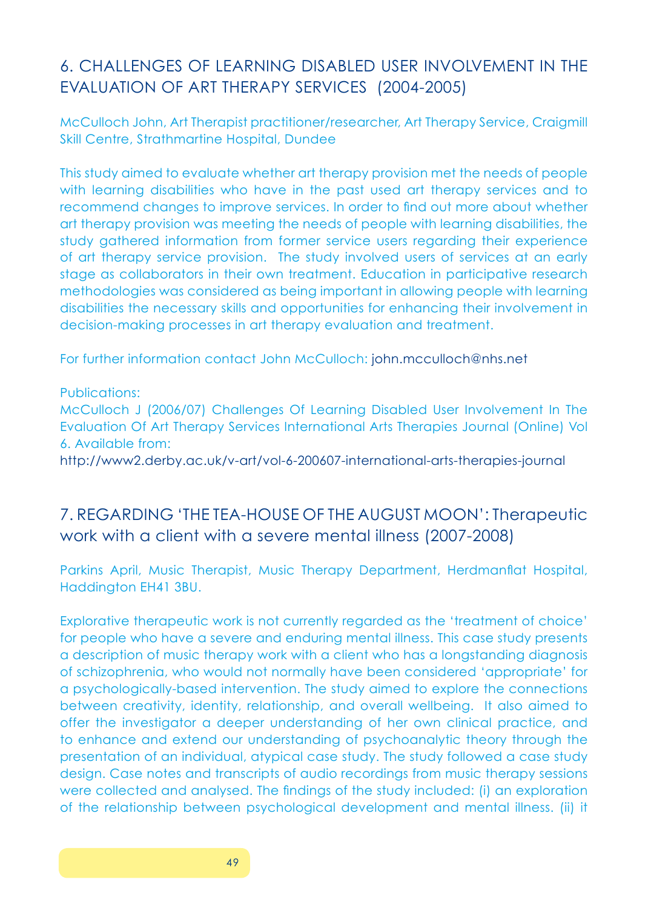## 6. CHALLENGES OF LEARNING DISABLED USER INVOLVEMENT IN THE EVALUATION OF ART THERAPY SERVICES (2004-2005)

McCulloch John, Art Therapist practitioner/researcher, Art Therapy Service, Craigmill Skill Centre, Strathmartine Hospital, Dundee

This study aimed to evaluate whether art therapy provision met the needs of people with learning disabilities who have in the past used art therapy services and to recommend changes to improve services. In order to find out more about whether art therapy provision was meeting the needs of people with learning disabilities, the study gathered information from former service users regarding their experience of art therapy service provision. The study involved users of services at an early stage as collaborators in their own treatment. Education in participative research methodologies was considered as being important in allowing people with learning disabilities the necessary skills and opportunities for enhancing their involvement in decision-making processes in art therapy evaluation and treatment.

For further information contact John McCulloch: john.mcculloch@nhs.net

Publications:
McCulloch J (2006/07) Challenges Of Learning Disabled User Involvement In The Evaluation Of Art Therapy Services International Arts Therapies Journal (Online) Vol 6. Available from:
http://www2.derby.ac.uk/v-art/vol-6-200607-international-arts-therapies-journal

## 7. REGARDING 'THE TEA-HOUSE OF THE AUGUST MOON': Therapeutic work with a client with a severe mental illness (2007-2008)

Parkins April, Music Therapist, Music Therapy Department, Herdmanflat Hospital, Haddington EH41 3BU.

Explorative therapeutic work is not currently regarded as the 'treatment of choice' for people who have a severe and enduring mental illness. This case study presents a description of music therapy work with a client who has a longstanding diagnosis of schizophrenia, who would not normally have been considered 'appropriate' for a psychologically-based intervention. The study aimed to explore the connections between creativity, identity, relationship, and overall wellbeing. It also aimed to offer the investigator a deeper understanding of her own clinical practice, and to enhance and extend our understanding of psychoanalytic theory through the presentation of an individual, atypical case study. The study followed a case study design. Case notes and transcripts of audio recordings from music therapy sessions were collected and analysed. The findings of the study included: (i) an exploration of the relationship between psychological development and mental illness. (ii) it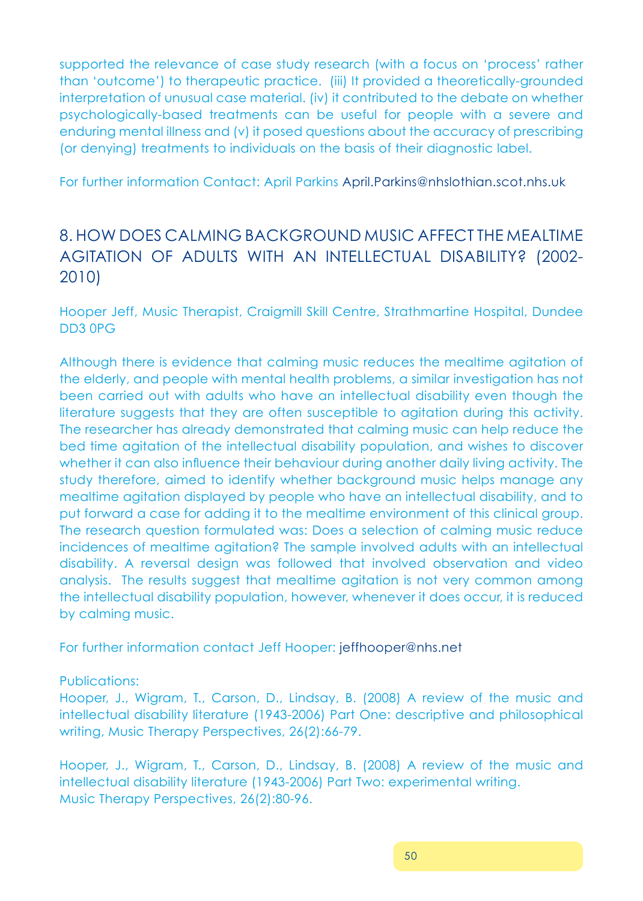supported the relevance of case study research (with a focus on 'process' rather than 'outcome') to therapeutic practice. (iii) It provided a theoretically-grounded interpretation of unusual case material. (iv) it contributed to the debate on whether psychologically-based treatments can be useful for people with a severe and enduring mental illness and (v) it posed questions about the accuracy of prescribing (or denying) treatments to individuals on the basis of their diagnostic label.

For further information Contact: April Parkins April.Parkins@nhslothian.scot.nhs.uk

## 8. HOW DOES CALMING BACKGROUND MUSIC AFFECT THE MEALTIME AGITATION OF ADULTS WITH AN INTELLECTUAL DISABILITY? (2002-2010)

Hooper Jeff, Music Therapist, Craigmill Skill Centre, Strathmartine Hospital, Dundee DD3 0PG

Although there is evidence that calming music reduces the mealtime agitation of the elderly, and people with mental health problems, a similar investigation has not been carried out with adults who have an intellectual disability even though the literature suggests that they are often susceptible to agitation during this activity. The researcher has already demonstrated that calming music can help reduce the bed time agitation of the intellectual disability population, and wishes to discover whether it can also influence their behaviour during another daily living activity. The study therefore, aimed to identify whether background music helps manage any mealtime agitation displayed by people who have an intellectual disability, and to put forward a case for adding it to the mealtime environment of this clinical group. The research question formulated was: Does a selection of calming music reduce incidences of mealtime agitation? The sample involved adults with an intellectual disability. A reversal design was followed that involved observation and video analysis. The results suggest that mealtime agitation is not very common among the intellectual disability population, however, whenever it does occur, it is reduced by calming music.

For further information contact Jeff Hooper: jeffhooper@nhs.net

Publications:

Hooper, J., Wigram, T., Carson, D., Lindsay, B. (2008) A review of the music and intellectual disability literature (1943-2006) Part One: descriptive and philosophical writing, Music Therapy Perspectives, 26(2):66-79.

Hooper, J., Wigram, T., Carson, D., Lindsay, B. (2008) A review of the music and intellectual disability literature (1943-2006) Part Two: experimental writing. Music Therapy Perspectives, 26(2):80-96.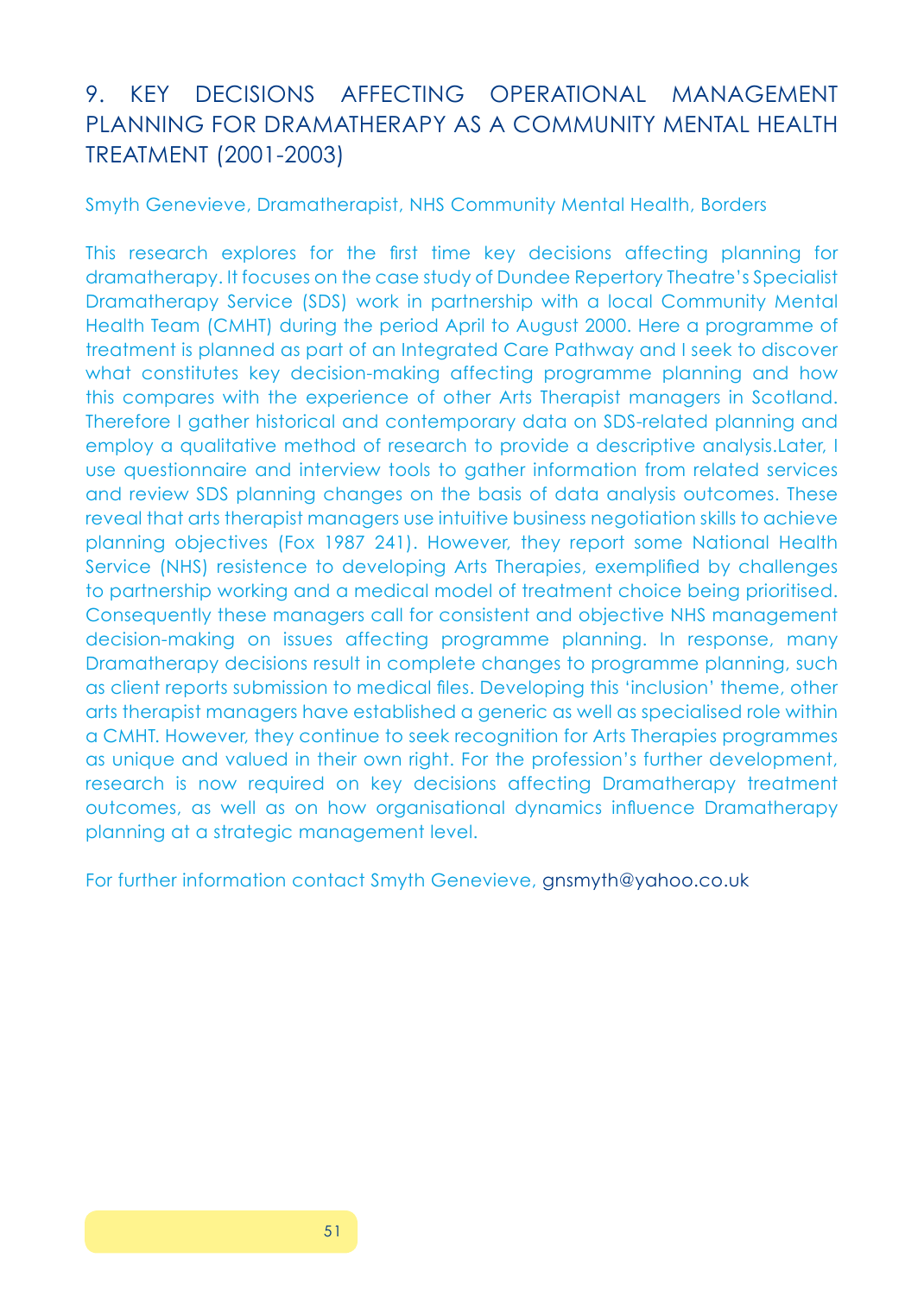## 9. KEY DECISIONS AFFECTING OPERATIONAL MANAGEMENT PLANNING FOR DRAMATHERAPY AS A COMMUNITY MENTAL HEALTH TREATMENT (2001-2003)

Smyth Genevieve, Dramatherapist, NHS Community Mental Health, Borders

This research explores for the first time key decisions affecting planning for dramatherapy. It focuses on the case study of Dundee Repertory Theatre's Specialist Dramatherapy Service (SDS) work in partnership with a local Community Mental Health Team (CMHT) during the period April to August 2000. Here a programme of treatment is planned as part of an Integrated Care Pathway and I seek to discover what constitutes key decision-making affecting programme planning and how this compares with the experience of other Arts Therapist managers in Scotland. Therefore I gather historical and contemporary data on SDS-related planning and employ a qualitative method of research to provide a descriptive analysis.Later, I use questionnaire and interview tools to gather information from related services and review SDS planning changes on the basis of data analysis outcomes. These reveal that arts therapist managers use intuitive business negotiation skills to achieve planning objectives (Fox 1987 241). However, they report some National Health Service (NHS) resistence to developing Arts Therapies, exemplified by challenges to partnership working and a medical model of treatment choice being prioritised. Consequently these managers call for consistent and objective NHS management decision-making on issues affecting programme planning. In response, many Dramatherapy decisions result in complete changes to programme planning, such as client reports submission to medical files. Developing this 'inclusion' theme, other arts therapist managers have established a generic as well as specialised role within a CMHT. However, they continue to seek recognition for Arts Therapies programmes as unique and valued in their own right. For the profession's further development, research is now required on key decisions affecting Dramatherapy treatment outcomes, as well as on how organisational dynamics influence Dramatherapy planning at a strategic management level.

For further information contact Smyth Genevieve, gnsmyth@yahoo.co.uk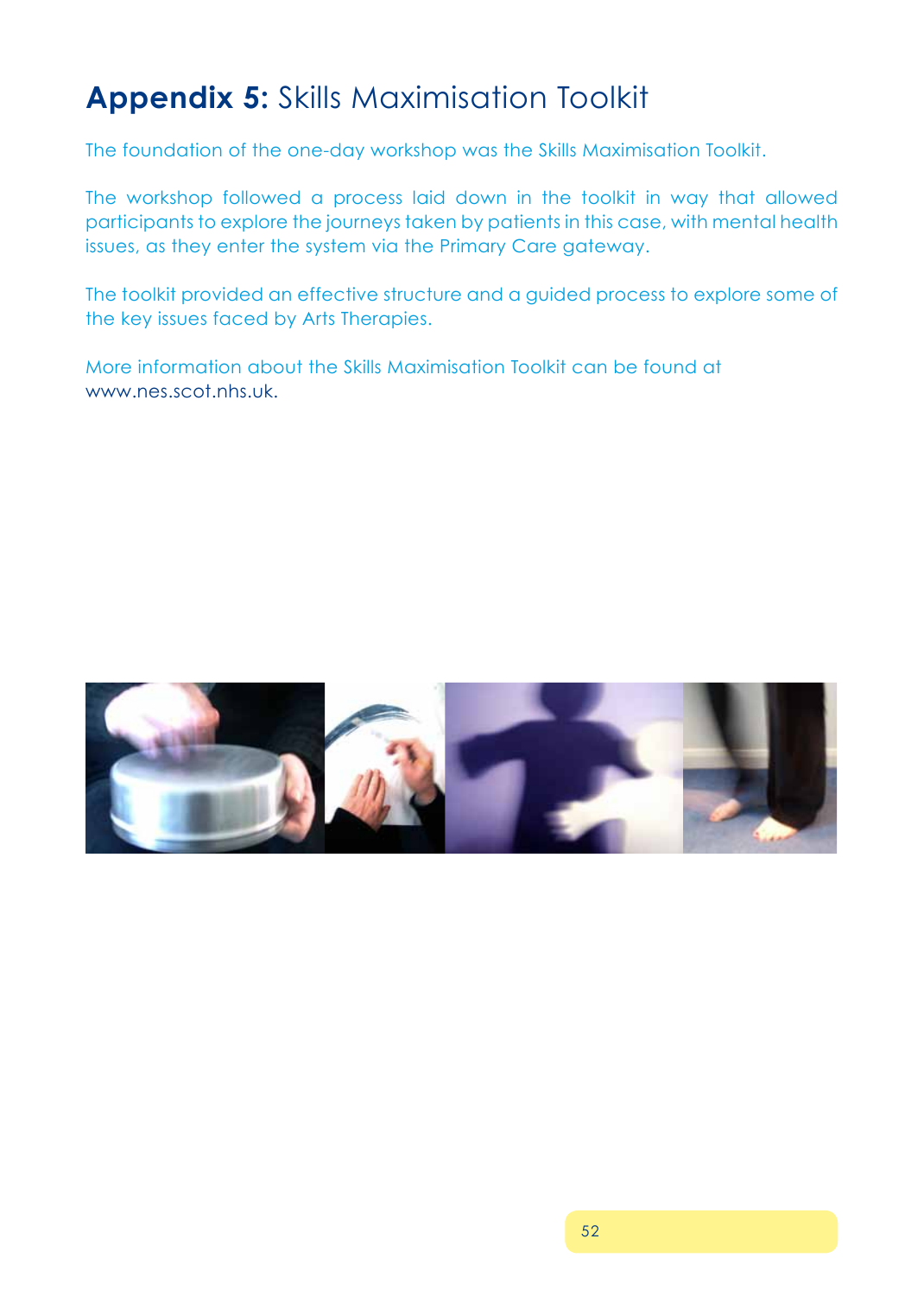# **Appendix 5:** Skills Maximisation Toolkit

The foundation of the one-day workshop was the Skills Maximisation Toolkit.

The workshop followed a process laid down in the toolkit in way that allowed participants to explore the journeys taken by patients in this case, with mental health issues, as they enter the system via the Primary Care gateway.

The toolkit provided an effective structure and a guided process to explore some of the key issues faced by Arts Therapies.

More information about the Skills Maximisation Toolkit can be found at www.nes.scot.nhs.uk.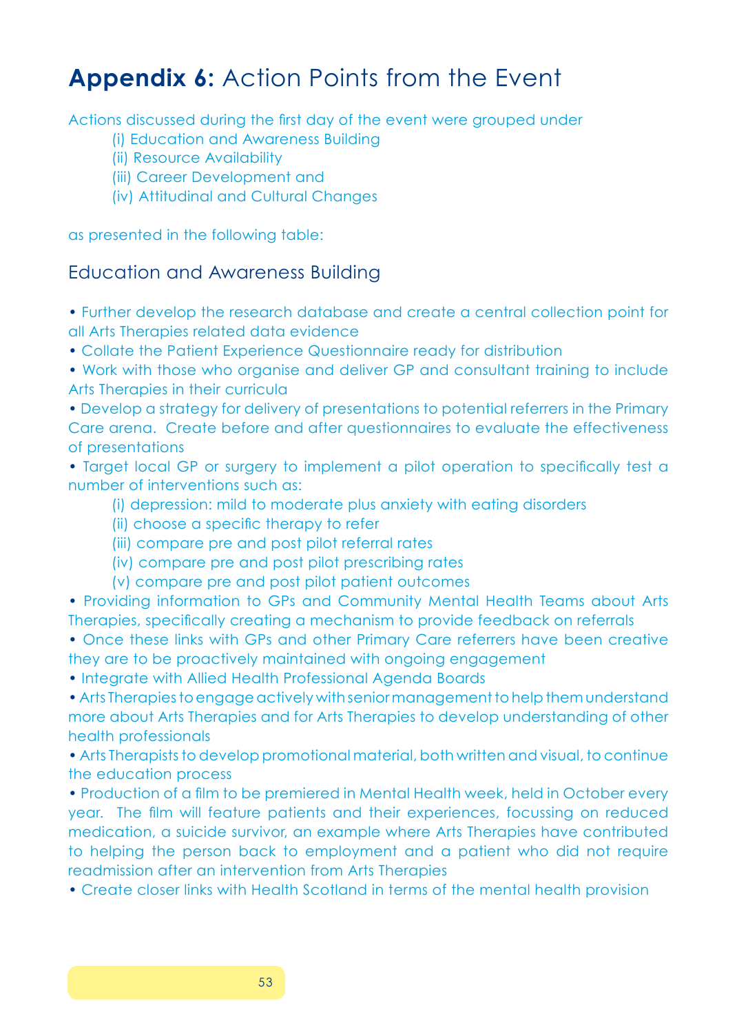# **Appendix 6:** Action Points from the Event

Actions discussed during the first day of the event were grouped under

(i) Education and Awareness Building
(ii) Resource Availability
(iii) Career Development and
(iv) Attitudinal and Cultural Changes

as presented in the following table:

## Education and Awareness Building

- Further develop the research database and create a central collection point for all Arts Therapies related data evidence
- Collate the Patient Experience Questionnaire ready for distribution
- Work with those who organise and deliver GP and consultant training to include Arts Therapies in their curricula
- Develop a strategy for delivery of presentations to potential referrers in the Primary Care arena. Create before and after questionnaires to evaluate the effectiveness of presentations
- Target local GP or surgery to implement a pilot operation to specifically test a number of interventions such as:
  - (i) depression: mild to moderate plus anxiety with eating disorders
  - (ii) choose a specific therapy to refer
  - (iii) compare pre and post pilot referral rates
  - (iv) compare pre and post pilot prescribing rates
  - (v) compare pre and post pilot patient outcomes
- Providing information to GPs and Community Mental Health Teams about Arts Therapies, specifically creating a mechanism to provide feedback on referrals
- Once these links with GPs and other Primary Care referrers have been creative they are to be proactively maintained with ongoing engagement
- Integrate with Allied Health Professional Agenda Boards
- Arts Therapies to engage actively with senior management to help them understand more about Arts Therapies and for Arts Therapies to develop understanding of other health professionals
- Arts Therapists to develop promotional material, both written and visual, to continue the education process
- Production of a film to be premiered in Mental Health week, held in October every year. The film will feature patients and their experiences, focussing on reduced medication, a suicide survivor, an example where Arts Therapies have contributed to helping the person back to employment and a patient who did not require readmission after an intervention from Arts Therapies
- Create closer links with Health Scotland in terms of the mental health provision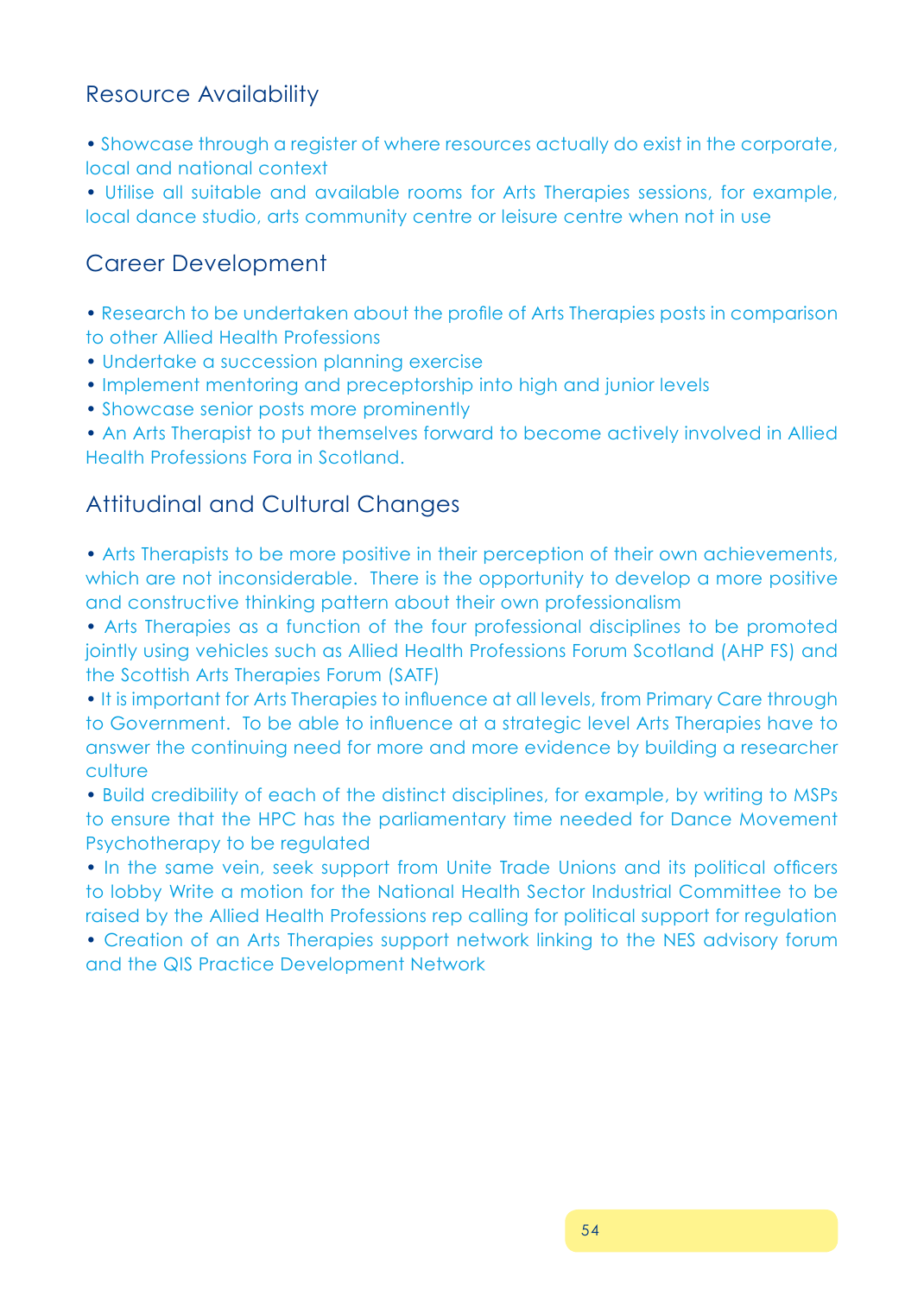## Resource Availability

- Showcase through a register of where resources actually do exist in the corporate, local and national context
- Utilise all suitable and available rooms for Arts Therapies sessions, for example, local dance studio, arts community centre or leisure centre when not in use

## Career Development

- Research to be undertaken about the profile of Arts Therapies posts in comparison to other Allied Health Professions
- Undertake a succession planning exercise
- Implement mentoring and preceptorship into high and junior levels
- Showcase senior posts more prominently
- An Arts Therapist to put themselves forward to become actively involved in Allied Health Professions Fora in Scotland.

## Attitudinal and Cultural Changes

- Arts Therapists to be more positive in their perception of their own achievements, which are not inconsiderable. There is the opportunity to develop a more positive and constructive thinking pattern about their own professionalism
- Arts Therapies as a function of the four professional disciplines to be promoted jointly using vehicles such as Allied Health Professions Forum Scotland (AHP FS) and the Scottish Arts Therapies Forum (SATF)
- It is important for Arts Therapies to influence at all levels, from Primary Care through to Government. To be able to influence at a strategic level Arts Therapies have to answer the continuing need for more and more evidence by building a researcher culture
- Build credibility of each of the distinct disciplines, for example, by writing to MSPs to ensure that the HPC has the parliamentary time needed for Dance Movement Psychotherapy to be regulated
- In the same vein, seek support from Unite Trade Unions and its political officers to lobby Write a motion for the National Health Sector Industrial Committee to be raised by the Allied Health Professions rep calling for political support for regulation
- Creation of an Arts Therapies support network linking to the NES advisory forum and the QIS Practice Development Network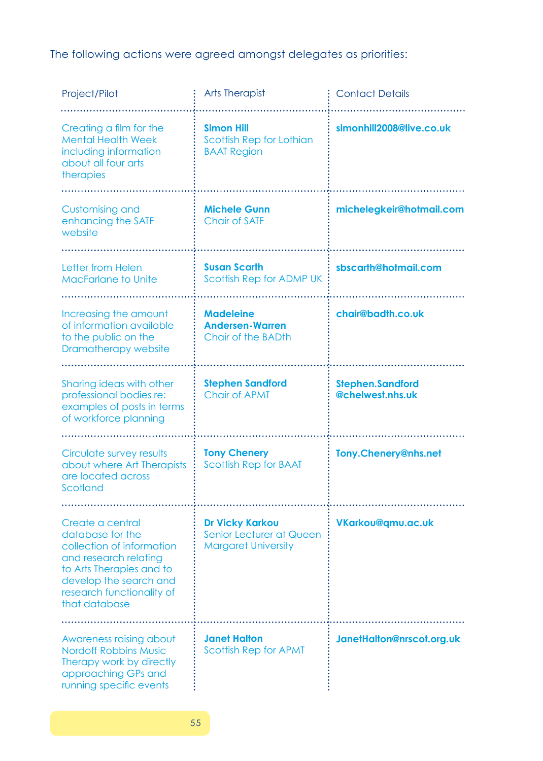The following actions were agreed amongst delegates as priorities:

| Project/Pilot | Arts Therapist | Contact Details |
|---|---|---|
| Creating a film for the Mental Health Week including information about all four arts therapies | **Simon Hill** Scottish Rep for Lothian BAAT Region | **simonhill2008@live.co.uk** |
| Customising and enhancing the SATF website | **Michele Gunn** Chair of SATF | **michelegkeir@hotmail.com** |
| Letter from Helen MacFarlane to Unite | **Susan Scarth** Scottish Rep for ADMP UK | **sbscarth@hotmail.com** |
| Increasing the amount of information available to the public on the Dramatherapy website | **Madeleine Andersen-Warren** Chair of the BADth | **chair@badth.co.uk** |
| Sharing ideas with other professional bodies re: examples of posts in terms of workforce planning | **Stephen Sandford** Chair of APMT | **Stephen.Sandford@chelwest.nhs.uk** |
| Circulate survey results about where Art Therapists are located across Scotland | **Tony Chenery** Scottish Rep for BAAT | **Tony.Chenery@nhs.net** |
| Create a central database for the collection of information and research relating to Arts Therapies and to develop the search and research functionality of that database | **Dr Vicky Karkou** Senior Lecturer at Queen Margaret University | **VKarkou@qmu.ac.uk** |
| Awareness raising about Nordoff Robbins Music Therapy work by directly approaching GPs and running specific events | **Janet Halton** Scottish Rep for APMT | **JanetHalton@nrscot.org.uk** |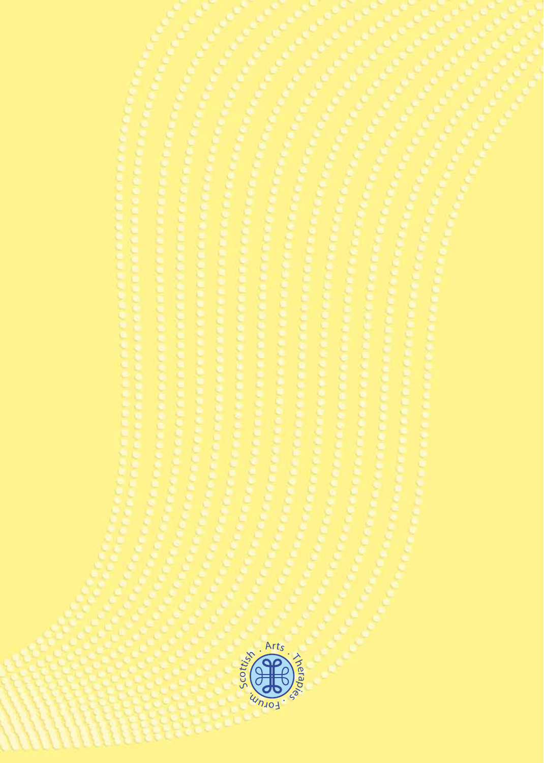Scottish · Arts · Therapies · Forum ·